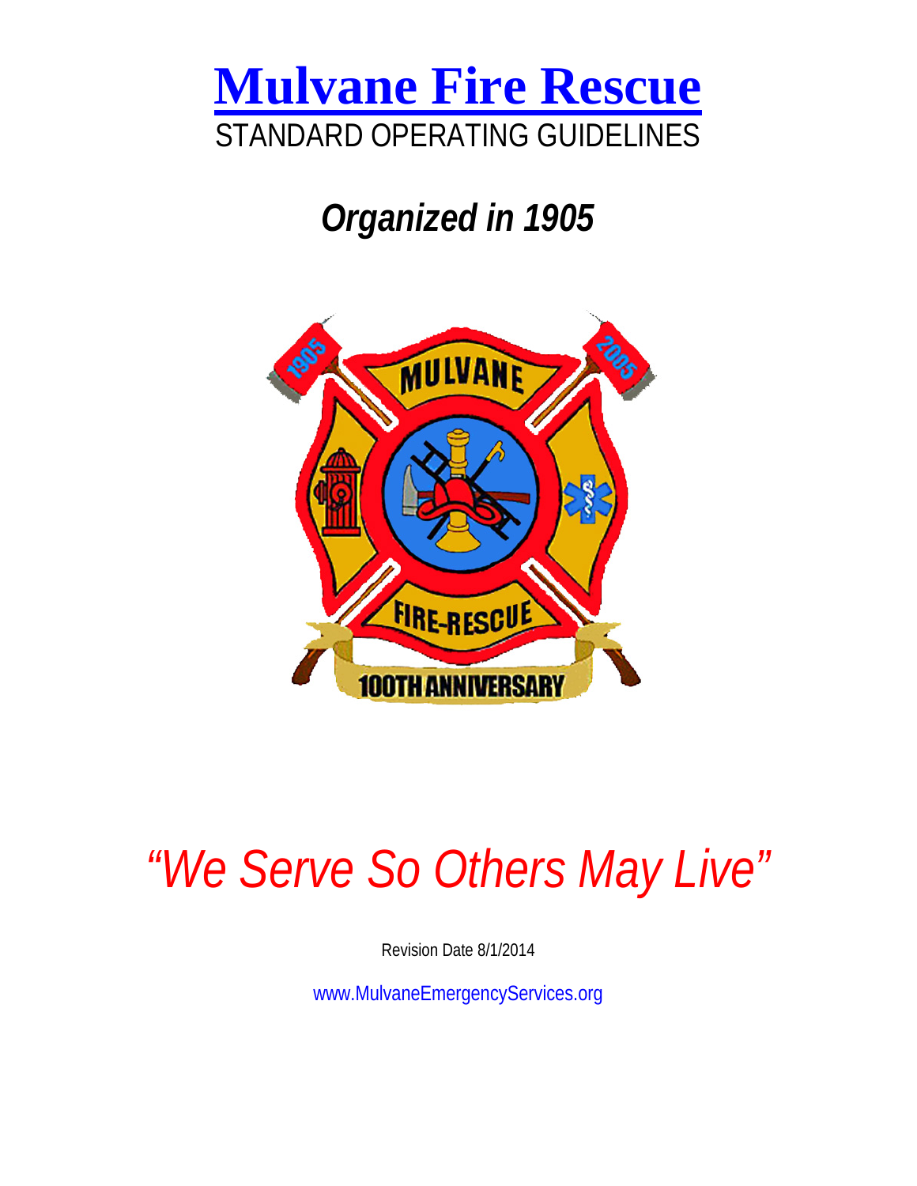# Mulvane Fire Rescue

STANDARD OPERATING GUIDELINES

***Organized in 1905***

*"We Serve So Others May Live"*

Revision Date 8/1/2014

www.MulvaneEmergencyServices.org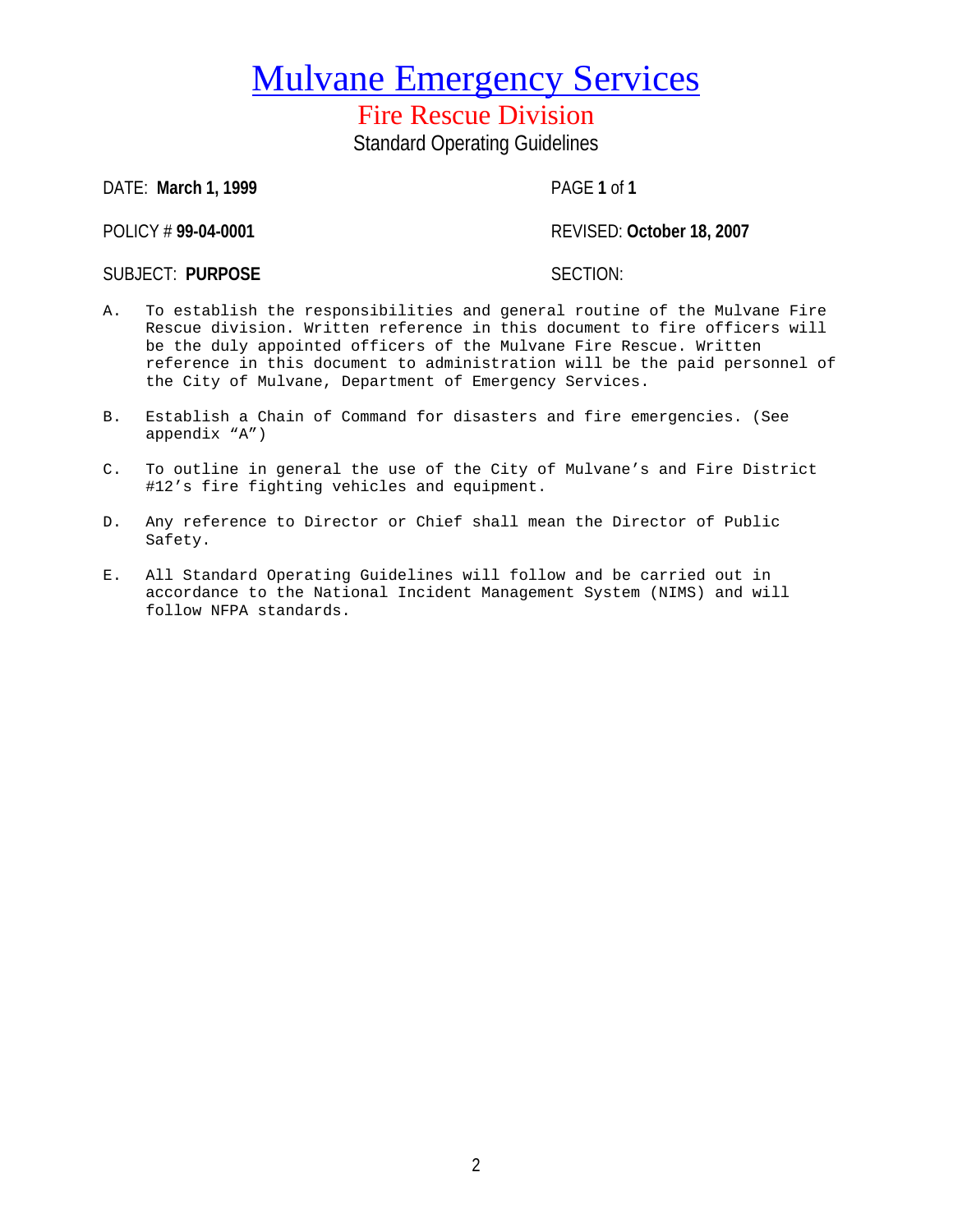# Mulvane Emergency Services

## Fire Rescue Division

### Standard Operating Guidelines

| | |
|---|---|
| DATE: **March 1, 1999** | PAGE **1** of **1** |
| POLICY # **99-04-0001** | REVISED: **October 18, 2007** |
| SUBJECT: **PURPOSE** | SECTION: |

A. To establish the responsibilities and general routine of the Mulvane Fire Rescue division. Written reference in this document to fire officers will be the duly appointed officers of the Mulvane Fire Rescue. Written reference in this document to administration will be the paid personnel of the City of Mulvane, Department of Emergency Services.

B. Establish a Chain of Command for disasters and fire emergencies. (See appendix "A")

C. To outline in general the use of the City of Mulvane's and Fire District #12's fire fighting vehicles and equipment.

D. Any reference to Director or Chief shall mean the Director of Public Safety.

E. All Standard Operating Guidelines will follow and be carried out in accordance to the National Incident Management System (NIMS) and will follow NFPA standards.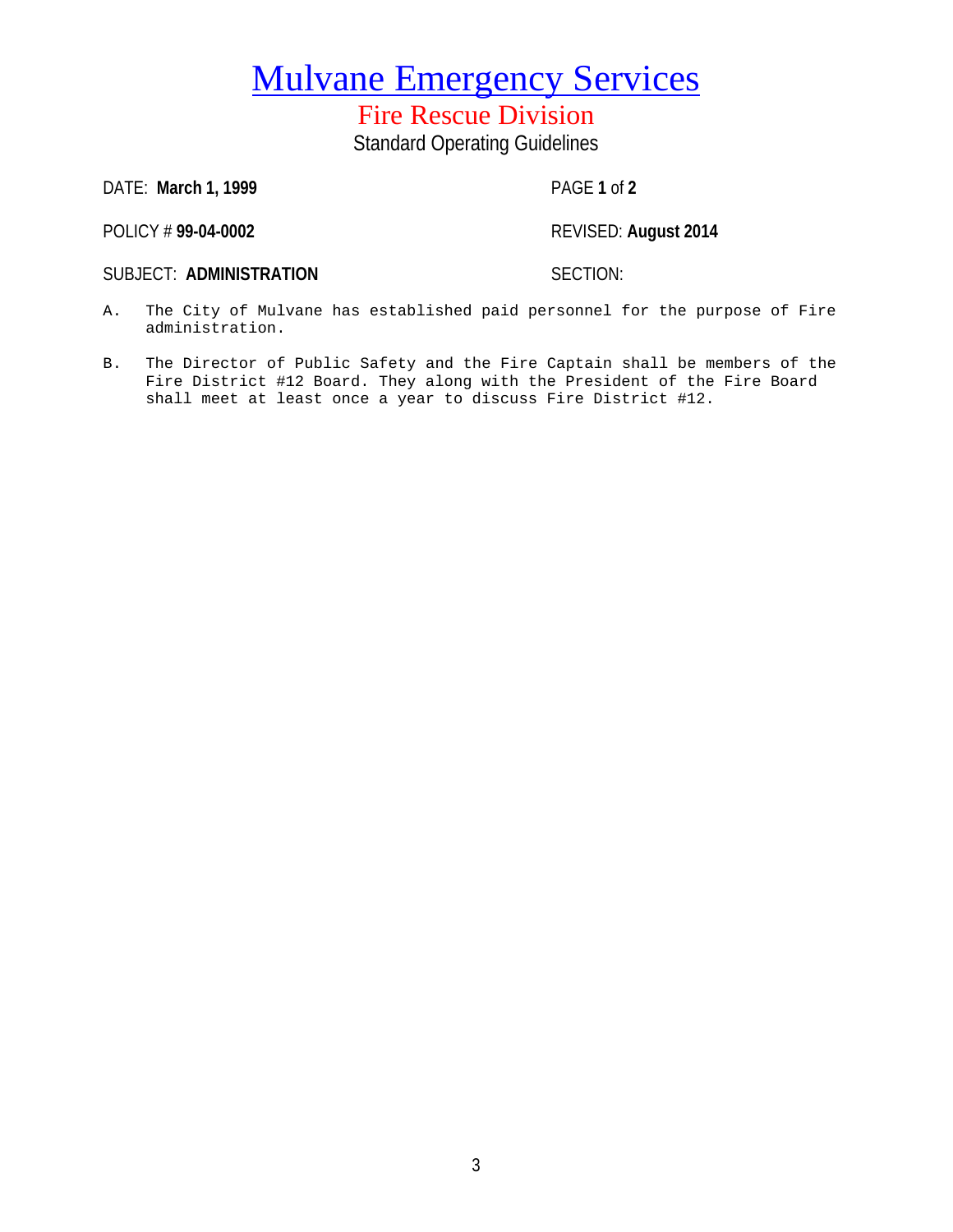# Mulvane Emergency Services

## Fire Rescue Division

Standard Operating Guidelines

DATE: **March 1, 1999** PAGE **1** of **2**

POLICY # **99-04-0002** REVISED: **August 2014**

SUBJECT: **ADMINISTRATION** SECTION:

A. The City of Mulvane has established paid personnel for the purpose of Fire administration.

B. The Director of Public Safety and the Fire Captain shall be members of the Fire District #12 Board. They along with the President of the Fire Board shall meet at least once a year to discuss Fire District #12.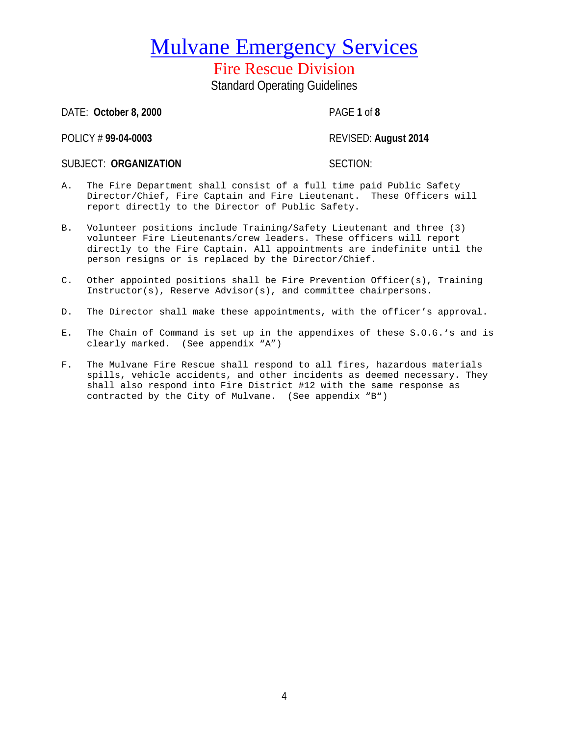# Mulvane Emergency Services

## Fire Rescue Division

Standard Operating Guidelines

DATE: **October 8, 2000** PAGE **1** of **8**

POLICY # **99-04-0003** REVISED: **August 2014**

SUBJECT: **ORGANIZATION** SECTION:

A. The Fire Department shall consist of a full time paid Public Safety Director/Chief, Fire Captain and Fire Lieutenant. These Officers will report directly to the Director of Public Safety.

B. Volunteer positions include Training/Safety Lieutenant and three (3) volunteer Fire Lieutenants/crew leaders. These officers will report directly to the Fire Captain. All appointments are indefinite until the person resigns or is replaced by the Director/Chief.

C. Other appointed positions shall be Fire Prevention Officer(s), Training Instructor(s), Reserve Advisor(s), and committee chairpersons.

D. The Director shall make these appointments, with the officer's approval.

E. The Chain of Command is set up in the appendixes of these S.O.G.'s and is clearly marked. (See appendix "A")

F. The Mulvane Fire Rescue shall respond to all fires, hazardous materials spills, vehicle accidents, and other incidents as deemed necessary. They shall also respond into Fire District #12 with the same response as contracted by the City of Mulvane. (See appendix "B")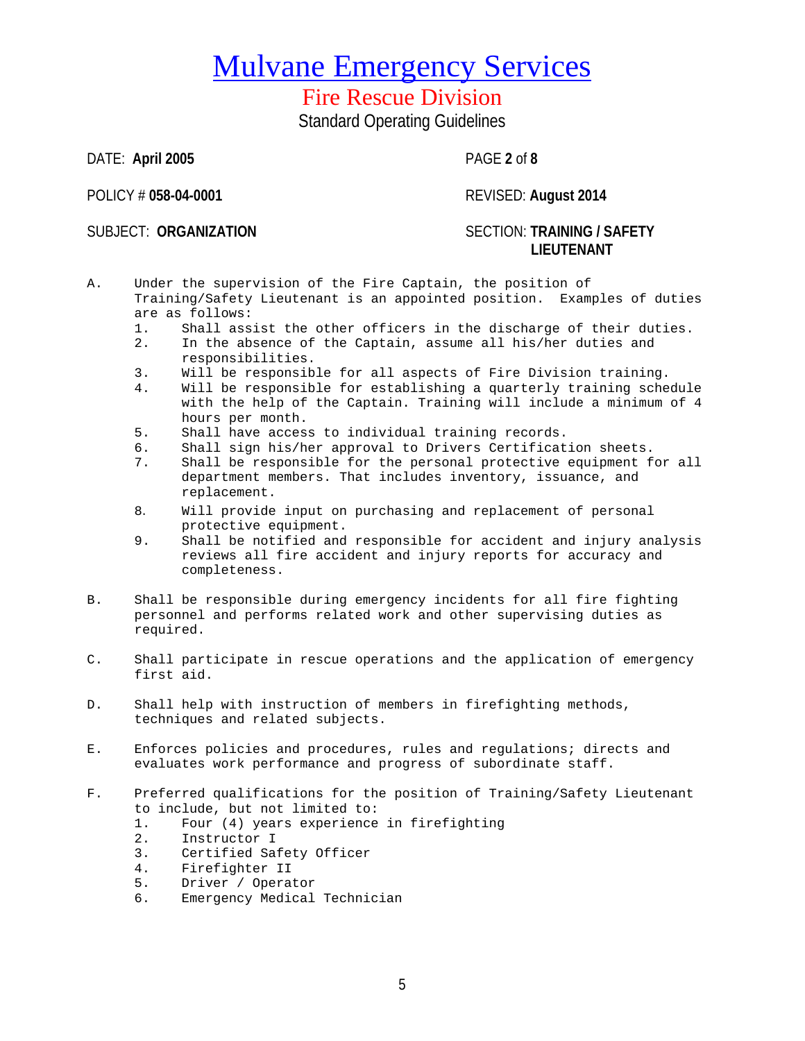# Mulvane Emergency Services

## Fire Rescue Division

Standard Operating Guidelines

DATE: **April 2005**

PAGE **2** of **8**

POLICY # **058-04-0001**

REVISED: **August 2014**

SUBJECT: **ORGANIZATION**

SECTION: **TRAINING / SAFETY LIEUTENANT**

A. Under the supervision of the Fire Captain, the position of Training/Safety Lieutenant is an appointed position. Examples of duties are as follows:
   1. Shall assist the other officers in the discharge of their duties.
   2. In the absence of the Captain, assume all his/her duties and responsibilities.
   3. Will be responsible for all aspects of Fire Division training.
   4. Will be responsible for establishing a quarterly training schedule with the help of the Captain. Training will include a minimum of 4 hours per month.
   5. Shall have access to individual training records.
   6. Shall sign his/her approval to Drivers Certification sheets.
   7. Shall be responsible for the personal protective equipment for all department members. That includes inventory, issuance, and replacement.
   8. Will provide input on purchasing and replacement of personal protective equipment.
   9. Shall be notified and responsible for accident and injury analysis reviews all fire accident and injury reports for accuracy and completeness.

B. Shall be responsible during emergency incidents for all fire fighting personnel and performs related work and other supervising duties as required.

C. Shall participate in rescue operations and the application of emergency first aid.

D. Shall help with instruction of members in firefighting methods, techniques and related subjects.

E. Enforces policies and procedures, rules and regulations; directs and evaluates work performance and progress of subordinate staff.

F. Preferred qualifications for the position of Training/Safety Lieutenant to include, but not limited to:
   1. Four (4) years experience in firefighting
   2. Instructor I
   3. Certified Safety Officer
   4. Firefighter II
   5. Driver / Operator
   6. Emergency Medical Technician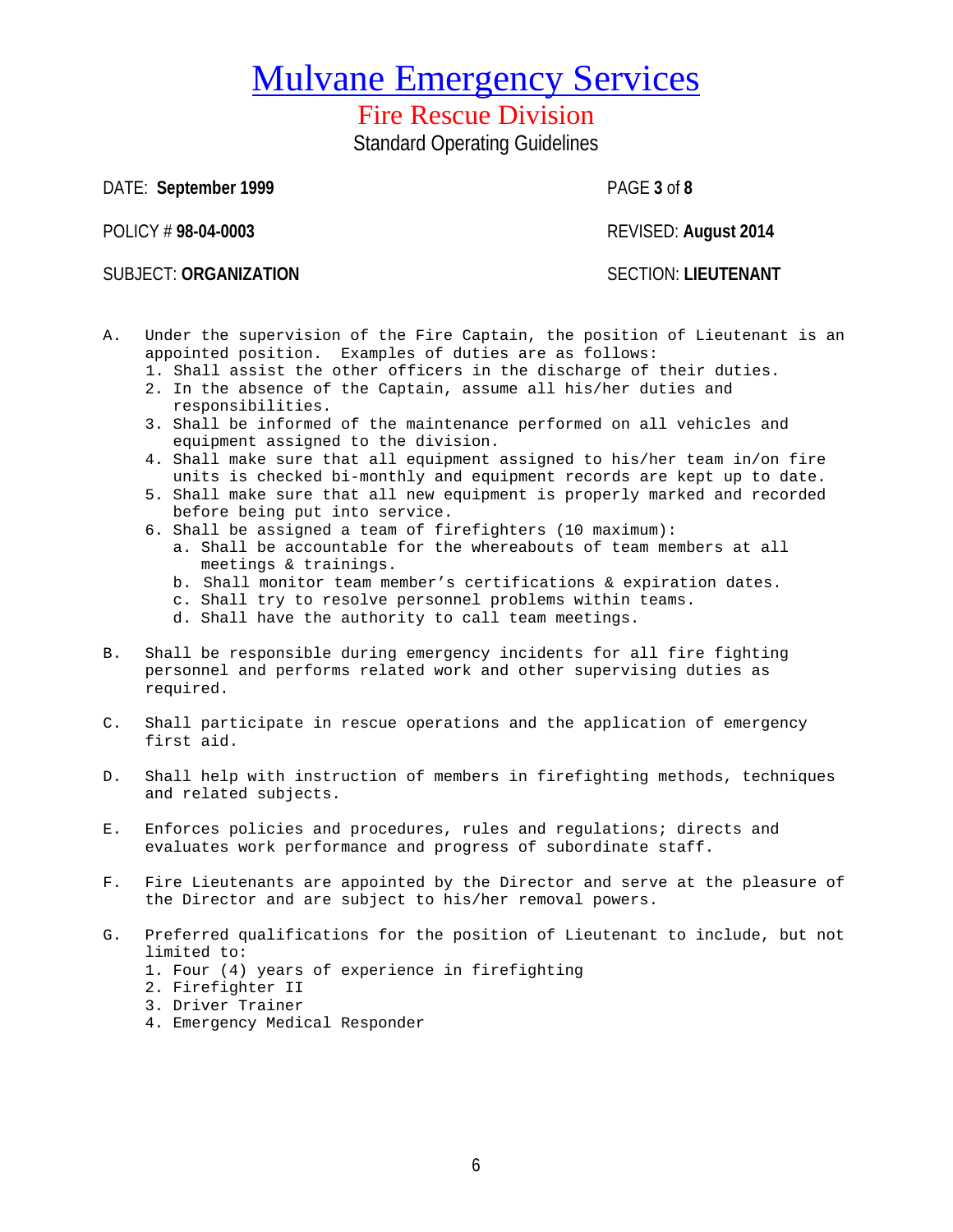# Mulvane Emergency Services

## Fire Rescue Division

Standard Operating Guidelines

DATE: **September 1999** PAGE **3** of **8**

POLICY # **98-04-0003** REVISED: **August 2014**

SUBJECT: **ORGANIZATION** SECTION: **LIEUTENANT**

A. Under the supervision of the Fire Captain, the position of Lieutenant is an appointed position. Examples of duties are as follows:
   1. Shall assist the other officers in the discharge of their duties.
   2. In the absence of the Captain, assume all his/her duties and responsibilities.
   3. Shall be informed of the maintenance performed on all vehicles and equipment assigned to the division.
   4. Shall make sure that all equipment assigned to his/her team in/on fire units is checked bi-monthly and equipment records are kept up to date.
   5. Shall make sure that all new equipment is properly marked and recorded before being put into service.
   6. Shall be assigned a team of firefighters (10 maximum):
      a. Shall be accountable for the whereabouts of team members at all meetings & trainings.
      b. Shall monitor team member's certifications & expiration dates.
      c. Shall try to resolve personnel problems within teams.
      d. Shall have the authority to call team meetings.

B. Shall be responsible during emergency incidents for all fire fighting personnel and performs related work and other supervising duties as required.

C. Shall participate in rescue operations and the application of emergency first aid.

D. Shall help with instruction of members in firefighting methods, techniques and related subjects.

E. Enforces policies and procedures, rules and regulations; directs and evaluates work performance and progress of subordinate staff.

F. Fire Lieutenants are appointed by the Director and serve at the pleasure of the Director and are subject to his/her removal powers.

G. Preferred qualifications for the position of Lieutenant to include, but not limited to:
   1. Four (4) years of experience in firefighting
   2. Firefighter II
   3. Driver Trainer
   4. Emergency Medical Responder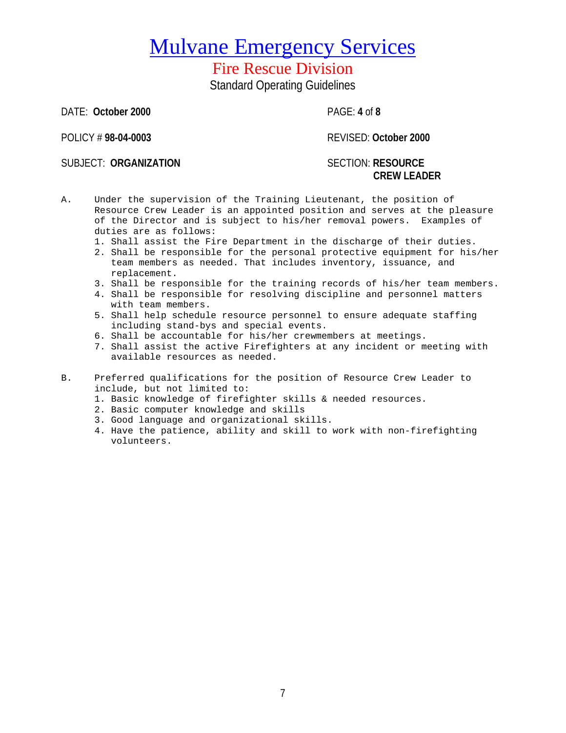# Mulvane Emergency Services

## Fire Rescue Division

Standard Operating Guidelines

DATE: **October 2000** PAGE: **4** of **8**

POLICY # **98-04-0003** REVISED: **October 2000**

SUBJECT: **ORGANIZATION** SECTION: **RESOURCE CREW LEADER**

A. Under the supervision of the Training Lieutenant, the position of Resource Crew Leader is an appointed position and serves at the pleasure of the Director and is subject to his/her removal powers. Examples of duties are as follows:

1. Shall assist the Fire Department in the discharge of their duties.
2. Shall be responsible for the personal protective equipment for his/her team members as needed. That includes inventory, issuance, and replacement.
3. Shall be responsible for the training records of his/her team members.
4. Shall be responsible for resolving discipline and personnel matters with team members.
5. Shall help schedule resource personnel to ensure adequate staffing including stand-bys and special events.
6. Shall be accountable for his/her crewmembers at meetings.
7. Shall assist the active Firefighters at any incident or meeting with available resources as needed.

B. Preferred qualifications for the position of Resource Crew Leader to include, but not limited to:

1. Basic knowledge of firefighter skills & needed resources.
2. Basic computer knowledge and skills
3. Good language and organizational skills.
4. Have the patience, ability and skill to work with non-firefighting volunteers.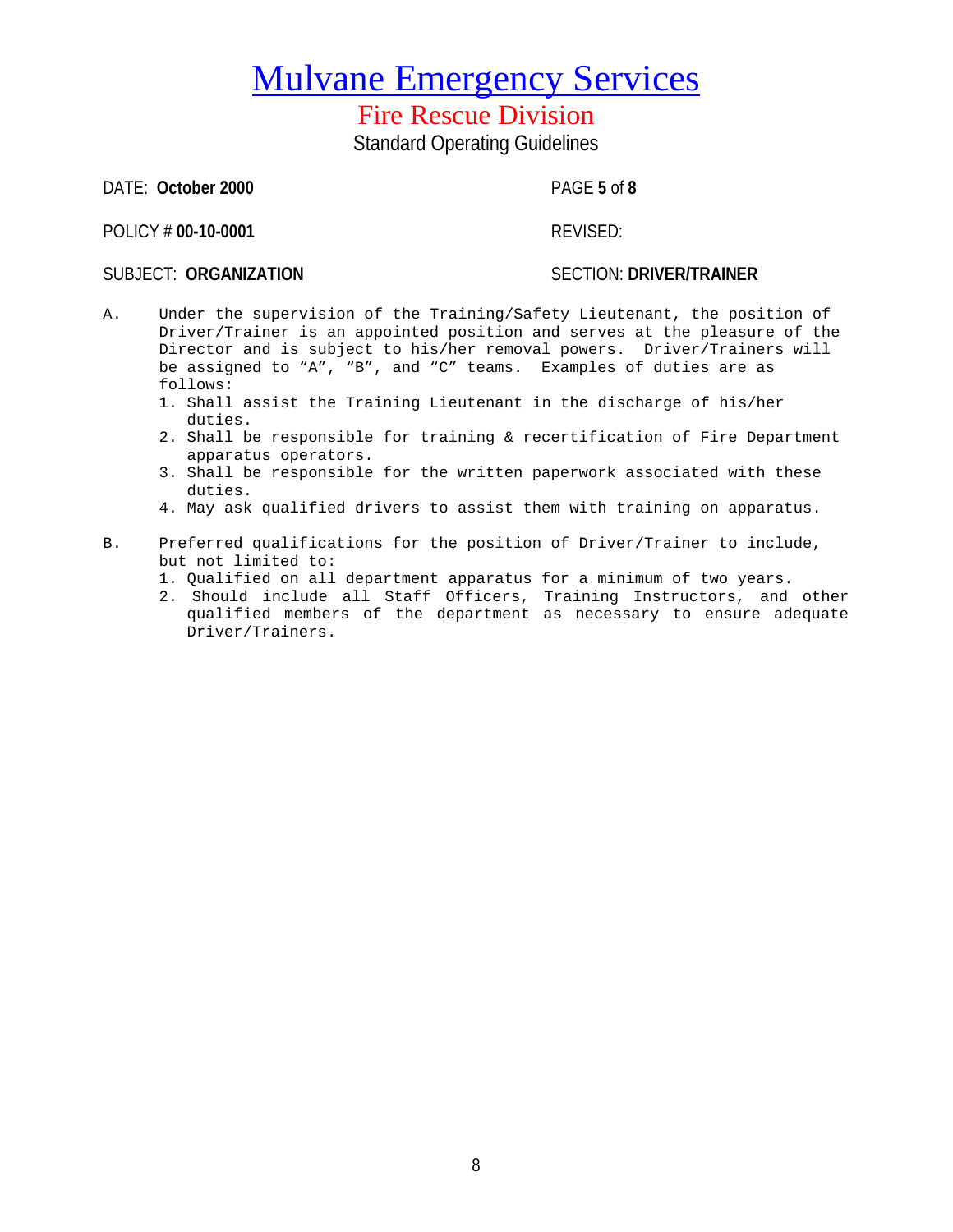# Mulvane Emergency Services

## Fire Rescue Division

Standard Operating Guidelines

DATE: **October 2000**

POLICY # **00-10-0001**

REVISED:

SUBJECT: **ORGANIZATION**

SECTION: **DRIVER/TRAINER**

A. Under the supervision of the Training/Safety Lieutenant, the position of Driver/Trainer is an appointed position and serves at the pleasure of the Director and is subject to his/her removal powers. Driver/Trainers will be assigned to "A", "B", and "C" teams. Examples of duties are as follows:
   1. Shall assist the Training Lieutenant in the discharge of his/her duties.
   2. Shall be responsible for training & recertification of Fire Department apparatus operators.
   3. Shall be responsible for the written paperwork associated with these duties.
   4. May ask qualified drivers to assist them with training on apparatus.

B. Preferred qualifications for the position of Driver/Trainer to include, but not limited to:
   1. Qualified on all department apparatus for a minimum of two years.
   2. Should include all Staff Officers, Training Instructors, and other qualified members of the department as necessary to ensure adequate Driver/Trainers.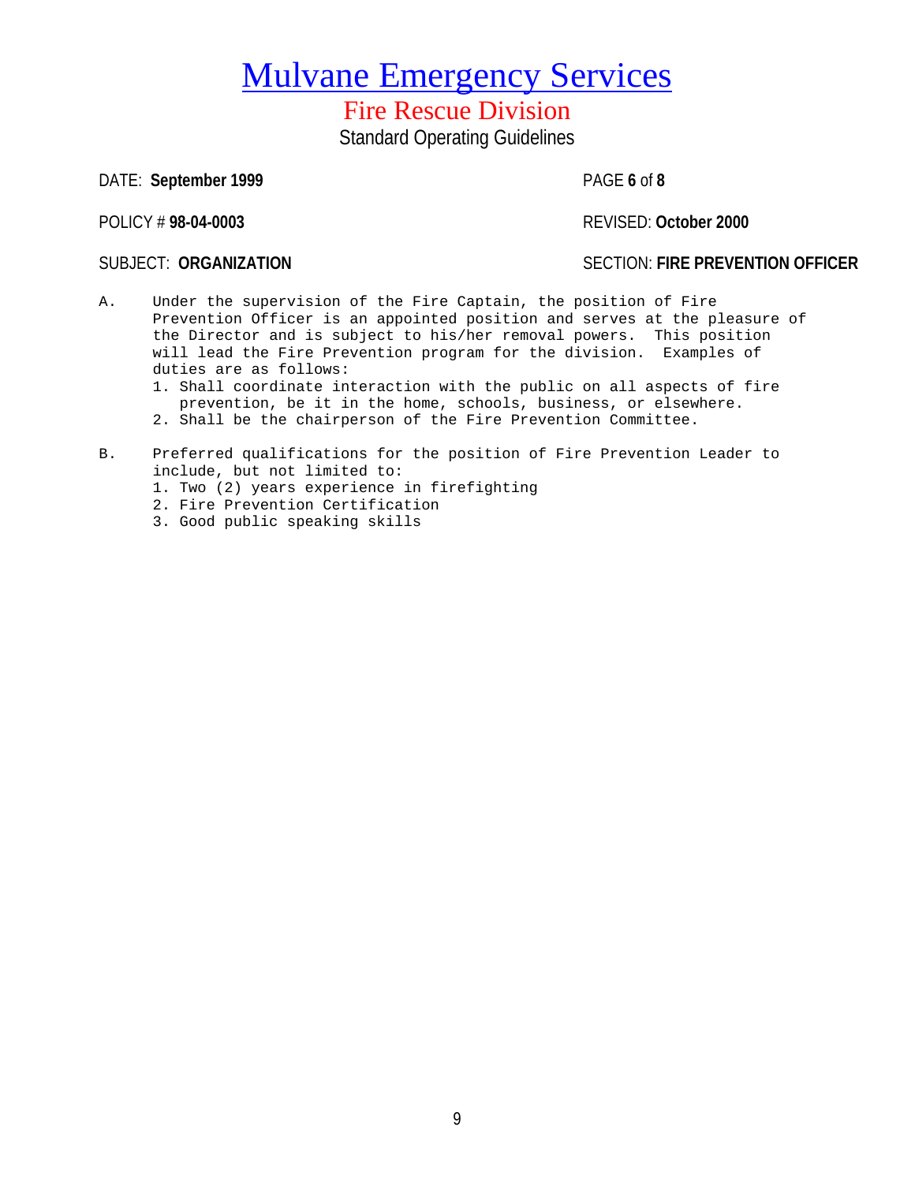# Mulvane Emergency Services

## Fire Rescue Division

Standard Operating Guidelines

DATE: **September 1999** PAGE **6** of **8**

POLICY # **98-04-0003** REVISED: **October 2000**

SUBJECT: **ORGANIZATION** SECTION: **FIRE PREVENTION OFFICER**

A. Under the supervision of the Fire Captain, the position of Fire Prevention Officer is an appointed position and serves at the pleasure of the Director and is subject to his/her removal powers. This position will lead the Fire Prevention program for the division. Examples of duties are as follows:
   1. Shall coordinate interaction with the public on all aspects of fire prevention, be it in the home, schools, business, or elsewhere.
   2. Shall be the chairperson of the Fire Prevention Committee.

B. Preferred qualifications for the position of Fire Prevention Leader to include, but not limited to:
   1. Two (2) years experience in firefighting
   2. Fire Prevention Certification
   3. Good public speaking skills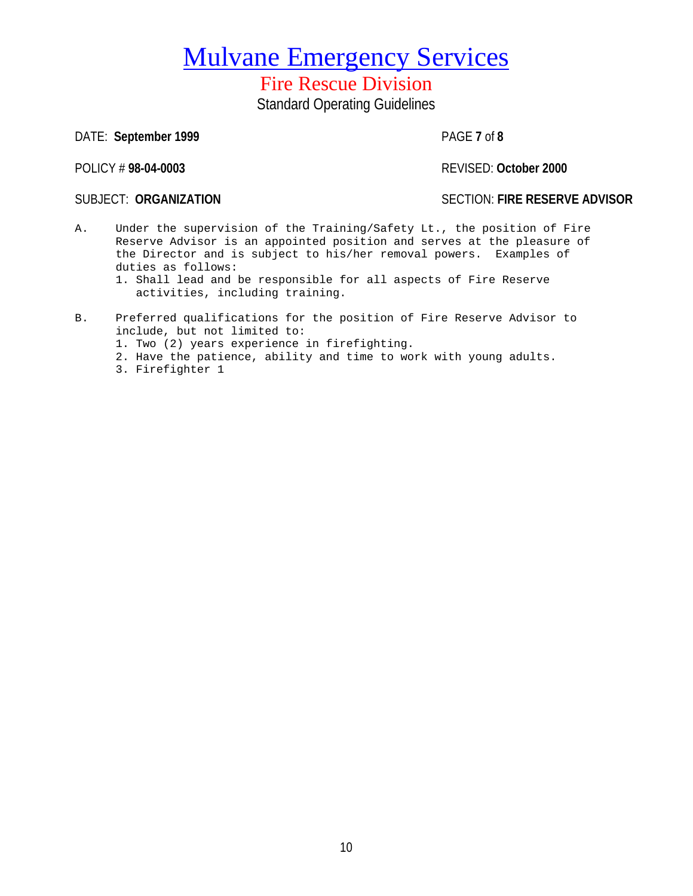# Mulvane Emergency Services

## Fire Rescue Division

Standard Operating Guidelines

DATE: **September 1999** PAGE **7** of **8**

POLICY # **98-04-0003** REVISED: **October 2000**

SUBJECT: **ORGANIZATION** SECTION: **FIRE RESERVE ADVISOR**

A. Under the supervision of the Training/Safety Lt., the position of Fire Reserve Advisor is an appointed position and serves at the pleasure of the Director and is subject to his/her removal powers. Examples of duties as follows:
   1. Shall lead and be responsible for all aspects of Fire Reserve activities, including training.

B. Preferred qualifications for the position of Fire Reserve Advisor to include, but not limited to:
   1. Two (2) years experience in firefighting.
   2. Have the patience, ability and time to work with young adults.
   3. Firefighter 1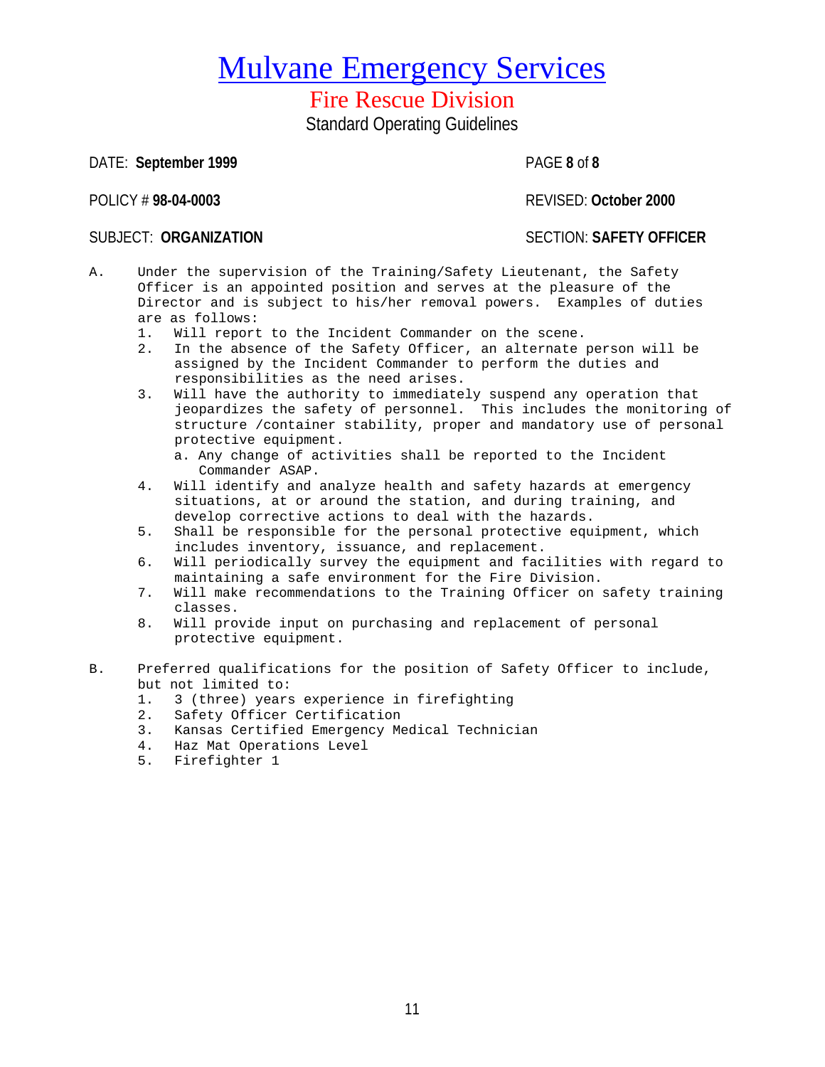# Mulvane Emergency Services

## Fire Rescue Division

Standard Operating Guidelines

DATE: **September 1999** PAGE **8** of **8**

POLICY # **98-04-0003** REVISED: **October 2000**

SUBJECT: **ORGANIZATION** SECTION: **SAFETY OFFICER**

A. Under the supervision of the Training/Safety Lieutenant, the Safety Officer is an appointed position and serves at the pleasure of the Director and is subject to his/her removal powers. Examples of duties are as follows:
   1. Will report to the Incident Commander on the scene.
   2. In the absence of the Safety Officer, an alternate person will be assigned by the Incident Commander to perform the duties and responsibilities as the need arises.
   3. Will have the authority to immediately suspend any operation that jeopardizes the safety of personnel. This includes the monitoring of structure /container stability, proper and mandatory use of personal protective equipment.
      a. Any change of activities shall be reported to the Incident Commander ASAP.
   4. Will identify and analyze health and safety hazards at emergency situations, at or around the station, and during training, and develop corrective actions to deal with the hazards.
   5. Shall be responsible for the personal protective equipment, which includes inventory, issuance, and replacement.
   6. Will periodically survey the equipment and facilities with regard to maintaining a safe environment for the Fire Division.
   7. Will make recommendations to the Training Officer on safety training classes.
   8. Will provide input on purchasing and replacement of personal protective equipment.

B. Preferred qualifications for the position of Safety Officer to include, but not limited to:
   1. 3 (three) years experience in firefighting
   2. Safety Officer Certification
   3. Kansas Certified Emergency Medical Technician
   4. Haz Mat Operations Level
   5. Firefighter 1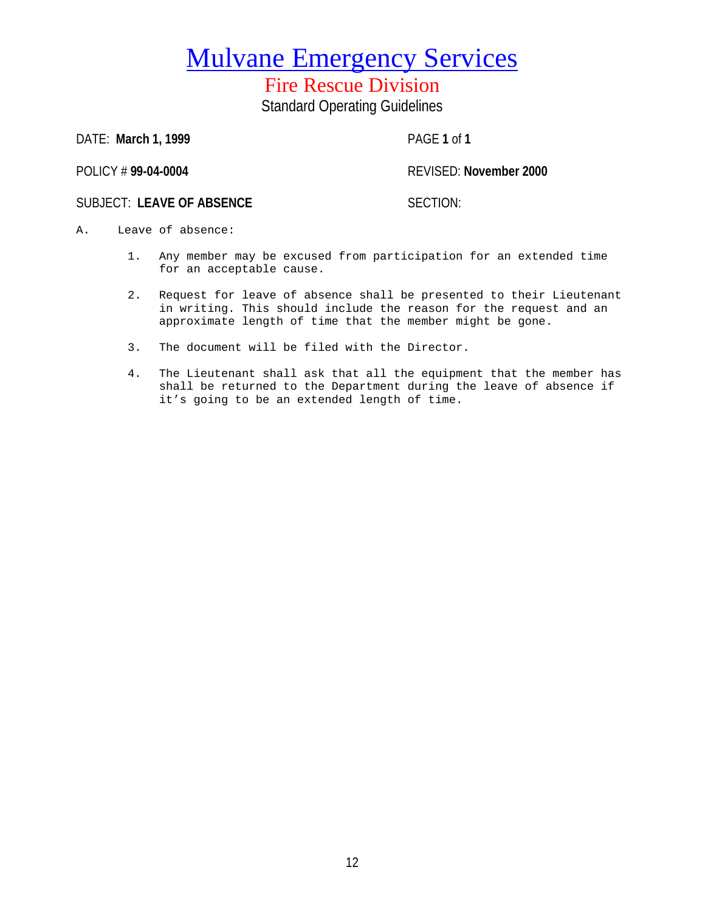# Mulvane Emergency Services

## Fire Rescue Division

### Standard Operating Guidelines

DATE: **March 1, 1999** PAGE **1** of **1**

POLICY # **99-04-0004** REVISED: **November 2000**

SUBJECT: **LEAVE OF ABSENCE** SECTION:

A. Leave of absence:

1. Any member may be excused from participation for an extended time for an acceptable cause.

2. Request for leave of absence shall be presented to their Lieutenant in writing. This should include the reason for the request and an approximate length of time that the member might be gone.

3. The document will be filed with the Director.

4. The Lieutenant shall ask that all the equipment that the member has shall be returned to the Department during the leave of absence if it's going to be an extended length of time.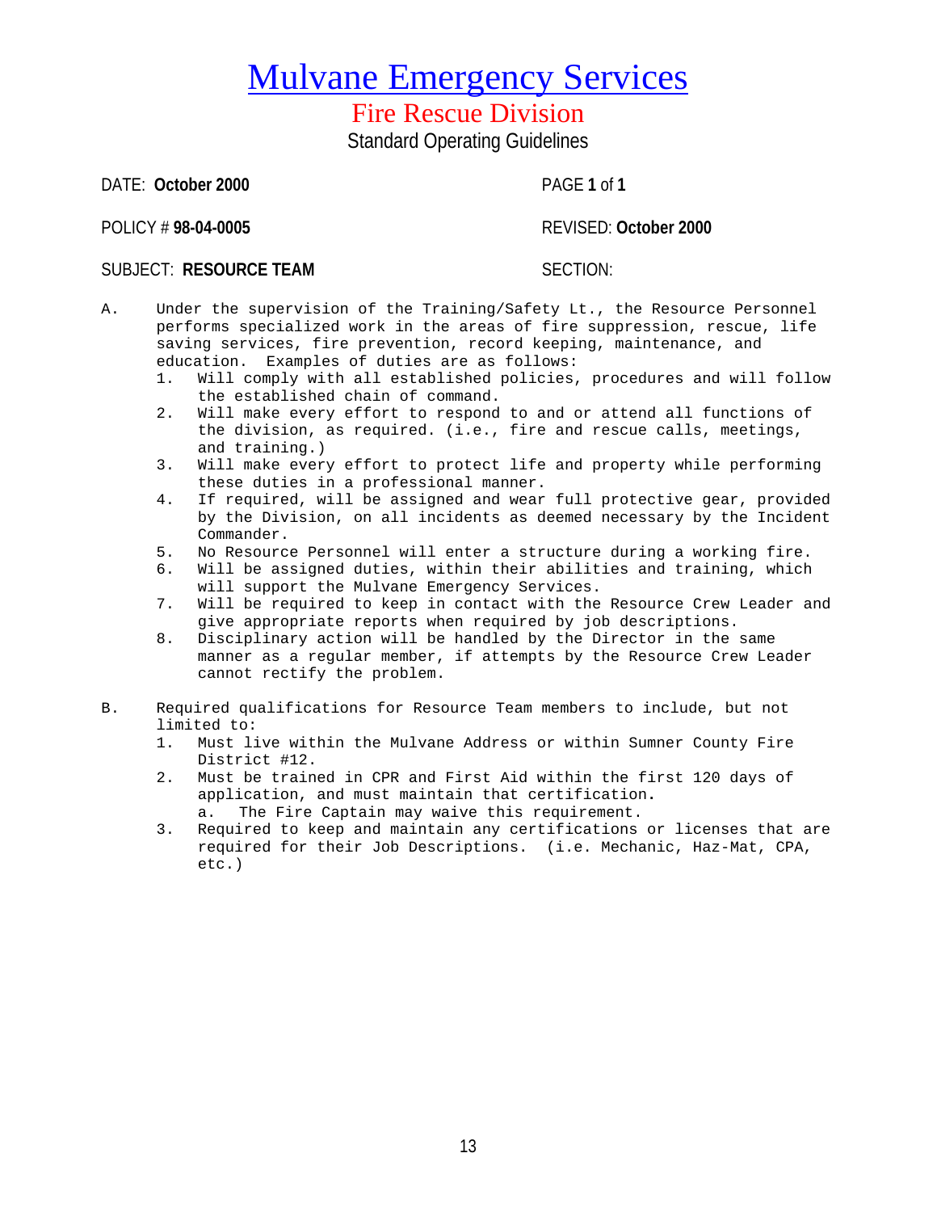# Mulvane Emergency Services

## Fire Rescue Division

Standard Operating Guidelines

DATE: **October 2000** PAGE **1** of **1**

POLICY # **98-04-0005** REVISED: **October 2000**

SUBJECT: **RESOURCE TEAM** SECTION:

A. Under the supervision of the Training/Safety Lt., the Resource Personnel performs specialized work in the areas of fire suppression, rescue, life saving services, fire prevention, record keeping, maintenance, and education. Examples of duties are as follows:

1. Will comply with all established policies, procedures and will follow the established chain of command.
2. Will make every effort to respond to and or attend all functions of the division, as required. (i.e., fire and rescue calls, meetings, and training.)
3. Will make every effort to protect life and property while performing these duties in a professional manner.
4. If required, will be assigned and wear full protective gear, provided by the Division, on all incidents as deemed necessary by the Incident Commander.
5. No Resource Personnel will enter a structure during a working fire.
6. Will be assigned duties, within their abilities and training, which will support the Mulvane Emergency Services.
7. Will be required to keep in contact with the Resource Crew Leader and give appropriate reports when required by job descriptions.
8. Disciplinary action will be handled by the Director in the same manner as a regular member, if attempts by the Resource Crew Leader cannot rectify the problem.

B. Required qualifications for Resource Team members to include, but not limited to:

1. Must live within the Mulvane Address or within Sumner County Fire District #12.
2. Must be trained in CPR and First Aid within the first 120 days of application, and must maintain that certification.
   a. The Fire Captain may waive this requirement.
3. Required to keep and maintain any certifications or licenses that are required for their Job Descriptions. (i.e. Mechanic, Haz-Mat, CPA, etc.)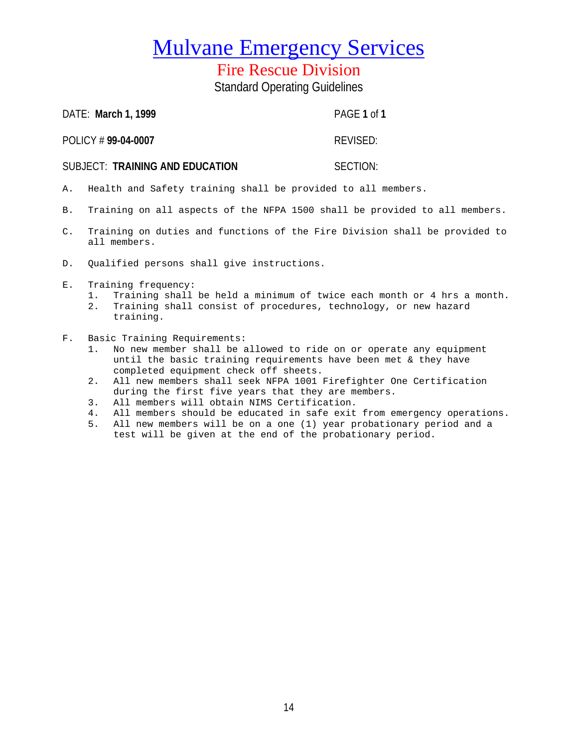# Mulvane Emergency Services

## Fire Rescue Division

### Standard Operating Guidelines

DATE: **March 1, 1999** PAGE **1** of **1**

POLICY # **99-04-0007** REVISED:

SUBJECT: **TRAINING AND EDUCATION** SECTION:

A. Health and Safety training shall be provided to all members.

B. Training on all aspects of the NFPA 1500 shall be provided to all members.

C. Training on duties and functions of the Fire Division shall be provided to all members.

D. Qualified persons shall give instructions.

E. Training frequency:
   1. Training shall be held a minimum of twice each month or 4 hrs a month.
   2. Training shall consist of procedures, technology, or new hazard training.

F. Basic Training Requirements:
   1. No new member shall be allowed to ride on or operate any equipment until the basic training requirements have been met & they have completed equipment check off sheets.
   2. All new members shall seek NFPA 1001 Firefighter One Certification during the first five years that they are members.
   3. All members will obtain NIMS Certification.
   4. All members should be educated in safe exit from emergency operations.
   5. All new members will be on a one (1) year probationary period and a test will be given at the end of the probationary period.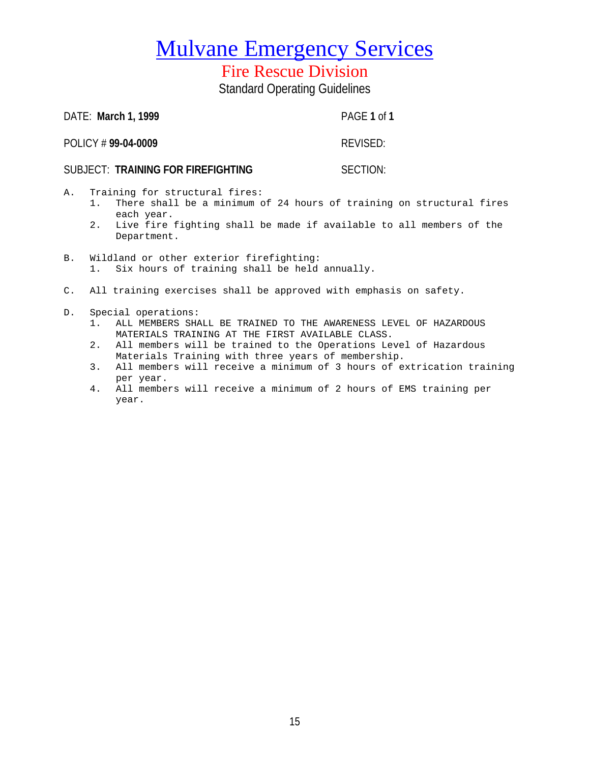# Mulvane Emergency Services

## Fire Rescue Division

### Standard Operating Guidelines

DATE: **March 1, 1999** PAGE **1** of **1**

POLICY # **99-04-0009** REVISED:

SUBJECT: **TRAINING FOR FIREFIGHTING** SECTION:

A. Training for structural fires:
   1. There shall be a minimum of 24 hours of training on structural fires each year.
   2. Live fire fighting shall be made if available to all members of the Department.

B. Wildland or other exterior firefighting:
   1. Six hours of training shall be held annually.

C. All training exercises shall be approved with emphasis on safety.

D. Special operations:
   1. ALL MEMBERS SHALL BE TRAINED TO THE AWARENESS LEVEL OF HAZARDOUS MATERIALS TRAINING AT THE FIRST AVAILABLE CLASS.
   2. All members will be trained to the Operations Level of Hazardous Materials Training with three years of membership.
   3. All members will receive a minimum of 3 hours of extrication training per year.
   4. All members will receive a minimum of 2 hours of EMS training per year.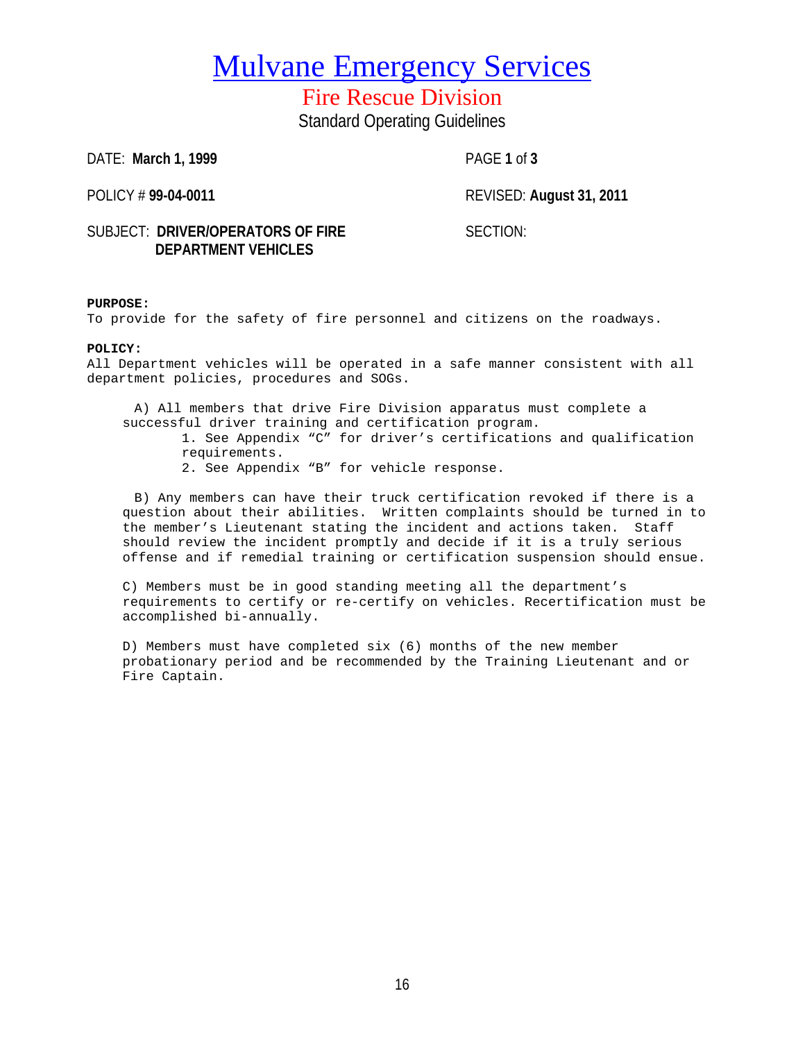# Mulvane Emergency Services

## Fire Rescue Division

Standard Operating Guidelines

DATE: **March 1, 1999** PAGE **1** of **3**

POLICY # **99-04-0011** REVISED: **August 31, 2011**

SUBJECT: **DRIVER/OPERATORS OF FIRE DEPARTMENT VEHICLES** SECTION:

**PURPOSE:**
To provide for the safety of fire personnel and citizens on the roadways.

**POLICY:**
All Department vehicles will be operated in a safe manner consistent with all department policies, procedures and SOGs.

A) All members that drive Fire Division apparatus must complete a successful driver training and certification program.
   1. See Appendix "C" for driver's certifications and qualification requirements.
   2. See Appendix "B" for vehicle response.

B) Any members can have their truck certification revoked if there is a question about their abilities. Written complaints should be turned in to the member's Lieutenant stating the incident and actions taken. Staff should review the incident promptly and decide if it is a truly serious offense and if remedial training or certification suspension should ensue.

C) Members must be in good standing meeting all the department's requirements to certify or re-certify on vehicles. Recertification must be accomplished bi-annually.

D) Members must have completed six (6) months of the new member probationary period and be recommended by the Training Lieutenant and or Fire Captain.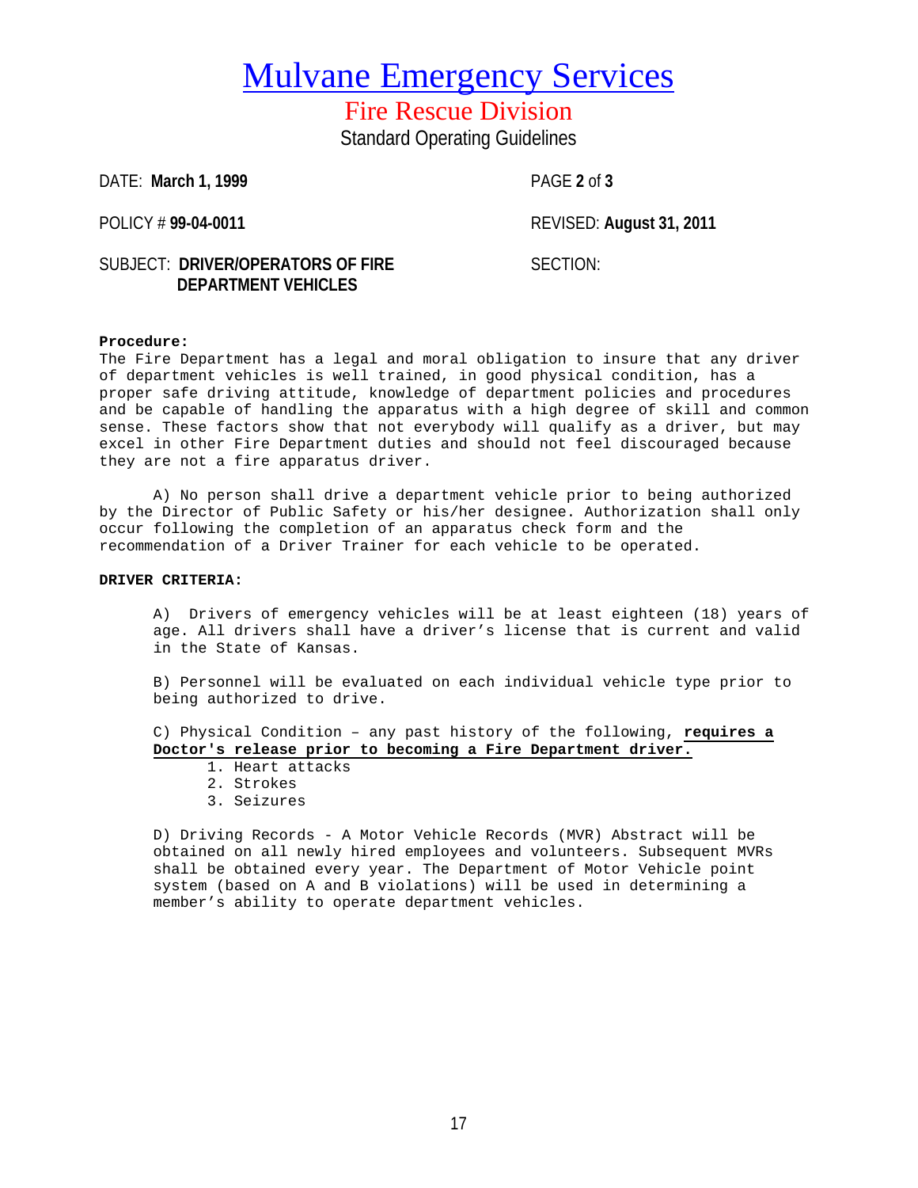# Mulvane Emergency Services

## Fire Rescue Division

Standard Operating Guidelines

DATE: **March 1, 1999** PAGE **2** of **3**

POLICY # **99-04-0011** REVISED: **August 31, 2011**

SUBJECT: **DRIVER/OPERATORS OF FIRE DEPARTMENT VEHICLES** SECTION:

**Procedure:**
The Fire Department has a legal and moral obligation to insure that any driver of department vehicles is well trained, in good physical condition, has a proper safe driving attitude, knowledge of department policies and procedures and be capable of handling the apparatus with a high degree of skill and common sense. These factors show that not everybody will qualify as a driver, but may excel in other Fire Department duties and should not feel discouraged because they are not a fire apparatus driver.

A) No person shall drive a department vehicle prior to being authorized by the Director of Public Safety or his/her designee. Authorization shall only occur following the completion of an apparatus check form and the recommendation of a Driver Trainer for each vehicle to be operated.

**DRIVER CRITERIA:**

A) Drivers of emergency vehicles will be at least eighteen (18) years of age. All drivers shall have a driver's license that is current and valid in the State of Kansas.

B) Personnel will be evaluated on each individual vehicle type prior to being authorized to drive.

C) Physical Condition – any past history of the following, **<u>requires a Doctor's release prior to becoming a Fire Department driver.</u>**

1. Heart attacks
2. Strokes
3. Seizures

D) Driving Records - A Motor Vehicle Records (MVR) Abstract will be obtained on all newly hired employees and volunteers. Subsequent MVRs shall be obtained every year. The Department of Motor Vehicle point system (based on A and B violations) will be used in determining a member's ability to operate department vehicles.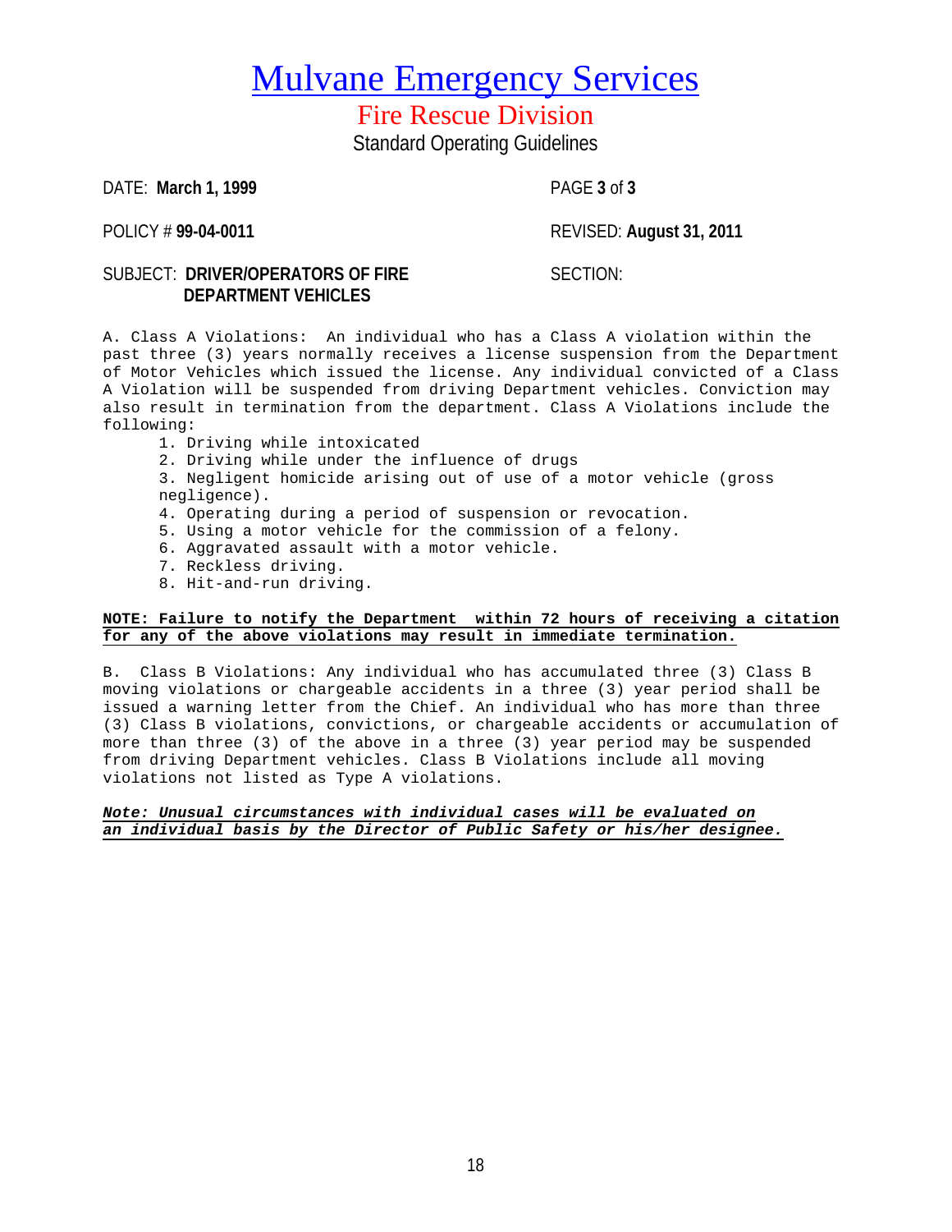// Mulvane Emergency Services
# Fire Rescue Division
Standard Operating Guidelines

DATE: **March 1, 1999**

POLICY # **99-04-0011**

REVISED: **August 31, 2011**

SUBJECT: **DRIVER/OPERATORS OF FIRE DEPARTMENT VEHICLES**

SECTION:

A. Class A Violations: An individual who has a Class A violation within the past three (3) years normally receives a license suspension from the Department of Motor Vehicles which issued the license. Any individual convicted of a Class A Violation will be suspended from driving Department vehicles. Conviction may also result in termination from the department. Class A Violations include the following:

1. Driving while intoxicated
2. Driving while under the influence of drugs
3. Negligent homicide arising out of use of a motor vehicle (gross negligence).
4. Operating during a period of suspension or revocation.
5. Using a motor vehicle for the commission of a felony.
6. Aggravated assault with a motor vehicle.
7. Reckless driving.
8. Hit-and-run driving.

**NOTE: Failure to notify the Department within 72 hours of receiving a citation for any of the above violations may result in immediate termination.**

B. Class B Violations: Any individual who has accumulated three (3) Class B moving violations or chargeable accidents in a three (3) year period shall be issued a warning letter from the Chief. An individual who has more than three (3) Class B violations, convictions, or chargeable accidents or accumulation of more than three (3) of the above in a three (3) year period may be suspended from driving Department vehicles. Class B Violations include all moving violations not listed as Type A violations.

***Note: Unusual circumstances with individual cases will be evaluated on an individual basis by the Director of Public Safety or his/her designee.***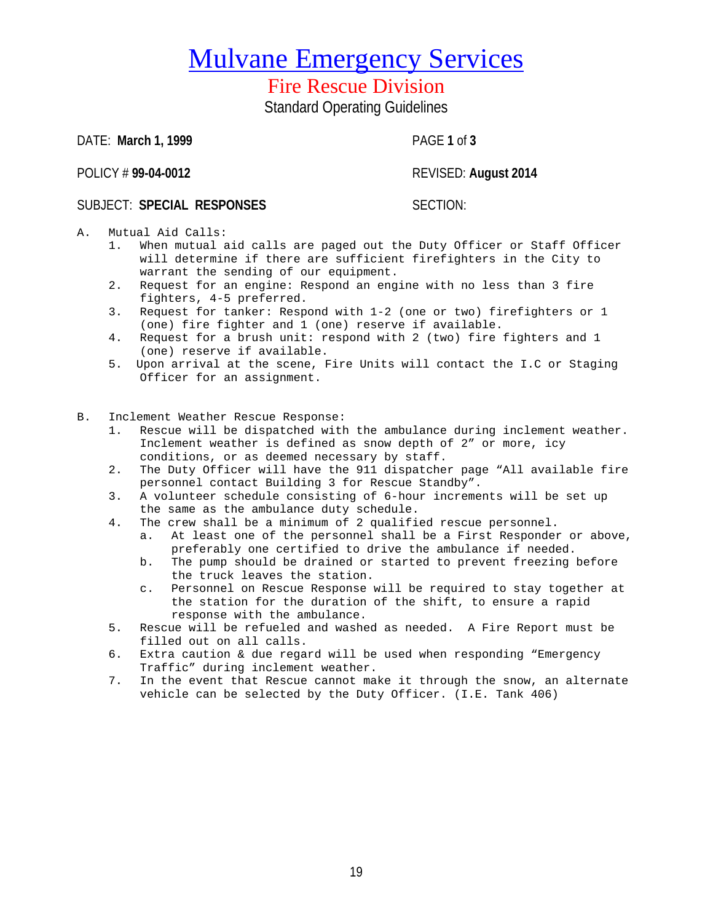# Mulvane Emergency Services

## Fire Rescue Division

### Standard Operating Guidelines

DATE: **March 1, 1999** PAGE **1** of **3**

POLICY # **99-04-0012** REVISED: **August 2014**

SUBJECT: **SPECIAL RESPONSES** SECTION:

A. Mutual Aid Calls:
   1. When mutual aid calls are paged out the Duty Officer or Staff Officer will determine if there are sufficient firefighters in the City to warrant the sending of our equipment.
   2. Request for an engine: Respond an engine with no less than 3 fire fighters, 4-5 preferred.
   3. Request for tanker: Respond with 1-2 (one or two) firefighters or 1 (one) fire fighter and 1 (one) reserve if available.
   4. Request for a brush unit: respond with 2 (two) fire fighters and 1 (one) reserve if available.
   5. Upon arrival at the scene, Fire Units will contact the I.C or Staging Officer for an assignment.

B. Inclement Weather Rescue Response:
   1. Rescue will be dispatched with the ambulance during inclement weather. Inclement weather is defined as snow depth of 2" or more, icy conditions, or as deemed necessary by staff.
   2. The Duty Officer will have the 911 dispatcher page "All available fire personnel contact Building 3 for Rescue Standby".
   3. A volunteer schedule consisting of 6-hour increments will be set up the same as the ambulance duty schedule.
   4. The crew shall be a minimum of 2 qualified rescue personnel.
      a. At least one of the personnel shall be a First Responder or above, preferably one certified to drive the ambulance if needed.
      b. The pump should be drained or started to prevent freezing before the truck leaves the station.
      c. Personnel on Rescue Response will be required to stay together at the station for the duration of the shift, to ensure a rapid response with the ambulance.
   5. Rescue will be refueled and washed as needed. A Fire Report must be filled out on all calls.
   6. Extra caution & due regard will be used when responding "Emergency Traffic" during inclement weather.
   7. In the event that Rescue cannot make it through the snow, an alternate vehicle can be selected by the Duty Officer. (I.E. Tank 406)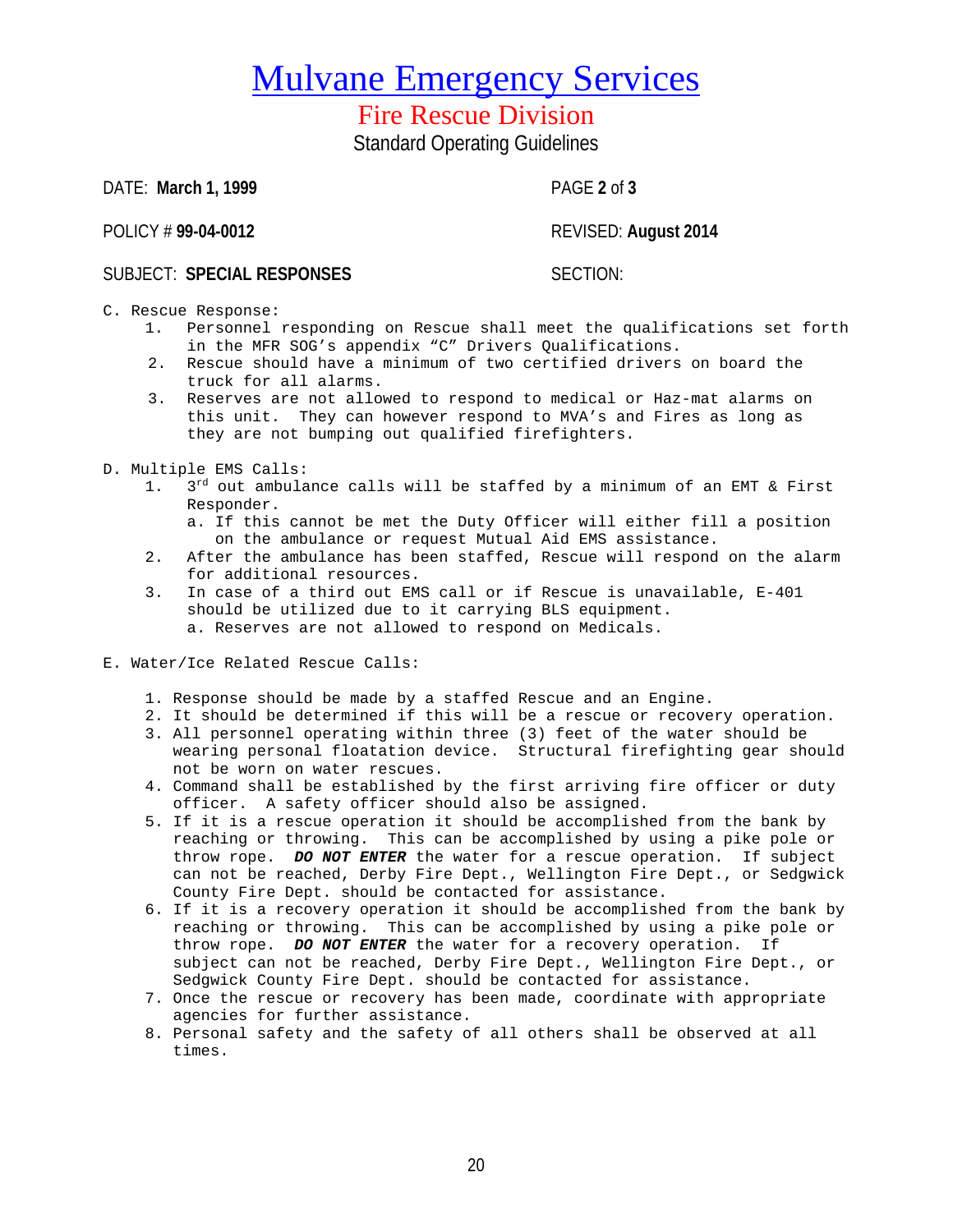# Mulvane Emergency Services

## Fire Rescue Division

Standard Operating Guidelines

DATE: **March 1, 1999** PAGE **2** of **3**

POLICY # **99-04-0012** REVISED: **August 2014**

SUBJECT: **SPECIAL RESPONSES** SECTION:

C. Rescue Response:

1. Personnel responding on Rescue shall meet the qualifications set forth in the MFR SOG's appendix "C" Drivers Qualifications.
2. Rescue should have a minimum of two certified drivers on board the truck for all alarms.
3. Reserves are not allowed to respond to medical or Haz-mat alarms on this unit. They can however respond to MVA's and Fires as long as they are not bumping out qualified firefighters.

D. Multiple EMS Calls:

1. 3rd out ambulance calls will be staffed by a minimum of an EMT & First Responder.
   a. If this cannot be met the Duty Officer will either fill a position on the ambulance or request Mutual Aid EMS assistance.
2. After the ambulance has been staffed, Rescue will respond on the alarm for additional resources.
3. In case of a third out EMS call or if Rescue is unavailable, E-401 should be utilized due to it carrying BLS equipment.
   a. Reserves are not allowed to respond on Medicals.

E. Water/Ice Related Rescue Calls:

1. Response should be made by a staffed Rescue and an Engine.
2. It should be determined if this will be a rescue or recovery operation.
3. All personnel operating within three (3) feet of the water should be wearing personal floatation device. Structural firefighting gear should not be worn on water rescues.
4. Command shall be established by the first arriving fire officer or duty officer. A safety officer should also be assigned.
5. If it is a rescue operation it should be accomplished from the bank by reaching or throwing. This can be accomplished by using a pike pole or throw rope. ***DO NOT ENTER*** the water for a rescue operation. If subject can not be reached, Derby Fire Dept., Wellington Fire Dept., or Sedgwick County Fire Dept. should be contacted for assistance.
6. If it is a recovery operation it should be accomplished from the bank by reaching or throwing. This can be accomplished by using a pike pole or throw rope. ***DO NOT ENTER*** the water for a recovery operation. If subject can not be reached, Derby Fire Dept., Wellington Fire Dept., or Sedgwick County Fire Dept. should be contacted for assistance.
7. Once the rescue or recovery has been made, coordinate with appropriate agencies for further assistance.
8. Personal safety and the safety of all others shall be observed at all times.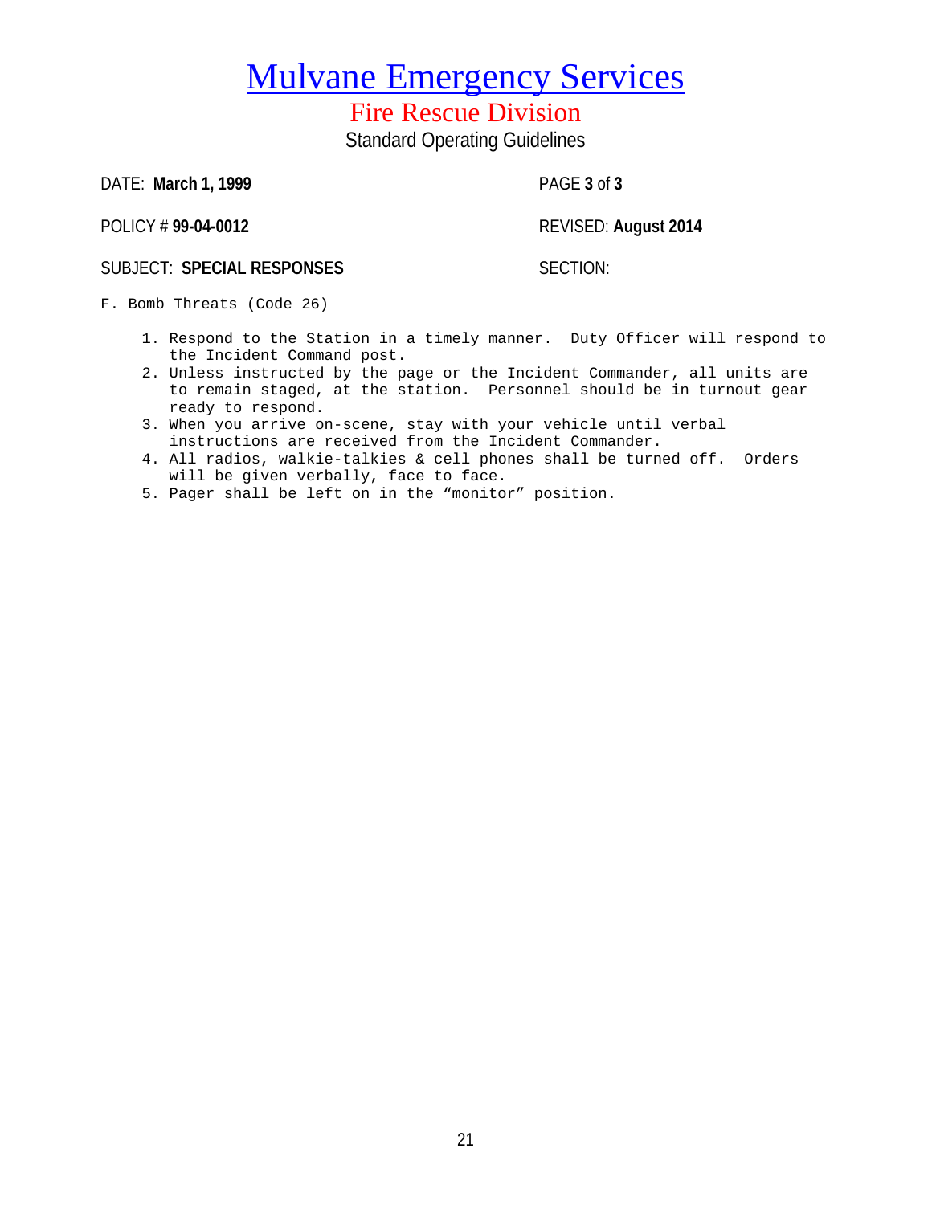# Mulvane Emergency Services

## Fire Rescue Division

Standard Operating Guidelines

DATE: **March 1, 1999** PAGE **3** of **3**

POLICY # **99-04-0012** REVISED: **August 2014**

SUBJECT: **SPECIAL RESPONSES** SECTION:

F. Bomb Threats (Code 26)

1. Respond to the Station in a timely manner. Duty Officer will respond to the Incident Command post.
2. Unless instructed by the page or the Incident Commander, all units are to remain staged, at the station. Personnel should be in turnout gear ready to respond.
3. When you arrive on-scene, stay with your vehicle until verbal instructions are received from the Incident Commander.
4. All radios, walkie-talkies & cell phones shall be turned off. Orders will be given verbally, face to face.
5. Pager shall be left on in the “monitor” position.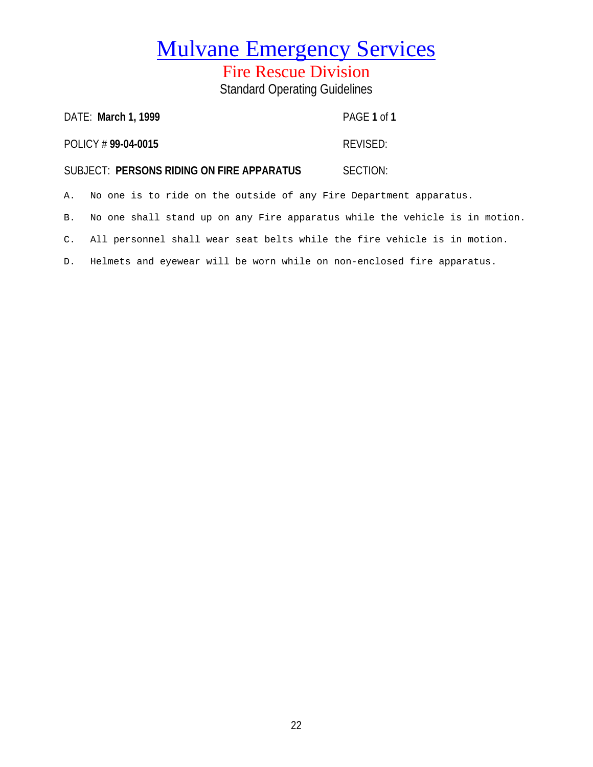# Mulvane Emergency Services

## Fire Rescue Division

### Standard Operating Guidelines

| | |
|---|---|
| DATE: **March 1, 1999** | PAGE **1** of **1** |
| POLICY # **99-04-0015** | REVISED: |
| SUBJECT: **PERSONS RIDING ON FIRE APPARATUS** | SECTION: |

A. No one is to ride on the outside of any Fire Department apparatus.

B. No one shall stand up on any Fire apparatus while the vehicle is in motion.

C. All personnel shall wear seat belts while the fire vehicle is in motion.

D. Helmets and eyewear will be worn while on non-enclosed fire apparatus.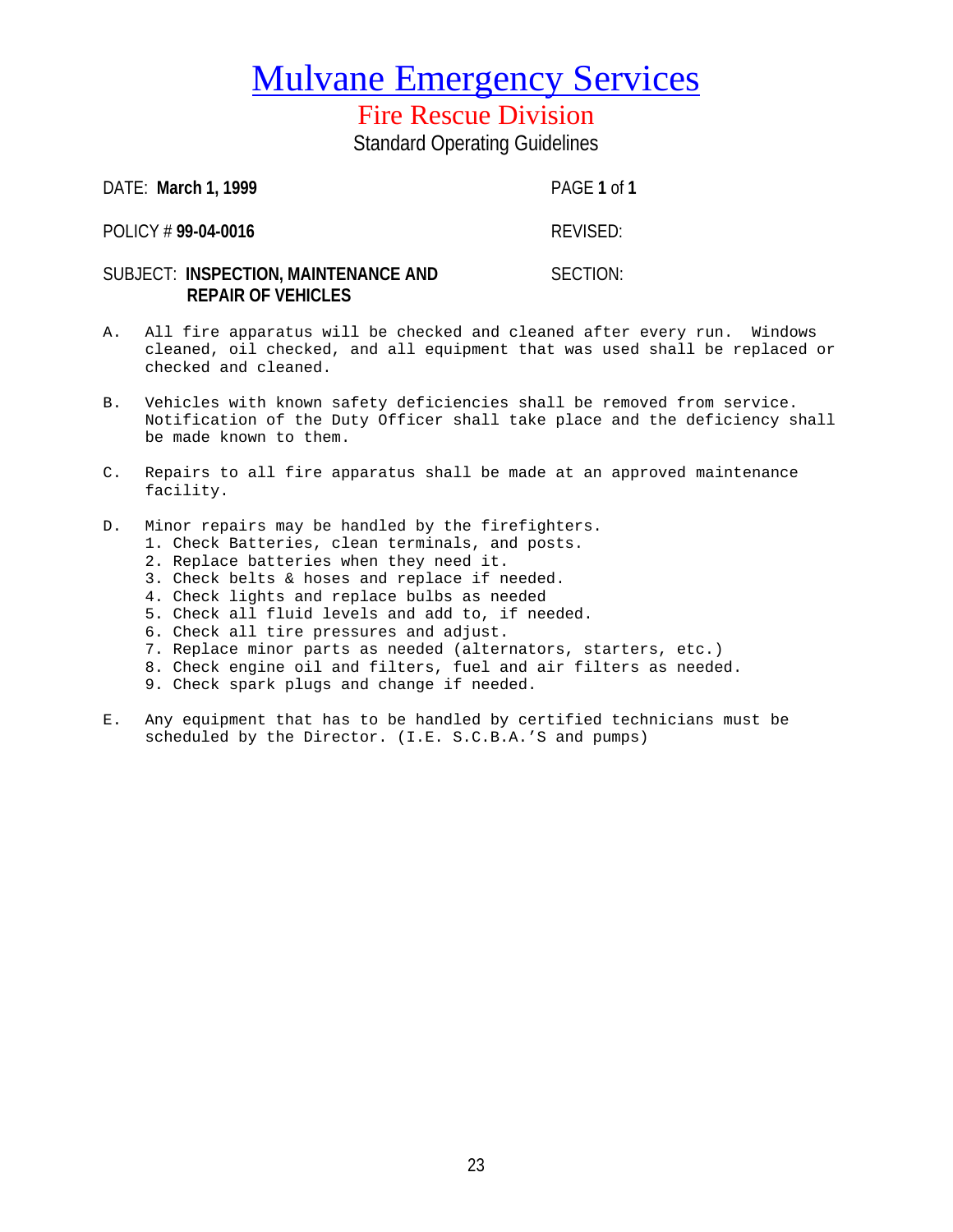# Mulvane Emergency Services

## Fire Rescue Division

Standard Operating Guidelines

DATE: **March 1, 1999** PAGE **1** of **1**

POLICY # **99-04-0016** REVISED:

SUBJECT: **INSPECTION, MAINTENANCE AND REPAIR OF VEHICLES** SECTION:

A. All fire apparatus will be checked and cleaned after every run. Windows cleaned, oil checked, and all equipment that was used shall be replaced or checked and cleaned.

B. Vehicles with known safety deficiencies shall be removed from service. Notification of the Duty Officer shall take place and the deficiency shall be made known to them.

C. Repairs to all fire apparatus shall be made at an approved maintenance facility.

D. Minor repairs may be handled by the firefighters.
   1. Check Batteries, clean terminals, and posts.
   2. Replace batteries when they need it.
   3. Check belts & hoses and replace if needed.
   4. Check lights and replace bulbs as needed
   5. Check all fluid levels and add to, if needed.
   6. Check all tire pressures and adjust.
   7. Replace minor parts as needed (alternators, starters, etc.)
   8. Check engine oil and filters, fuel and air filters as needed.
   9. Check spark plugs and change if needed.

E. Any equipment that has to be handled by certified technicians must be scheduled by the Director. (I.E. S.C.B.A.'S and pumps)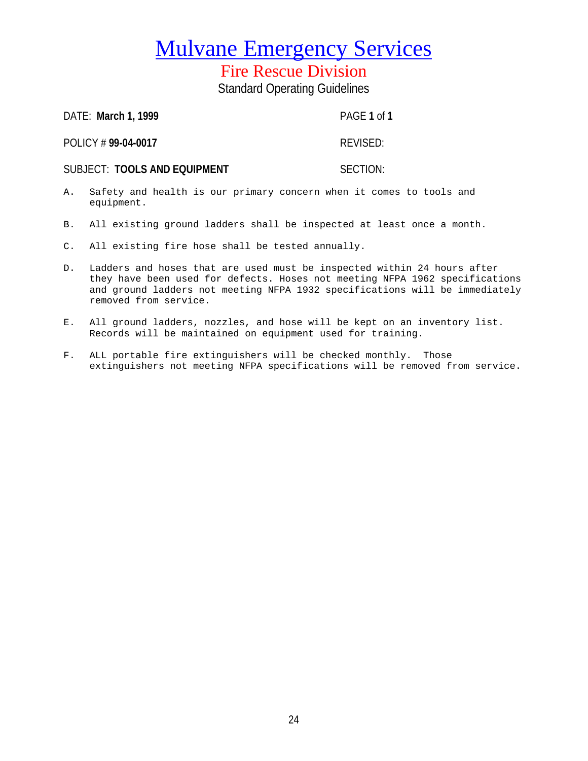# Mulvane Emergency Services

## Fire Rescue Division

### Standard Operating Guidelines

DATE: **March 1, 1999** PAGE **1** of **1**

POLICY # **99-04-0017** REVISED:

SUBJECT: **TOOLS AND EQUIPMENT** SECTION:

A. Safety and health is our primary concern when it comes to tools and equipment.

B. All existing ground ladders shall be inspected at least once a month.

C. All existing fire hose shall be tested annually.

D. Ladders and hoses that are used must be inspected within 24 hours after they have been used for defects. Hoses not meeting NFPA 1962 specifications and ground ladders not meeting NFPA 1932 specifications will be immediately removed from service.

E. All ground ladders, nozzles, and hose will be kept on an inventory list. Records will be maintained on equipment used for training.

F. ALL portable fire extinguishers will be checked monthly. Those extinguishers not meeting NFPA specifications will be removed from service.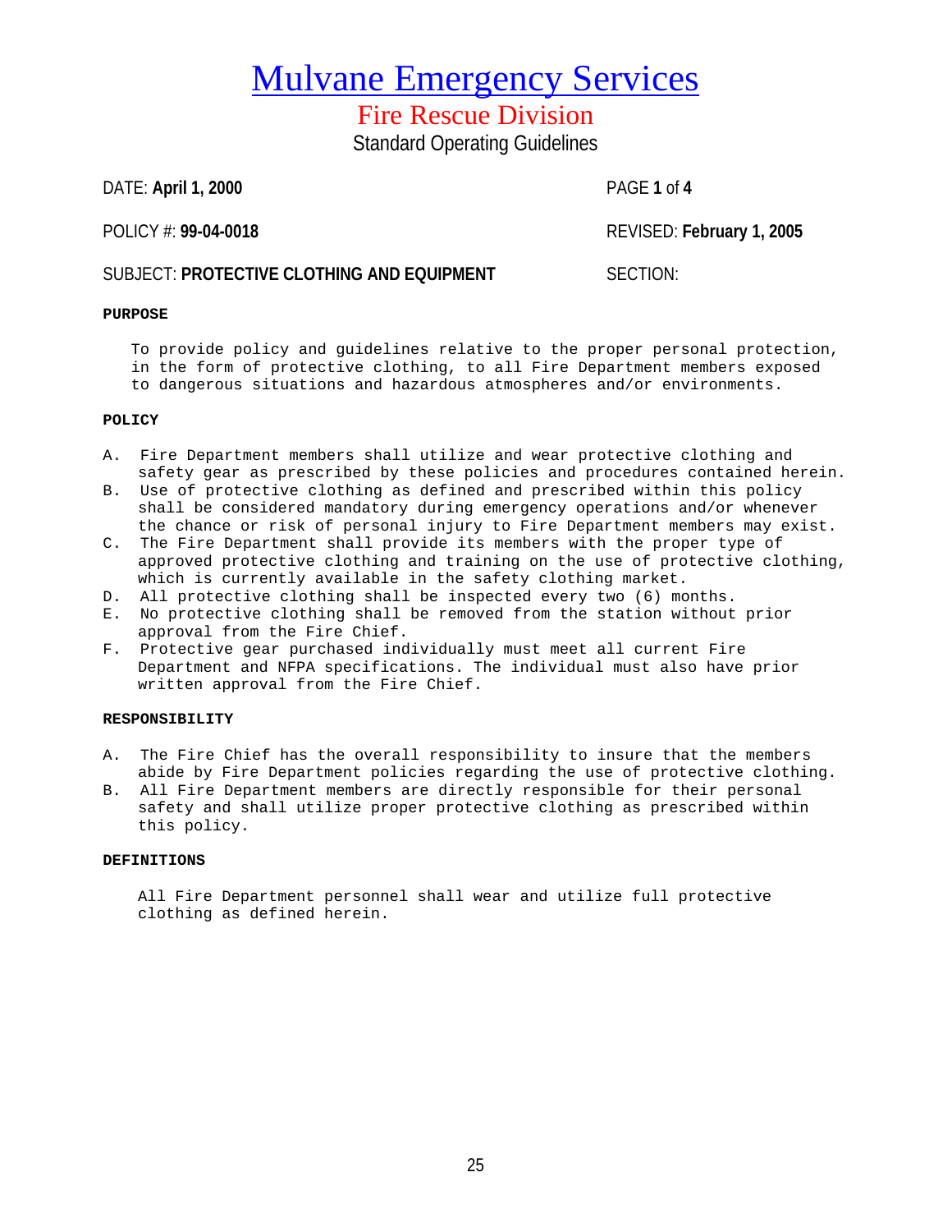# Mulvane Emergency Services

## Fire Rescue Division

### Standard Operating Guidelines

DATE: **April 1, 2000**

POLICY #: **99-04-0018** REVISED: **February 1, 2005**

SUBJECT: **PROTECTIVE CLOTHING AND EQUIPMENT** SECTION:

**PURPOSE**

To provide policy and guidelines relative to the proper personal protection, in the form of protective clothing, to all Fire Department members exposed to dangerous situations and hazardous atmospheres and/or environments.

**POLICY**

A. Fire Department members shall utilize and wear protective clothing and safety gear as prescribed by these policies and procedures contained herein.
B. Use of protective clothing as defined and prescribed within this policy shall be considered mandatory during emergency operations and/or whenever the chance or risk of personal injury to Fire Department members may exist.
C. The Fire Department shall provide its members with the proper type of approved protective clothing and training on the use of protective clothing, which is currently available in the safety clothing market.
D. All protective clothing shall be inspected every two (6) months.
E. No protective clothing shall be removed from the station without prior approval from the Fire Chief.
F. Protective gear purchased individually must meet all current Fire Department and NFPA specifications. The individual must also have prior written approval from the Fire Chief.

**RESPONSIBILITY**

A. The Fire Chief has the overall responsibility to insure that the members abide by Fire Department policies regarding the use of protective clothing.
B. All Fire Department members are directly responsible for their personal safety and shall utilize proper protective clothing as prescribed within this policy.

**DEFINITIONS**

All Fire Department personnel shall wear and utilize full protective clothing as defined herein.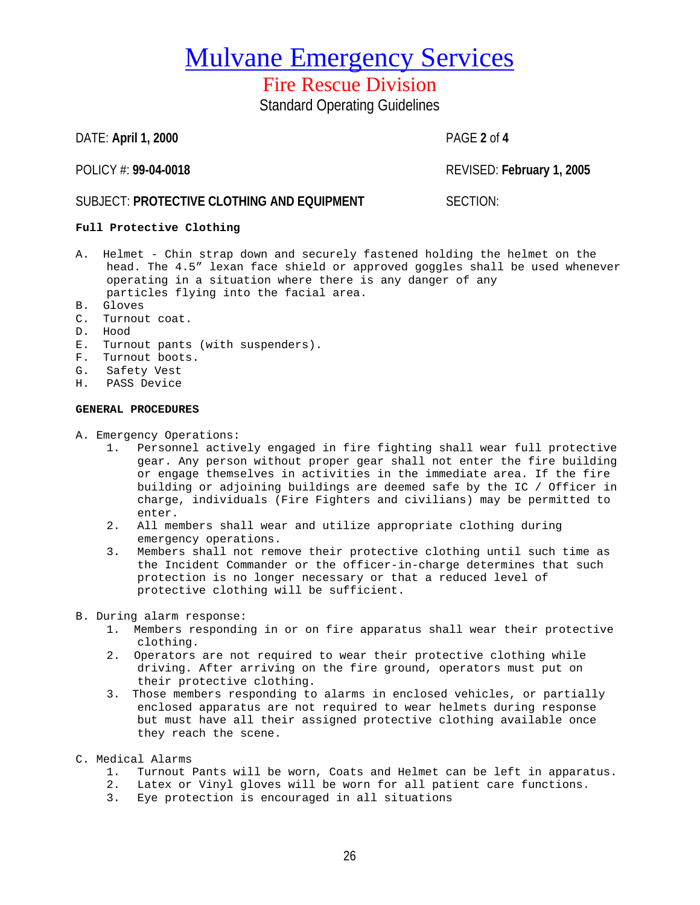# Mulvane Emergency Services

## Fire Rescue Division

Standard Operating Guidelines

DATE: **April 1, 2000** PAGE **2** of **4**

POLICY #: **99-04-0018** REVISED: **February 1, 2005**

SUBJECT: **PROTECTIVE CLOTHING AND EQUIPMENT** SECTION:

**Full Protective Clothing**

A. Helmet - Chin strap down and securely fastened holding the helmet on the head. The 4.5" lexan face shield or approved goggles shall be used whenever operating in a situation where there is any danger of any particles flying into the facial area.
B. Gloves
C. Turnout coat.
D. Hood
E. Turnout pants (with suspenders).
F. Turnout boots.
G. Safety Vest
H. PASS Device

**GENERAL PROCEDURES**

A. Emergency Operations:
   1. Personnel actively engaged in fire fighting shall wear full protective gear. Any person without proper gear shall not enter the fire building or engage themselves in activities in the immediate area. If the fire building or adjoining buildings are deemed safe by the IC / Officer in charge, individuals (Fire Fighters and civilians) may be permitted to enter.
   2. All members shall wear and utilize appropriate clothing during emergency operations.
   3. Members shall not remove their protective clothing until such time as the Incident Commander or the officer-in-charge determines that such protection is no longer necessary or that a reduced level of protective clothing will be sufficient.

B. During alarm response:
   1. Members responding in or on fire apparatus shall wear their protective clothing.
   2. Operators are not required to wear their protective clothing while driving. After arriving on the fire ground, operators must put on their protective clothing.
   3. Those members responding to alarms in enclosed vehicles, or partially enclosed apparatus are not required to wear helmets during response but must have all their assigned protective clothing available once they reach the scene.

C. Medical Alarms
   1. Turnout Pants will be worn, Coats and Helmet can be left in apparatus.
   2. Latex or Vinyl gloves will be worn for all patient care functions.
   3. Eye protection is encouraged in all situations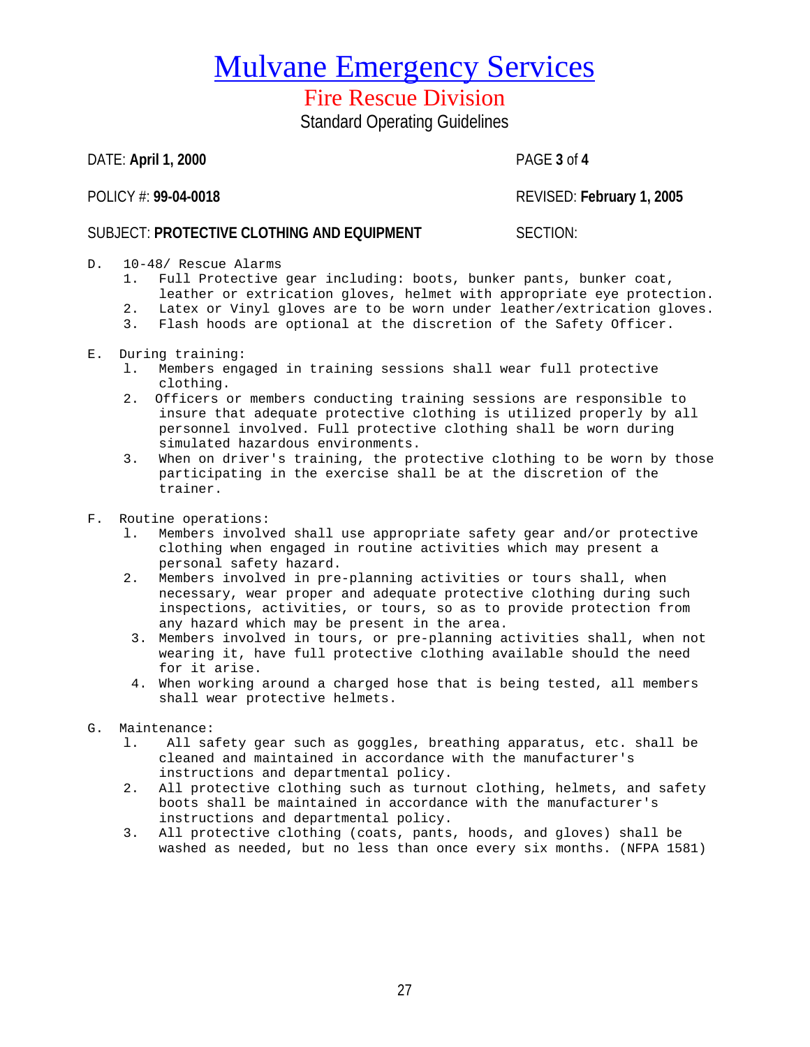# Mulvane Emergency Services

## Fire Rescue Division

Standard Operating Guidelines

DATE: **April 1, 2000** PAGE **3** of **4**

POLICY #: **99-04-0018** REVISED: **February 1, 2005**

SUBJECT: **PROTECTIVE CLOTHING AND EQUIPMENT** SECTION:

D. 10-48/ Rescue Alarms
   1. Full Protective gear including: boots, bunker pants, bunker coat, leather or extrication gloves, helmet with appropriate eye protection.
   2. Latex or Vinyl gloves are to be worn under leather/extrication gloves.
   3. Flash hoods are optional at the discretion of the Safety Officer.

E. During training:
   1. Members engaged in training sessions shall wear full protective clothing.
   2. Officers or members conducting training sessions are responsible to insure that adequate protective clothing is utilized properly by all personnel involved. Full protective clothing shall be worn during simulated hazardous environments.
   3. When on driver's training, the protective clothing to be worn by those participating in the exercise shall be at the discretion of the trainer.

F. Routine operations:
   1. Members involved shall use appropriate safety gear and/or protective clothing when engaged in routine activities which may present a personal safety hazard.
   2. Members involved in pre-planning activities or tours shall, when necessary, wear proper and adequate protective clothing during such inspections, activities, or tours, so as to provide protection from any hazard which may be present in the area.
   3. Members involved in tours, or pre-planning activities shall, when not wearing it, have full protective clothing available should the need for it arise.
   4. When working around a charged hose that is being tested, all members shall wear protective helmets.

G. Maintenance:
   1. All safety gear such as goggles, breathing apparatus, etc. shall be cleaned and maintained in accordance with the manufacturer's instructions and departmental policy.
   2. All protective clothing such as turnout clothing, helmets, and safety boots shall be maintained in accordance with the manufacturer's instructions and departmental policy.
   3. All protective clothing (coats, pants, hoods, and gloves) shall be washed as needed, but no less than once every six months. (NFPA 1581)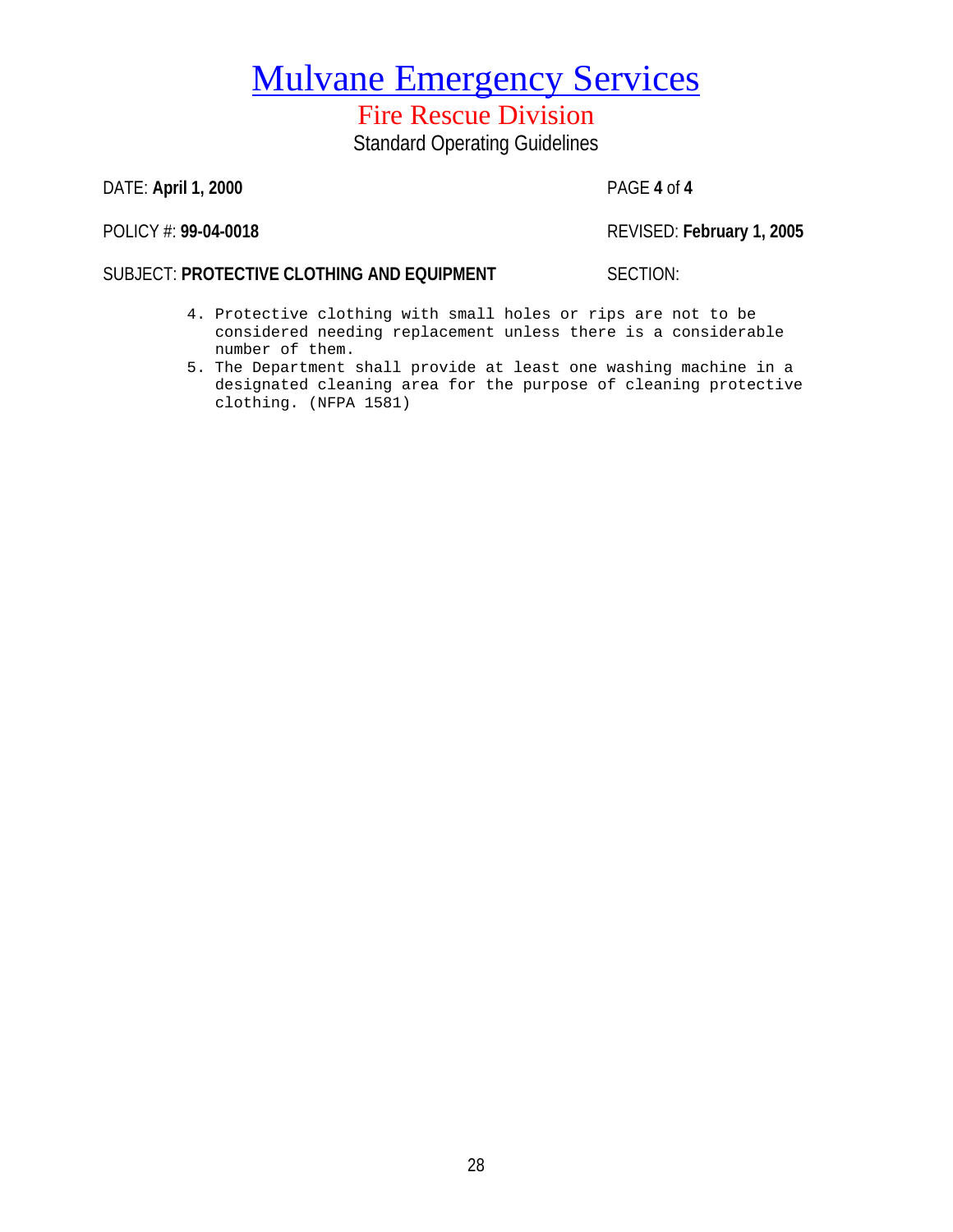# Mulvane Emergency Services

## Fire Rescue Division

Standard Operating Guidelines

DATE: **April 1, 2000** PAGE **4** of **4**

POLICY #: **99-04-0018** REVISED: **February 1, 2005**

SUBJECT: **PROTECTIVE CLOTHING AND EQUIPMENT** SECTION:

4. Protective clothing with small holes or rips are not to be considered needing replacement unless there is a considerable number of them.
5. The Department shall provide at least one washing machine in a designated cleaning area for the purpose of cleaning protective clothing. (NFPA 1581)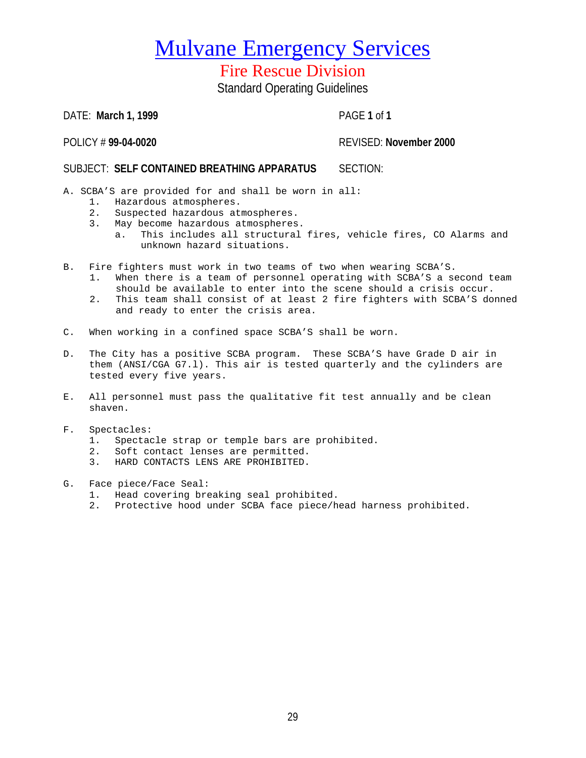# Mulvane Emergency Services

## Fire Rescue Division

Standard Operating Guidelines

DATE: **March 1, 1999** PAGE **1** of **1**

POLICY # **99-04-0020** REVISED: **November 2000**

SUBJECT: **SELF CONTAINED BREATHING APPARATUS** SECTION:

A. SCBA'S are provided for and shall be worn in all:
   1. Hazardous atmospheres.
   2. Suspected hazardous atmospheres.
   3. May become hazardous atmospheres.
      a. This includes all structural fires, vehicle fires, CO Alarms and unknown hazard situations.

B. Fire fighters must work in two teams of two when wearing SCBA'S.
   1. When there is a team of personnel operating with SCBA'S a second team should be available to enter into the scene should a crisis occur.
   2. This team shall consist of at least 2 fire fighters with SCBA'S donned and ready to enter the crisis area.

C. When working in a confined space SCBA'S shall be worn.

D. The City has a positive SCBA program. These SCBA'S have Grade D air in them (ANSI/CGA G7.l). This air is tested quarterly and the cylinders are tested every five years.

E. All personnel must pass the qualitative fit test annually and be clean shaven.

F. Spectacles:
   1. Spectacle strap or temple bars are prohibited.
   2. Soft contact lenses are permitted.
   3. HARD CONTACTS LENS ARE PROHIBITED.

G. Face piece/Face Seal:
   1. Head covering breaking seal prohibited.
   2. Protective hood under SCBA face piece/head harness prohibited.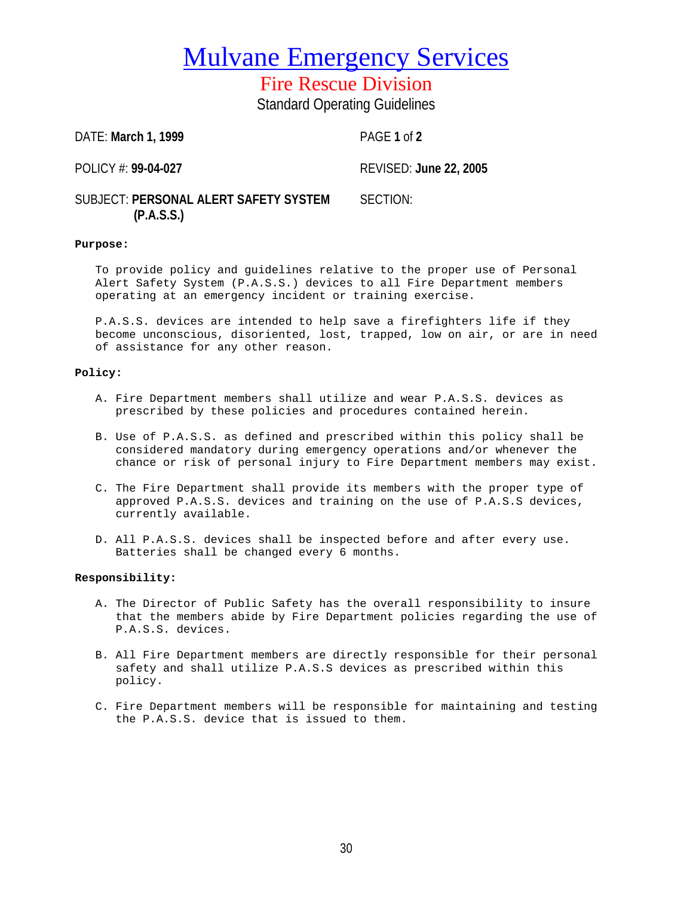# Mulvane Emergency Services

## Fire Rescue Division

Standard Operating Guidelines

| | |
|---|---|
| DATE: **March 1, 1999** | PAGE **1** of **2** |
| POLICY #: **99-04-027** | REVISED: **June 22, 2005** |
| SUBJECT: **PERSONAL ALERT SAFETY SYSTEM (P.A.S.S.)** | SECTION: |

**Purpose:**

To provide policy and guidelines relative to the proper use of Personal Alert Safety System (P.A.S.S.) devices to all Fire Department members operating at an emergency incident or training exercise.

P.A.S.S. devices are intended to help save a firefighters life if they become unconscious, disoriented, lost, trapped, low on air, or are in need of assistance for any other reason.

**Policy:**

A. Fire Department members shall utilize and wear P.A.S.S. devices as prescribed by these policies and procedures contained herein.

B. Use of P.A.S.S. as defined and prescribed within this policy shall be considered mandatory during emergency operations and/or whenever the chance or risk of personal injury to Fire Department members may exist.

C. The Fire Department shall provide its members with the proper type of approved P.A.S.S. devices and training on the use of P.A.S.S devices, currently available.

D. All P.A.S.S. devices shall be inspected before and after every use. Batteries shall be changed every 6 months.

**Responsibility:**

A. The Director of Public Safety has the overall responsibility to insure that the members abide by Fire Department policies regarding the use of P.A.S.S. devices.

B. All Fire Department members are directly responsible for their personal safety and shall utilize P.A.S.S devices as prescribed within this policy.

C. Fire Department members will be responsible for maintaining and testing the P.A.S.S. device that is issued to them.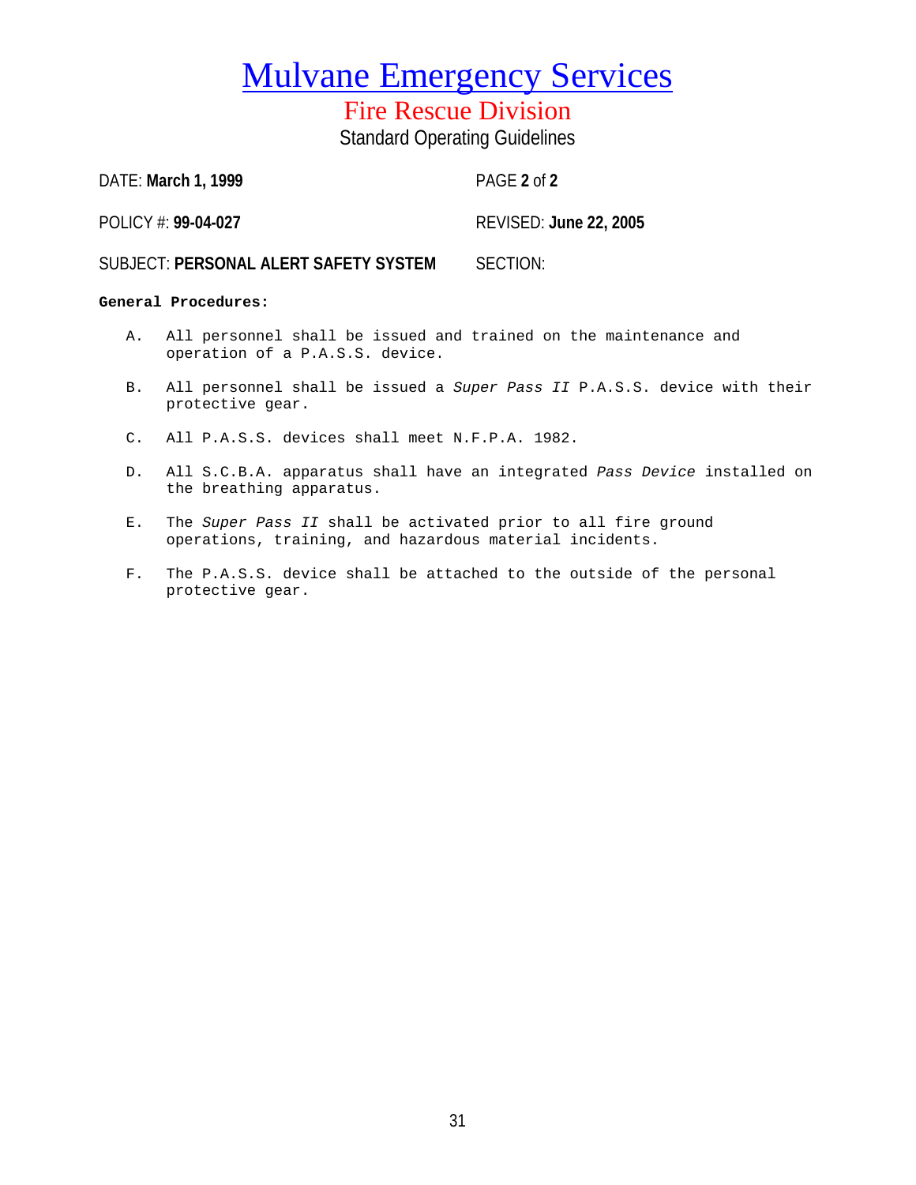# Mulvane Emergency Services

## Fire Rescue Division

### Standard Operating Guidelines

DATE: **March 1, 1999** PAGE **2** of **2**

POLICY #: **99-04-027** REVISED: **June 22, 2005**

SUBJECT: **PERSONAL ALERT SAFETY SYSTEM** SECTION:

**General Procedures:**

A. All personnel shall be issued and trained on the maintenance and operation of a P.A.S.S. device.

B. All personnel shall be issued a *Super Pass II* P.A.S.S. device with their protective gear.

C. All P.A.S.S. devices shall meet N.F.P.A. 1982.

D. All S.C.B.A. apparatus shall have an integrated *Pass Device* installed on the breathing apparatus.

E. The *Super Pass II* shall be activated prior to all fire ground operations, training, and hazardous material incidents.

F. The P.A.S.S. device shall be attached to the outside of the personal protective gear.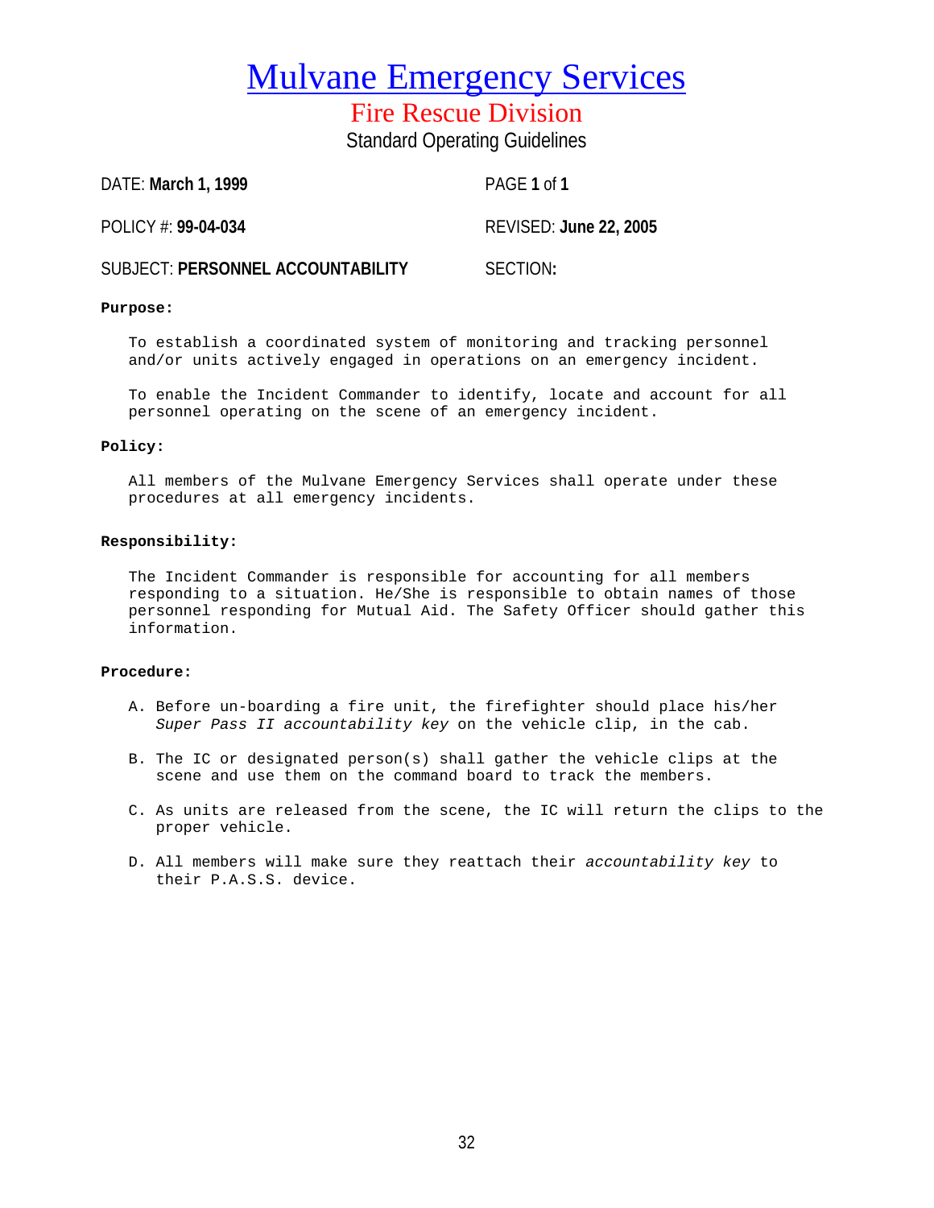# Mulvane Emergency Services

## Fire Rescue Division

### Standard Operating Guidelines

DATE: **March 1, 1999** PAGE **1** of **1**

POLICY #: **99-04-034** REVISED: **June 22, 2005**

SUBJECT: **PERSONNEL ACCOUNTABILITY** SECTION**:**

**Purpose:**

To establish a coordinated system of monitoring and tracking personnel and/or units actively engaged in operations on an emergency incident.

To enable the Incident Commander to identify, locate and account for all personnel operating on the scene of an emergency incident.

**Policy:**

All members of the Mulvane Emergency Services shall operate under these procedures at all emergency incidents.

**Responsibility:**

The Incident Commander is responsible for accounting for all members responding to a situation. He/She is responsible to obtain names of those personnel responding for Mutual Aid. The Safety Officer should gather this information.

**Procedure:**

A. Before un-boarding a fire unit, the firefighter should place his/her *Super Pass II accountability key* on the vehicle clip, in the cab.

B. The IC or designated person(s) shall gather the vehicle clips at the scene and use them on the command board to track the members.

C. As units are released from the scene, the IC will return the clips to the proper vehicle.

D. All members will make sure they reattach their *accountability key* to their P.A.S.S. device.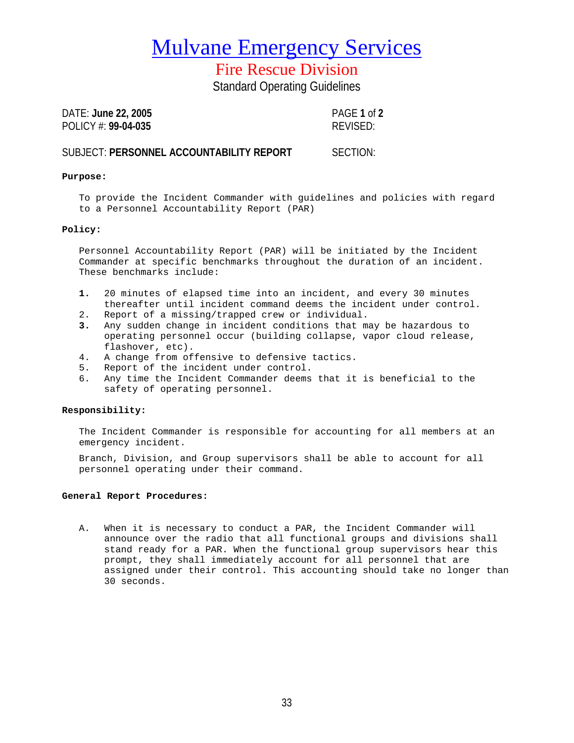# Mulvane Emergency Services

## Fire Rescue Division

Standard Operating Guidelines

DATE: **June 22, 2005**
POLICY #: **99-04-035**

PAGE **1** of **2**
REVISED:

SUBJECT: **PERSONNEL ACCOUNTABILITY REPORT**

SECTION:

**Purpose:**

To provide the Incident Commander with guidelines and policies with regard to a Personnel Accountability Report (PAR)

**Policy:**

Personnel Accountability Report (PAR) will be initiated by the Incident Commander at specific benchmarks throughout the duration of an incident. These benchmarks include:

1. 20 minutes of elapsed time into an incident, and every 30 minutes thereafter until incident command deems the incident under control.
2. Report of a missing/trapped crew or individual.
3. Any sudden change in incident conditions that may be hazardous to operating personnel occur (building collapse, vapor cloud release, flashover, etc).
4. A change from offensive to defensive tactics.
5. Report of the incident under control.
6. Any time the Incident Commander deems that it is beneficial to the safety of operating personnel.

**Responsibility:**

The Incident Commander is responsible for accounting for all members at an emergency incident.

Branch, Division, and Group supervisors shall be able to account for all personnel operating under their command.

**General Report Procedures:**

A. When it is necessary to conduct a PAR, the Incident Commander will announce over the radio that all functional groups and divisions shall stand ready for a PAR. When the functional group supervisors hear this prompt, they shall immediately account for all personnel that are assigned under their control. This accounting should take no longer than 30 seconds.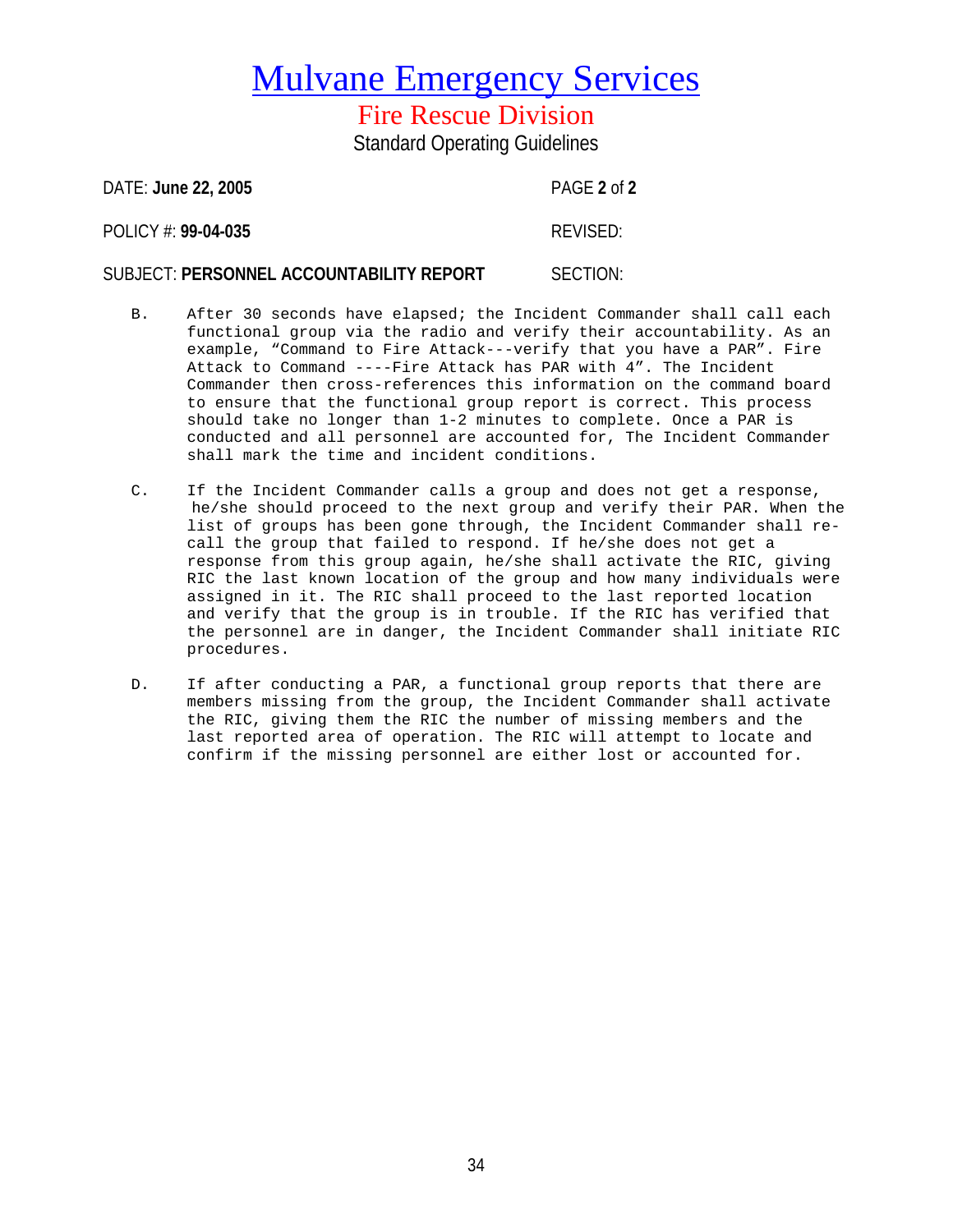# Mulvane Emergency Services

## Fire Rescue Division

Standard Operating Guidelines

DATE: **June 22, 2005**

POLICY #: **99-04-035** REVISED:

SUBJECT: **PERSONNEL ACCOUNTABILITY REPORT** SECTION:

B. After 30 seconds have elapsed; the Incident Commander shall call each functional group via the radio and verify their accountability. As an example, "Command to Fire Attack---verify that you have a PAR". Fire Attack to Command ----Fire Attack has PAR with 4". The Incident Commander then cross-references this information on the command board to ensure that the functional group report is correct. This process should take no longer than 1-2 minutes to complete. Once a PAR is conducted and all personnel are accounted for, The Incident Commander shall mark the time and incident conditions.

C. If the Incident Commander calls a group and does not get a response, he/she should proceed to the next group and verify their PAR. When the list of groups has been gone through, the Incident Commander shall re-call the group that failed to respond. If he/she does not get a response from this group again, he/she shall activate the RIC, giving RIC the last known location of the group and how many individuals were assigned in it. The RIC shall proceed to the last reported location and verify that the group is in trouble. If the RIC has verified that the personnel are in danger, the Incident Commander shall initiate RIC procedures.

D. If after conducting a PAR, a functional group reports that there are members missing from the group, the Incident Commander shall activate the RIC, giving them the RIC the number of missing members and the last reported area of operation. The RIC will attempt to locate and confirm if the missing personnel are either lost or accounted for.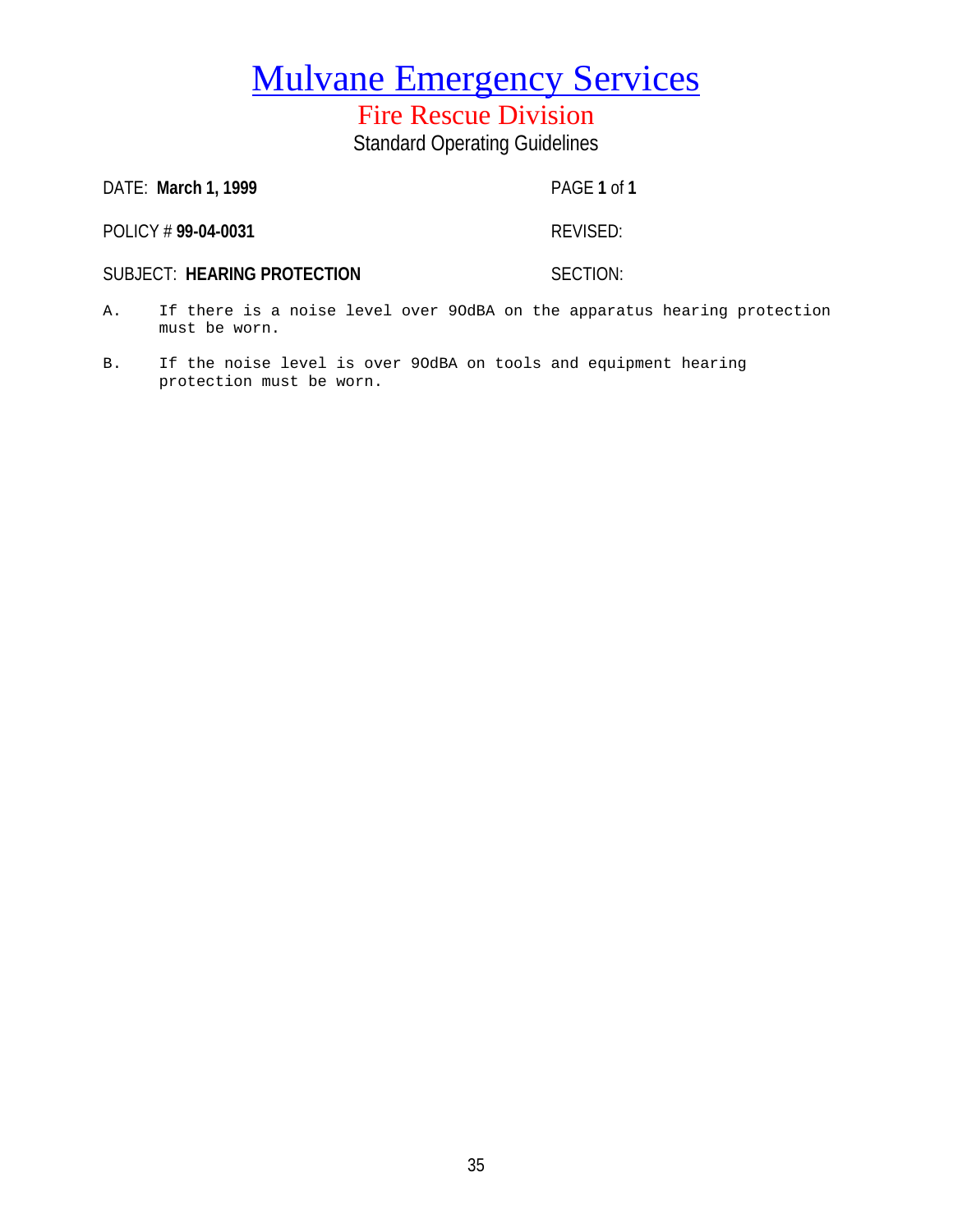# Mulvane Emergency Services

## Fire Rescue Division

### Standard Operating Guidelines

DATE: **March 1, 1999** PAGE **1** of **1**

POLICY # **99-04-0031** REVISED:

SUBJECT: **HEARING PROTECTION** SECTION:

A. If there is a noise level over 90dBA on the apparatus hearing protection must be worn.

B. If the noise level is over 90dBA on tools and equipment hearing protection must be worn.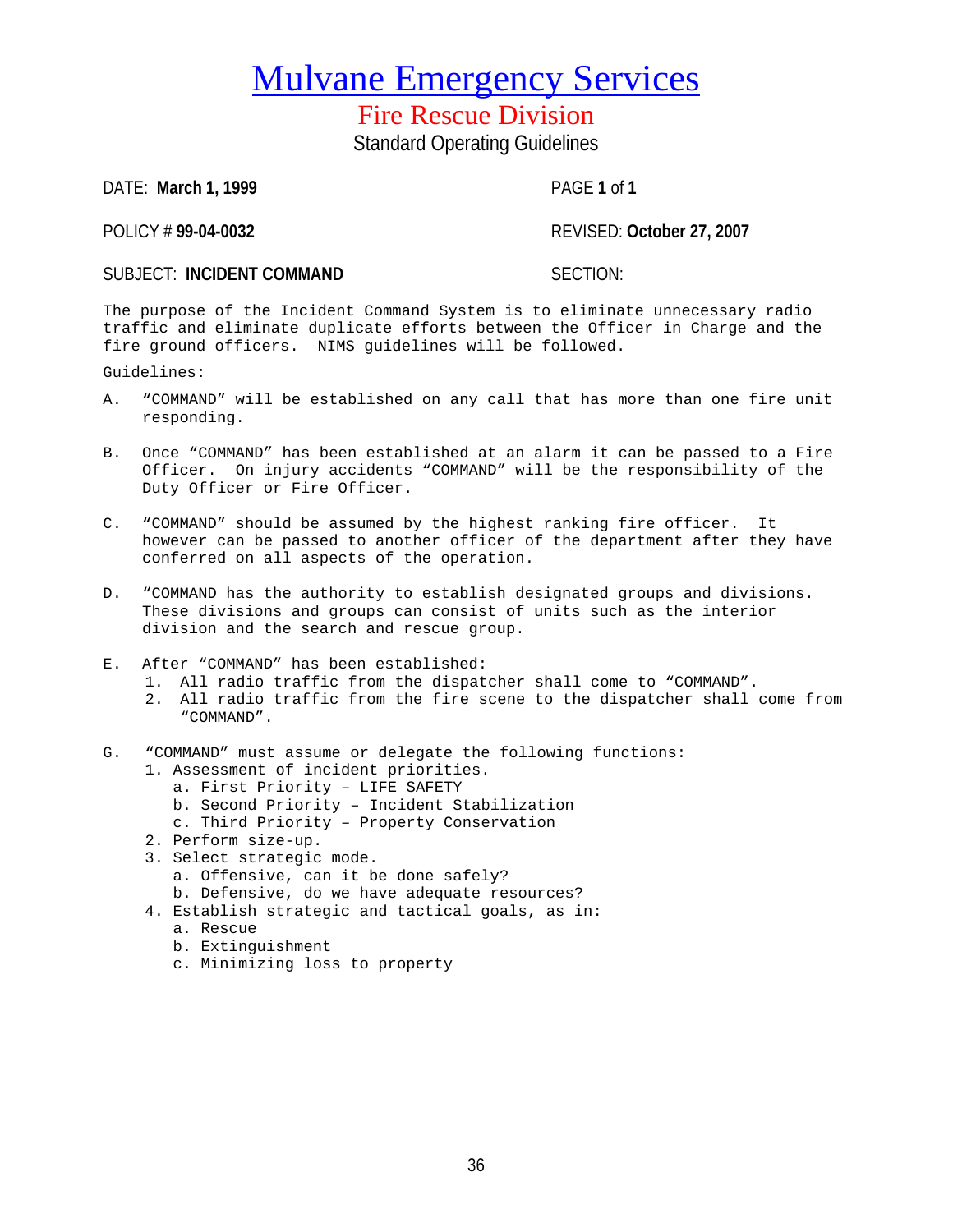# Mulvane Emergency Services

## Fire Rescue Division

Standard Operating Guidelines

DATE: **March 1, 1999** PAGE **1** of **1**

POLICY # **99-04-0032** REVISED: **October 27, 2007**

SUBJECT: **INCIDENT COMMAND** SECTION:

The purpose of the Incident Command System is to eliminate unnecessary radio traffic and eliminate duplicate efforts between the Officer in Charge and the fire ground officers. NIMS guidelines will be followed.

Guidelines:

A. "COMMAND" will be established on any call that has more than one fire unit responding.

B. Once "COMMAND" has been established at an alarm it can be passed to a Fire Officer. On injury accidents "COMMAND" will be the responsibility of the Duty Officer or Fire Officer.

C. "COMMAND" should be assumed by the highest ranking fire officer. It however can be passed to another officer of the department after they have conferred on all aspects of the operation.

D. "COMMAND has the authority to establish designated groups and divisions. These divisions and groups can consist of units such as the interior division and the search and rescue group.

E. After "COMMAND" has been established:
   1. All radio traffic from the dispatcher shall come to "COMMAND".
   2. All radio traffic from the fire scene to the dispatcher shall come from "COMMAND".

G. "COMMAND" must assume or delegate the following functions:
   1. Assessment of incident priorities.
      a. First Priority – LIFE SAFETY
      b. Second Priority – Incident Stabilization
      c. Third Priority – Property Conservation
   2. Perform size-up.
   3. Select strategic mode.
      a. Offensive, can it be done safely?
      b. Defensive, do we have adequate resources?
   4. Establish strategic and tactical goals, as in:
      a. Rescue
      b. Extinguishment
      c. Minimizing loss to property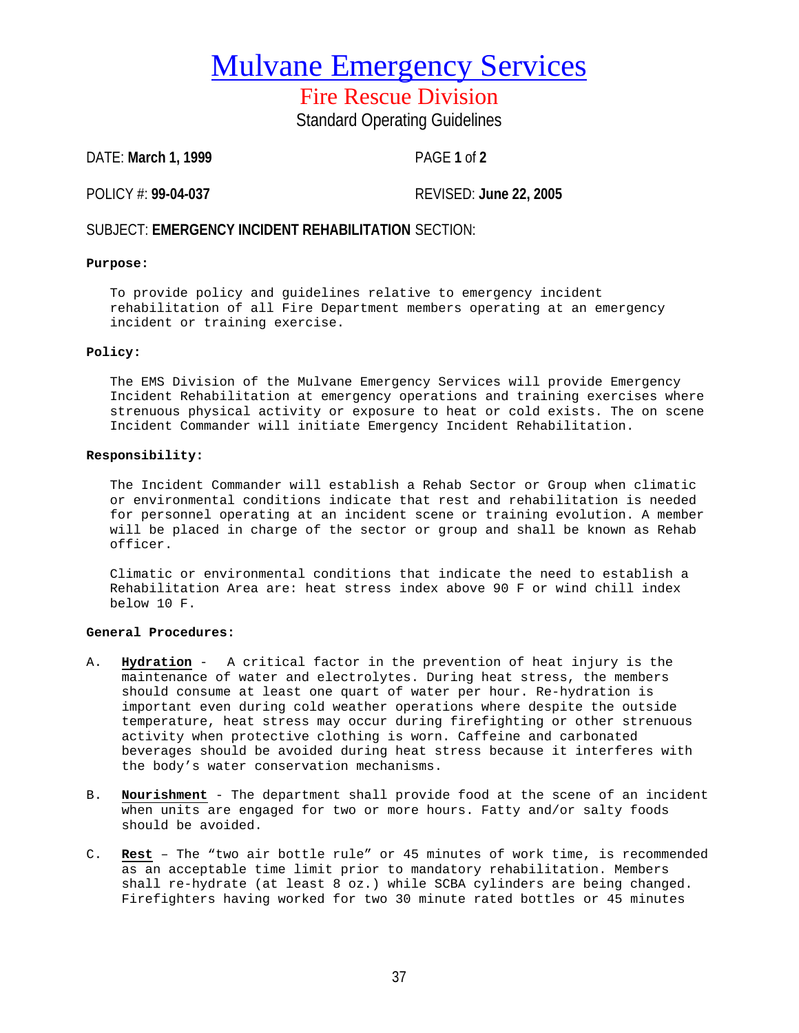# Mulvane Emergency Services

## Fire Rescue Division

Standard Operating Guidelines

DATE: **March 1, 1999** PAGE **1** of **2**

POLICY #: **99-04-037** REVISED: **June 22, 2005**

SUBJECT: **EMERGENCY INCIDENT REHABILITATION** SECTION:

**Purpose:**

To provide policy and guidelines relative to emergency incident rehabilitation of all Fire Department members operating at an emergency incident or training exercise.

**Policy:**

The EMS Division of the Mulvane Emergency Services will provide Emergency Incident Rehabilitation at emergency operations and training exercises where strenuous physical activity or exposure to heat or cold exists. The on scene Incident Commander will initiate Emergency Incident Rehabilitation.

**Responsibility:**

The Incident Commander will establish a Rehab Sector or Group when climatic or environmental conditions indicate that rest and rehabilitation is needed for personnel operating at an incident scene or training evolution. A member will be placed in charge of the sector or group and shall be known as Rehab officer.

Climatic or environmental conditions that indicate the need to establish a Rehabilitation Area are: heat stress index above 90 F or wind chill index below 10 F.

**General Procedures:**

A. **Hydration** - A critical factor in the prevention of heat injury is the maintenance of water and electrolytes. During heat stress, the members should consume at least one quart of water per hour. Re-hydration is important even during cold weather operations where despite the outside temperature, heat stress may occur during firefighting or other strenuous activity when protective clothing is worn. Caffeine and carbonated beverages should be avoided during heat stress because it interferes with the body's water conservation mechanisms.

B. **Nourishment** - The department shall provide food at the scene of an incident when units are engaged for two or more hours. Fatty and/or salty foods should be avoided.

C. **Rest** – The "two air bottle rule" or 45 minutes of work time, is recommended as an acceptable time limit prior to mandatory rehabilitation. Members shall re-hydrate (at least 8 oz.) while SCBA cylinders are being changed. Firefighters having worked for two 30 minute rated bottles or 45 minutes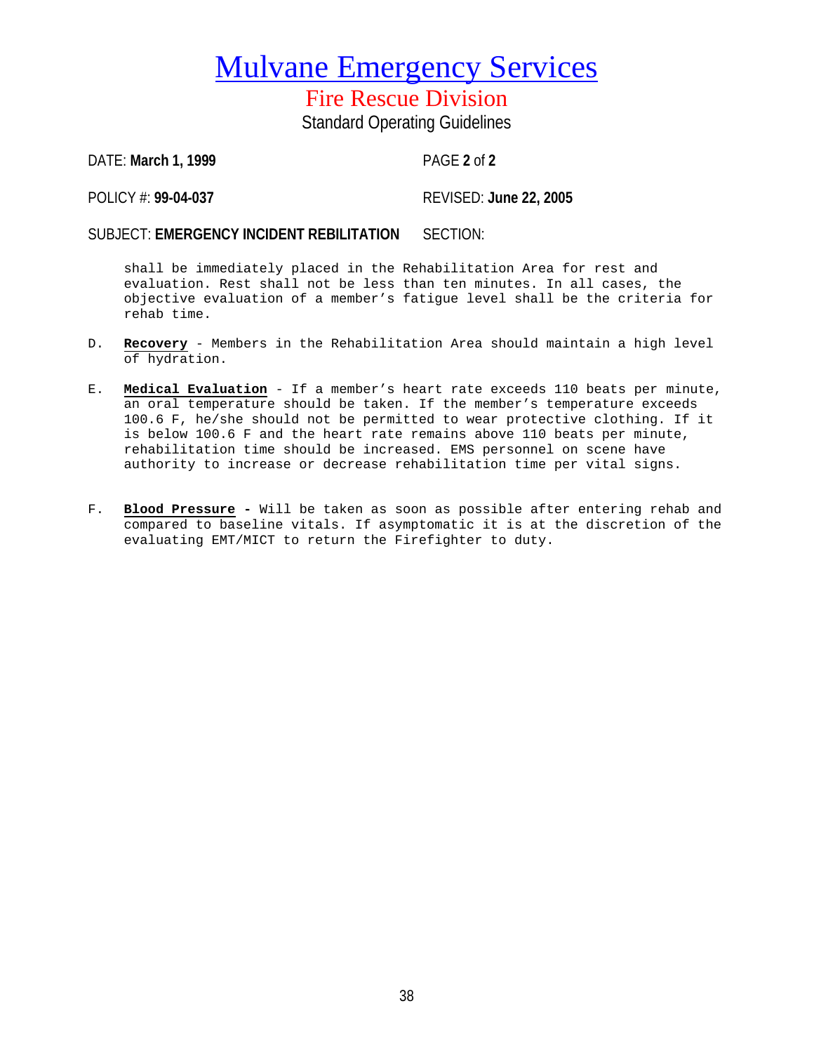# Mulvane Emergency Services

## Fire Rescue Division

Standard Operating Guidelines

DATE: **March 1, 1999** PAGE **2** of **2**

POLICY #: **99-04-037** REVISED: **June 22, 2005**

SUBJECT: **EMERGENCY INCIDENT REBILITATION** SECTION:

shall be immediately placed in the Rehabilitation Area for rest and evaluation. Rest shall not be less than ten minutes. In all cases, the objective evaluation of a member's fatigue level shall be the criteria for rehab time.

D. **Recovery** - Members in the Rehabilitation Area should maintain a high level of hydration.

E. **Medical Evaluation** - If a member's heart rate exceeds 110 beats per minute, an oral temperature should be taken. If the member's temperature exceeds 100.6 F, he/she should not be permitted to wear protective clothing. If it is below 100.6 F and the heart rate remains above 110 beats per minute, rehabilitation time should be increased. EMS personnel on scene have authority to increase or decrease rehabilitation time per vital signs.

F. **Blood Pressure -** Will be taken as soon as possible after entering rehab and compared to baseline vitals. If asymptomatic it is at the discretion of the evaluating EMT/MICT to return the Firefighter to duty.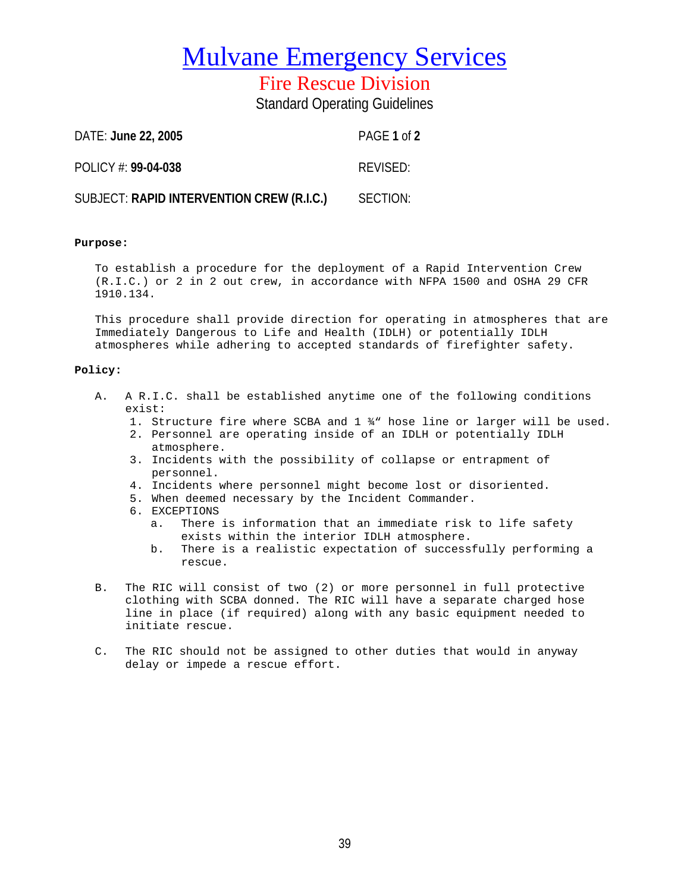# Mulvane Emergency Services

## Fire Rescue Division

Standard Operating Guidelines

DATE: **June 22, 2005** PAGE **1** of **2**

POLICY #: **99-04-038** REVISED:

SUBJECT: **RAPID INTERVENTION CREW (R.I.C.)** SECTION:

**Purpose:**

To establish a procedure for the deployment of a Rapid Intervention Crew (R.I.C.) or 2 in 2 out crew, in accordance with NFPA 1500 and OSHA 29 CFR 1910.134.

This procedure shall provide direction for operating in atmospheres that are Immediately Dangerous to Life and Health (IDLH) or potentially IDLH atmospheres while adhering to accepted standards of firefighter safety.

**Policy:**

A. A R.I.C. shall be established anytime one of the following conditions exist:
   1. Structure fire where SCBA and 1 ¾" hose line or larger will be used.
   2. Personnel are operating inside of an IDLH or potentially IDLH atmosphere.
   3. Incidents with the possibility of collapse or entrapment of personnel.
   4. Incidents where personnel might become lost or disoriented.
   5. When deemed necessary by the Incident Commander.
   6. EXCEPTIONS
      a. There is information that an immediate risk to life safety exists within the interior IDLH atmosphere.
      b. There is a realistic expectation of successfully performing a rescue.

B. The RIC will consist of two (2) or more personnel in full protective clothing with SCBA donned. The RIC will have a separate charged hose line in place (if required) along with any basic equipment needed to initiate rescue.

C. The RIC should not be assigned to other duties that would in anyway delay or impede a rescue effort.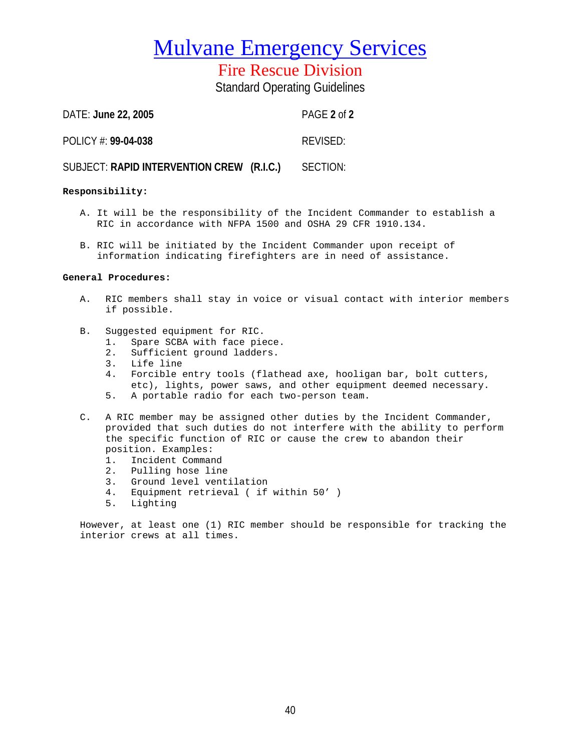# Mulvane Emergency Services

## Fire Rescue Division

### Standard Operating Guidelines

DATE: **June 22, 2005** PAGE **2** of **2**

POLICY #: **99-04-038** REVISED:

SUBJECT: **RAPID INTERVENTION CREW (R.I.C.)** SECTION:

**Responsibility:**

A. It will be the responsibility of the Incident Commander to establish a RIC in accordance with NFPA 1500 and OSHA 29 CFR 1910.134.

B. RIC will be initiated by the Incident Commander upon receipt of information indicating firefighters are in need of assistance.

**General Procedures:**

A. RIC members shall stay in voice or visual contact with interior members if possible.

B. Suggested equipment for RIC.
   1. Spare SCBA with face piece.
   2. Sufficient ground ladders.
   3. Life line
   4. Forcible entry tools (flathead axe, hooligan bar, bolt cutters, etc), lights, power saws, and other equipment deemed necessary.
   5. A portable radio for each two-person team.

C. A RIC member may be assigned other duties by the Incident Commander, provided that such duties do not interfere with the ability to perform the specific function of RIC or cause the crew to abandon their position. Examples:
   1. Incident Command
   2. Pulling hose line
   3. Ground level ventilation
   4. Equipment retrieval ( if within 50’ )
   5. Lighting

However, at least one (1) RIC member should be responsible for tracking the interior crews at all times.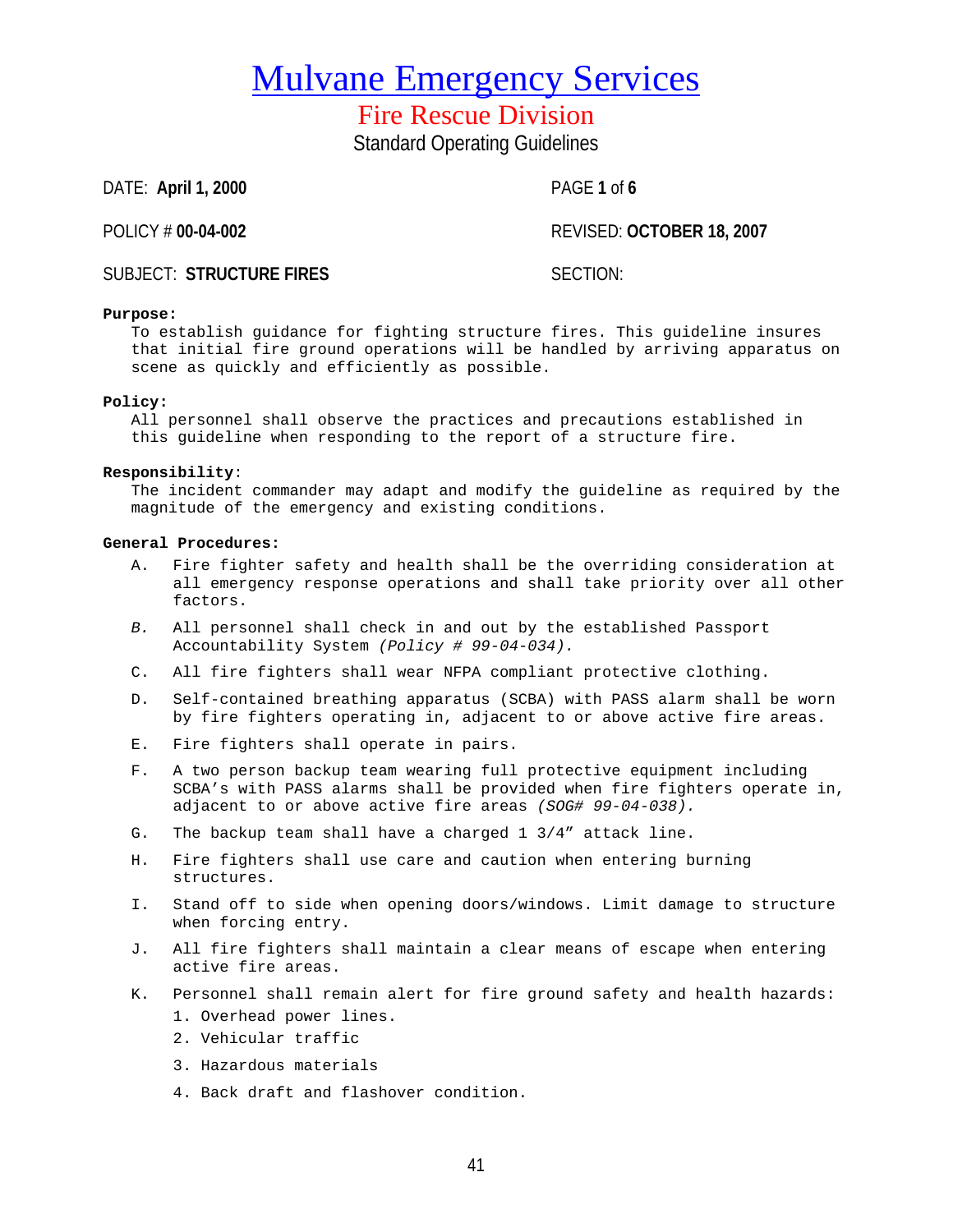# Mulvane Emergency Services

## Fire Rescue Division

Standard Operating Guidelines

DATE: **April 1, 2000** PAGE **1** of **6**

POLICY # **00-04-002** REVISED: **OCTOBER 18, 2007**

SUBJECT: **STRUCTURE FIRES** SECTION:

**Purpose:**

To establish guidance for fighting structure fires. This guideline insures that initial fire ground operations will be handled by arriving apparatus on scene as quickly and efficiently as possible.

**Policy:**

All personnel shall observe the practices and precautions established in this guideline when responding to the report of a structure fire.

**Responsibility**:

The incident commander may adapt and modify the guideline as required by the magnitude of the emergency and existing conditions.

**General Procedures:**

A. Fire fighter safety and health shall be the overriding consideration at all emergency response operations and shall take priority over all other factors.

*B.* All personnel shall check in and out by the established Passport Accountability System *(Policy # 99-04-034).*

C. All fire fighters shall wear NFPA compliant protective clothing.

D. Self-contained breathing apparatus (SCBA) with PASS alarm shall be worn by fire fighters operating in, adjacent to or above active fire areas.

E. Fire fighters shall operate in pairs.

F. A two person backup team wearing full protective equipment including SCBA's with PASS alarms shall be provided when fire fighters operate in, adjacent to or above active fire areas *(SOG# 99-04-038).*

G. The backup team shall have a charged 1 3/4" attack line.

H. Fire fighters shall use care and caution when entering burning structures.

I. Stand off to side when opening doors/windows. Limit damage to structure when forcing entry.

J. All fire fighters shall maintain a clear means of escape when entering active fire areas.

K. Personnel shall remain alert for fire ground safety and health hazards:

1. Overhead power lines.
2. Vehicular traffic
3. Hazardous materials
4. Back draft and flashover condition.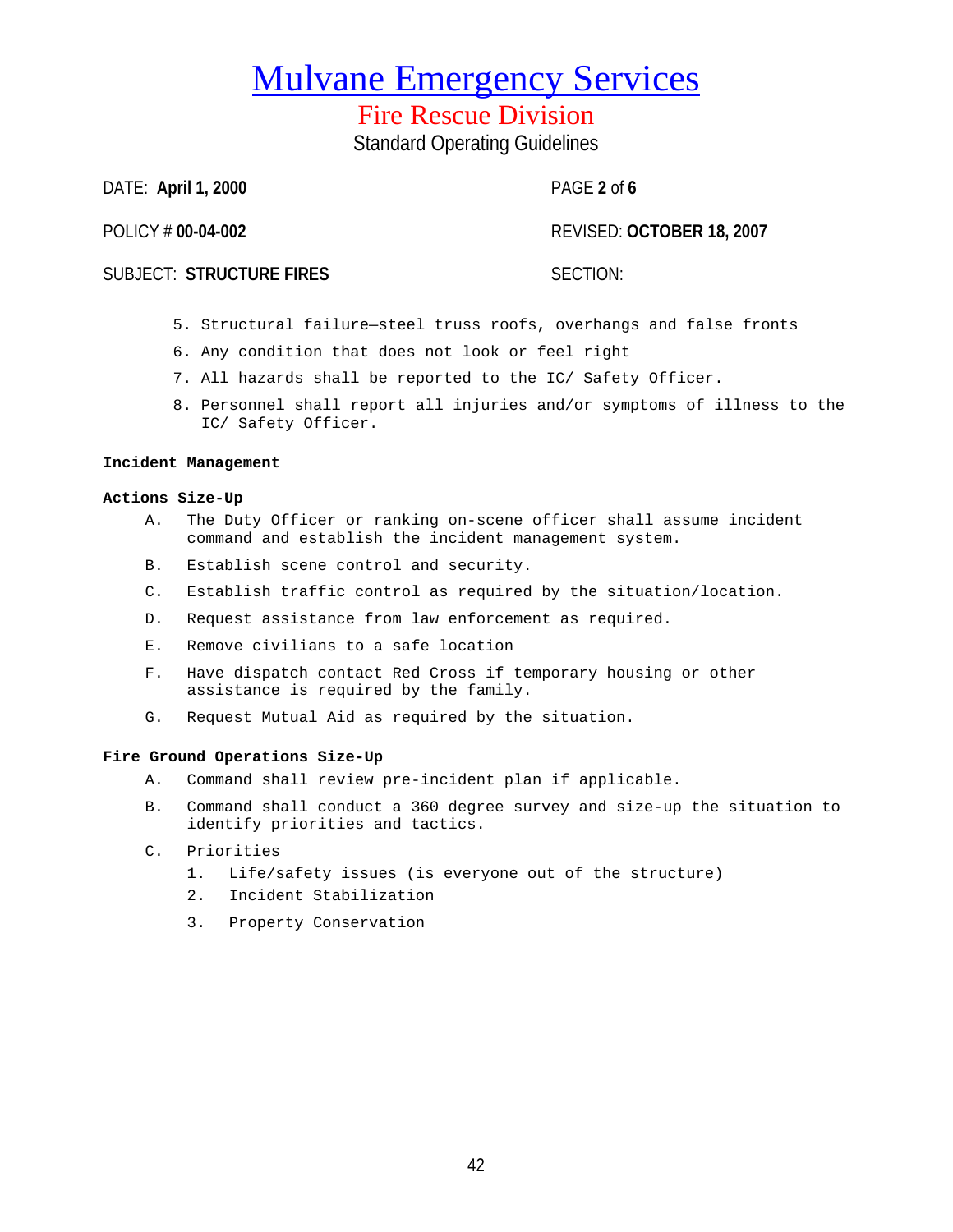# Mulvane Emergency Services

## Fire Rescue Division

Standard Operating Guidelines

DATE: **April 1, 2000** PAGE **2** of **6**

POLICY # **00-04-002** REVISED: **OCTOBER 18, 2007**

SUBJECT: **STRUCTURE FIRES** SECTION:

5. Structural failure—steel truss roofs, overhangs and false fronts
6. Any condition that does not look or feel right
7. All hazards shall be reported to the IC/ Safety Officer.
8. Personnel shall report all injuries and/or symptoms of illness to the IC/ Safety Officer.

**Incident Management**

**Actions Size-Up**

A. The Duty Officer or ranking on-scene officer shall assume incident command and establish the incident management system.

B. Establish scene control and security.

C. Establish traffic control as required by the situation/location.

D. Request assistance from law enforcement as required.

E. Remove civilians to a safe location

F. Have dispatch contact Red Cross if temporary housing or other assistance is required by the family.

G. Request Mutual Aid as required by the situation.

**Fire Ground Operations Size-Up**

A. Command shall review pre-incident plan if applicable.

B. Command shall conduct a 360 degree survey and size-up the situation to identify priorities and tactics.

C. Priorities
   1. Life/safety issues (is everyone out of the structure)
   2. Incident Stabilization
   3. Property Conservation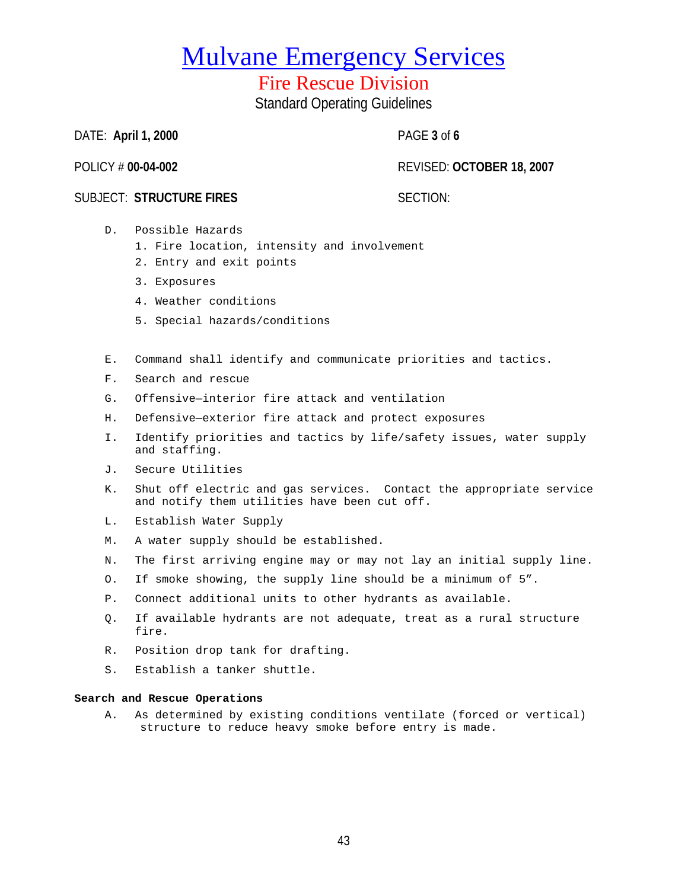D. Possible Hazards
   1. Fire location, intensity and involvement
   2. Entry and exit points
   3. Exposures
   4. Weather conditions
   5. Special hazards/conditions

E. Command shall identify and communicate priorities and tactics.

F. Search and rescue

G. Offensive—interior fire attack and ventilation

H. Defensive—exterior fire attack and protect exposures

I. Identify priorities and tactics by life/safety issues, water supply and staffing.

J. Secure Utilities

K. Shut off electric and gas services. Contact the appropriate service and notify them utilities have been cut off.

L. Establish Water Supply

M. A water supply should be established.

N. The first arriving engine may or may not lay an initial supply line.

O. If smoke showing, the supply line should be a minimum of 5".

P. Connect additional units to other hydrants as available.

Q. If available hydrants are not adequate, treat as a rural structure fire.

R. Position drop tank for drafting.

S. Establish a tanker shuttle.

**Search and Rescue Operations**

A. As determined by existing conditions ventilate (forced or vertical) structure to reduce heavy smoke before entry is made.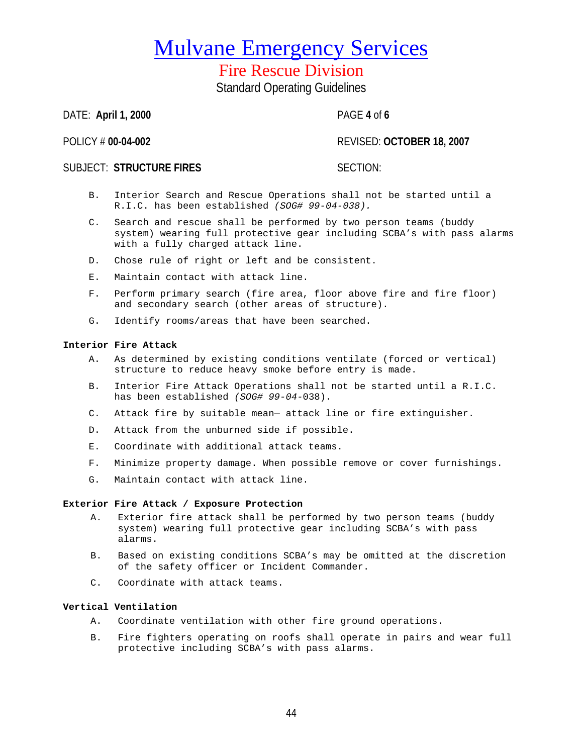# Mulvane Emergency Services

## Fire Rescue Division

Standard Operating Guidelines

DATE: **April 1, 2000** PAGE **4** of **6**

POLICY # **00-04-002** REVISED: **OCTOBER 18, 2007**

SUBJECT: **STRUCTURE FIRES** SECTION:

B. Interior Search and Rescue Operations shall not be started until a R.I.C. has been established *(SOG# 99-04-038).*

C. Search and rescue shall be performed by two person teams (buddy system) wearing full protective gear including SCBA's with pass alarms with a fully charged attack line.

D. Chose rule of right or left and be consistent.

E. Maintain contact with attack line.

F. Perform primary search (fire area, floor above fire and fire floor) and secondary search (other areas of structure).

G. Identify rooms/areas that have been searched.

**Interior Fire Attack**

A. As determined by existing conditions ventilate (forced or vertical) structure to reduce heavy smoke before entry is made.

B. Interior Fire Attack Operations shall not be started until a R.I.C. has been established *(SOG# 99-04*-038).

C. Attack fire by suitable mean— attack line or fire extinguisher.

D. Attack from the unburned side if possible.

E. Coordinate with additional attack teams.

F. Minimize property damage. When possible remove or cover furnishings.

G. Maintain contact with attack line.

**Exterior Fire Attack / Exposure Protection**

A. Exterior fire attack shall be performed by two person teams (buddy system) wearing full protective gear including SCBA's with pass alarms.

B. Based on existing conditions SCBA's may be omitted at the discretion of the safety officer or Incident Commander.

C. Coordinate with attack teams.

**Vertical Ventilation**

A. Coordinate ventilation with other fire ground operations.

B. Fire fighters operating on roofs shall operate in pairs and wear full protective including SCBA's with pass alarms.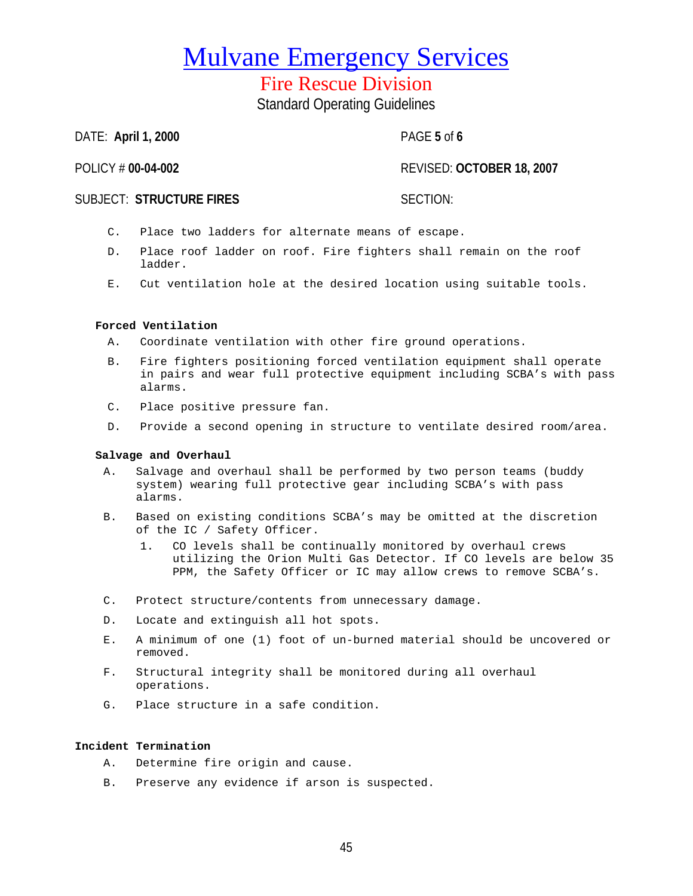# Mulvane Emergency Services

## Fire Rescue Division

Standard Operating Guidelines

DATE: **April 1, 2000** PAGE **5** of **6**

POLICY # **00-04-002** REVISED: **OCTOBER 18, 2007**

SUBJECT: **STRUCTURE FIRES** SECTION:

C. Place two ladders for alternate means of escape.

D. Place roof ladder on roof. Fire fighters shall remain on the roof ladder.

E. Cut ventilation hole at the desired location using suitable tools.

**Forced Ventilation**

A. Coordinate ventilation with other fire ground operations.

B. Fire fighters positioning forced ventilation equipment shall operate in pairs and wear full protective equipment including SCBA's with pass alarms.

C. Place positive pressure fan.

D. Provide a second opening in structure to ventilate desired room/area.

**Salvage and Overhaul**

A. Salvage and overhaul shall be performed by two person teams (buddy system) wearing full protective gear including SCBA's with pass alarms.

B. Based on existing conditions SCBA's may be omitted at the discretion of the IC / Safety Officer.

   1. CO levels shall be continually monitored by overhaul crews utilizing the Orion Multi Gas Detector. If CO levels are below 35 PPM, the Safety Officer or IC may allow crews to remove SCBA's.

C. Protect structure/contents from unnecessary damage.

D. Locate and extinguish all hot spots.

E. A minimum of one (1) foot of un-burned material should be uncovered or removed.

F. Structural integrity shall be monitored during all overhaul operations.

G. Place structure in a safe condition.

**Incident Termination**

A. Determine fire origin and cause.

B. Preserve any evidence if arson is suspected.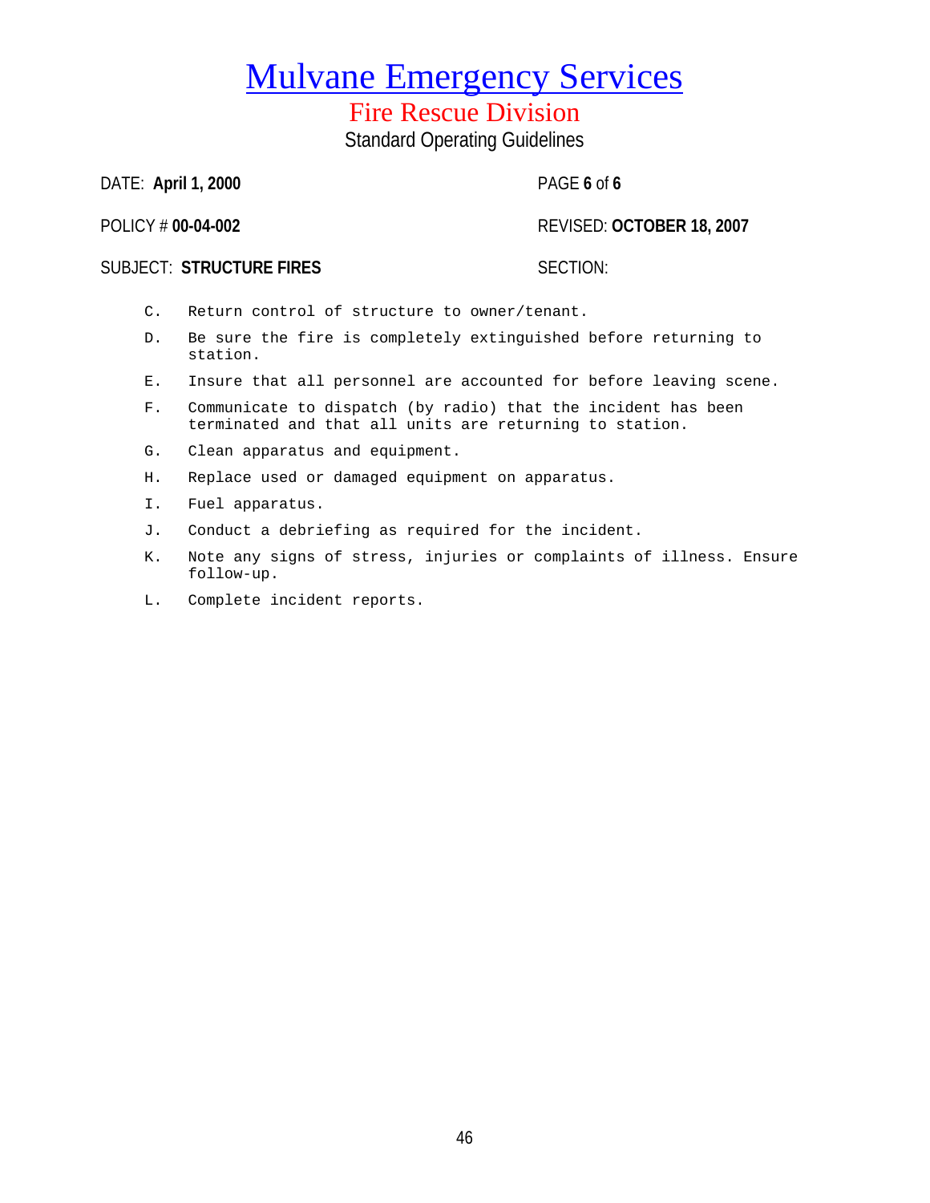# Mulvane Emergency Services

## Fire Rescue Division

Standard Operating Guidelines

DATE: **April 1, 2000**

PAGE **6** of **6**

POLICY # **00-04-002**

REVISED: **OCTOBER 18, 2007**

SUBJECT: **STRUCTURE FIRES**

SECTION:

C. Return control of structure to owner/tenant.

D. Be sure the fire is completely extinguished before returning to station.

E. Insure that all personnel are accounted for before leaving scene.

F. Communicate to dispatch (by radio) that the incident has been terminated and that all units are returning to station.

G. Clean apparatus and equipment.

H. Replace used or damaged equipment on apparatus.

I. Fuel apparatus.

J. Conduct a debriefing as required for the incident.

K. Note any signs of stress, injuries or complaints of illness. Ensure follow-up.

L. Complete incident reports.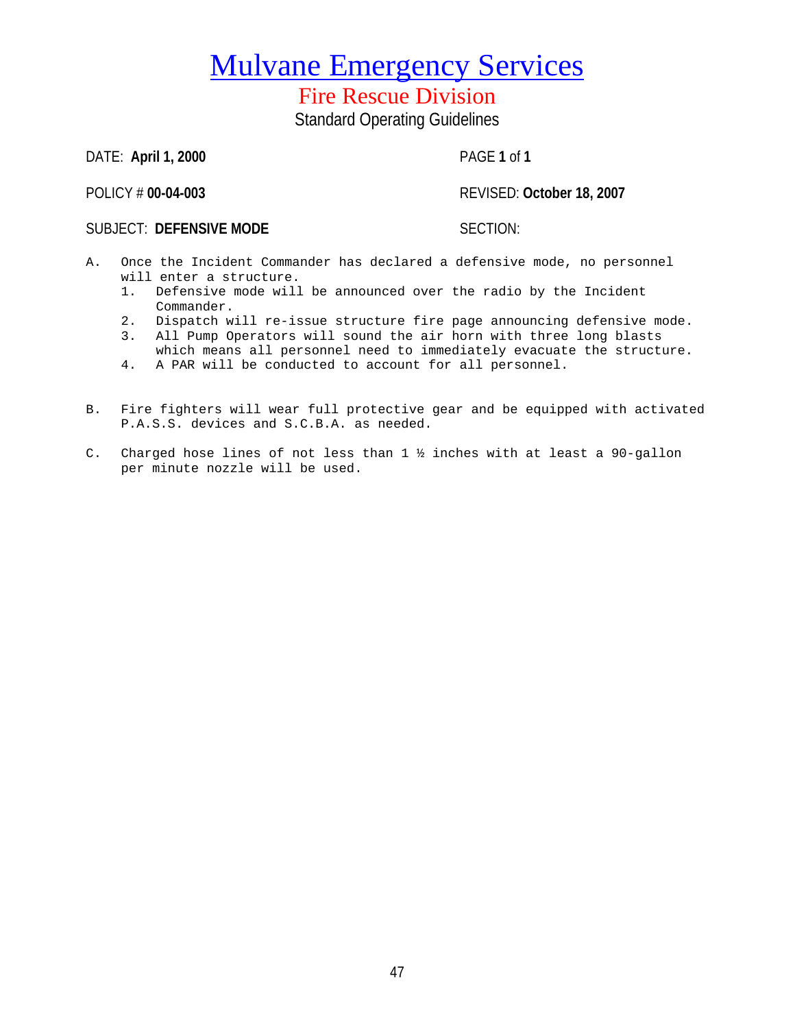# Mulvane Emergency Services

## Fire Rescue Division

### Standard Operating Guidelines

DATE: **April 1, 2000** PAGE **1** of **1**

POLICY # **00-04-003** REVISED: **October 18, 2007**

SUBJECT: **DEFENSIVE MODE** SECTION:

A. Once the Incident Commander has declared a defensive mode, no personnel will enter a structure.
   1. Defensive mode will be announced over the radio by the Incident Commander.
   2. Dispatch will re-issue structure fire page announcing defensive mode.
   3. All Pump Operators will sound the air horn with three long blasts which means all personnel need to immediately evacuate the structure.
   4. A PAR will be conducted to account for all personnel.

B. Fire fighters will wear full protective gear and be equipped with activated P.A.S.S. devices and S.C.B.A. as needed.

C. Charged hose lines of not less than 1 ½ inches with at least a 90-gallon per minute nozzle will be used.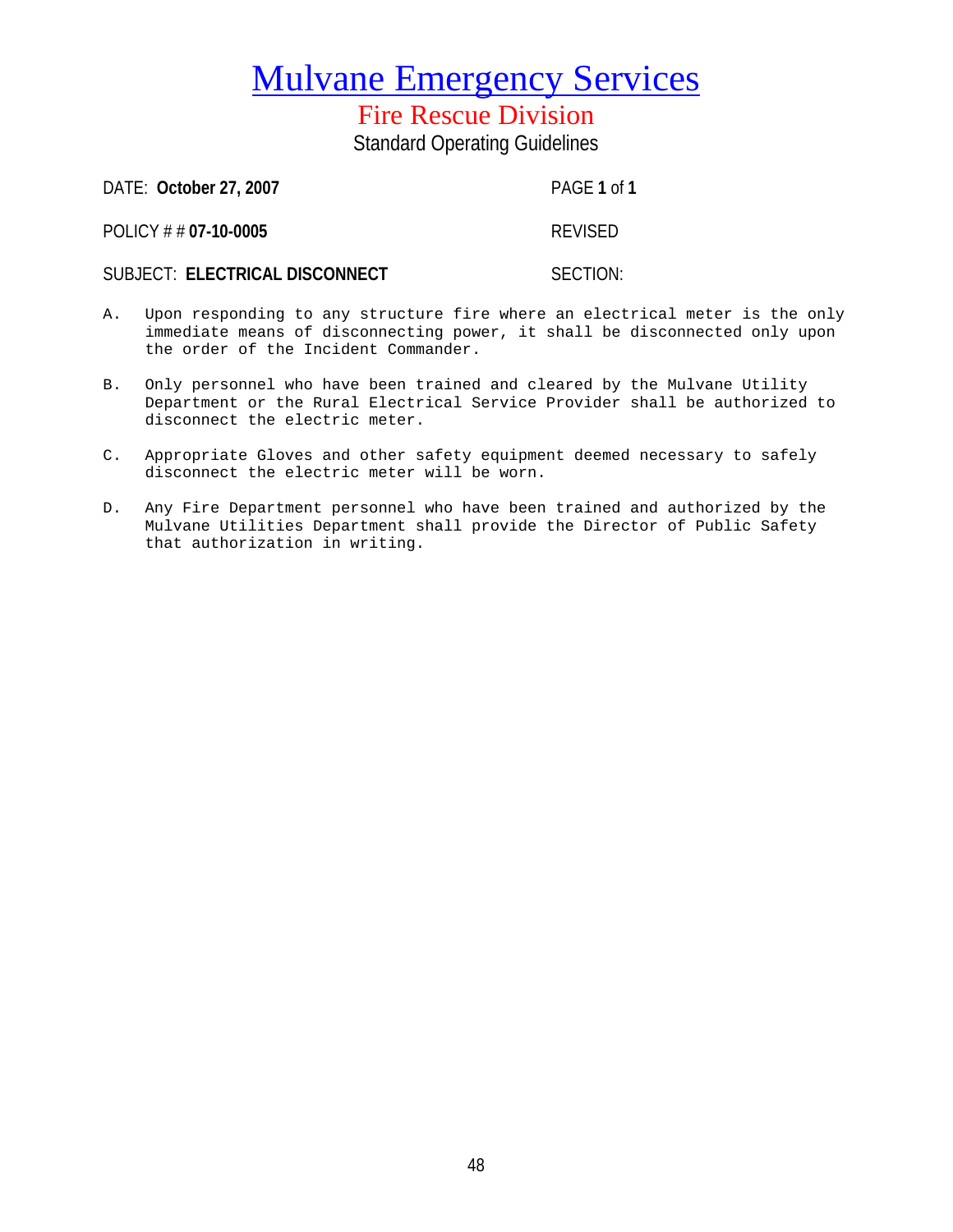# Mulvane Emergency Services

## Fire Rescue Division

### Standard Operating Guidelines

DATE: **October 27, 2007** PAGE **1** of **1**

POLICY # # **07-10-0005** REVISED

SUBJECT: **ELECTRICAL DISCONNECT** SECTION:

A. Upon responding to any structure fire where an electrical meter is the only immediate means of disconnecting power, it shall be disconnected only upon the order of the Incident Commander.

B. Only personnel who have been trained and cleared by the Mulvane Utility Department or the Rural Electrical Service Provider shall be authorized to disconnect the electric meter.

C. Appropriate Gloves and other safety equipment deemed necessary to safely disconnect the electric meter will be worn.

D. Any Fire Department personnel who have been trained and authorized by the Mulvane Utilities Department shall provide the Director of Public Safety that authorization in writing.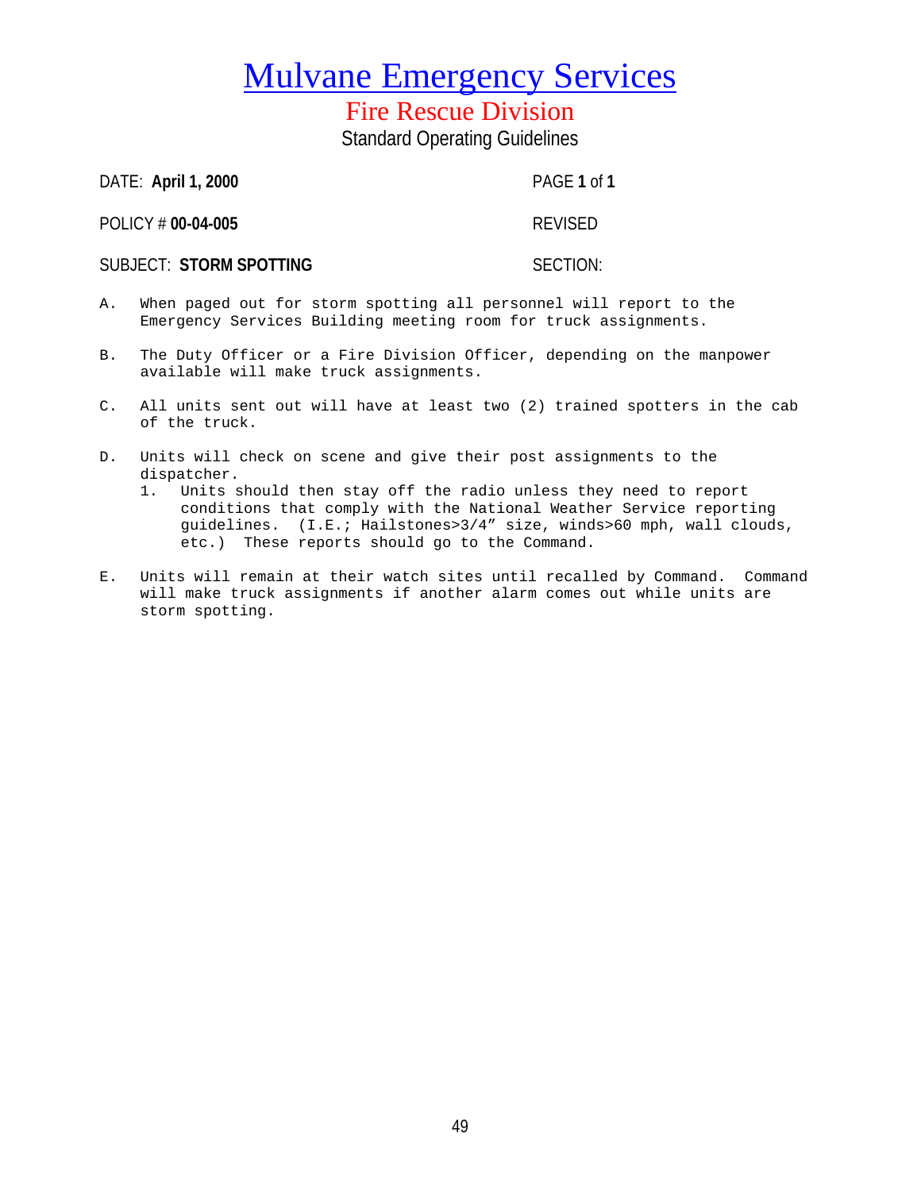# Mulvane Emergency Services

## Fire Rescue Division

### Standard Operating Guidelines

DATE: **April 1, 2000** PAGE **1** of **1**

POLICY # **00-04-005** REVISED

SUBJECT: **STORM SPOTTING** SECTION:

A. When paged out for storm spotting all personnel will report to the Emergency Services Building meeting room for truck assignments.

B. The Duty Officer or a Fire Division Officer, depending on the manpower available will make truck assignments.

C. All units sent out will have at least two (2) trained spotters in the cab of the truck.

D. Units will check on scene and give their post assignments to the dispatcher.
   1. Units should then stay off the radio unless they need to report conditions that comply with the National Weather Service reporting guidelines. (I.E.; Hailstones>3/4" size, winds>60 mph, wall clouds, etc.) These reports should go to the Command.

E. Units will remain at their watch sites until recalled by Command. Command will make truck assignments if another alarm comes out while units are storm spotting.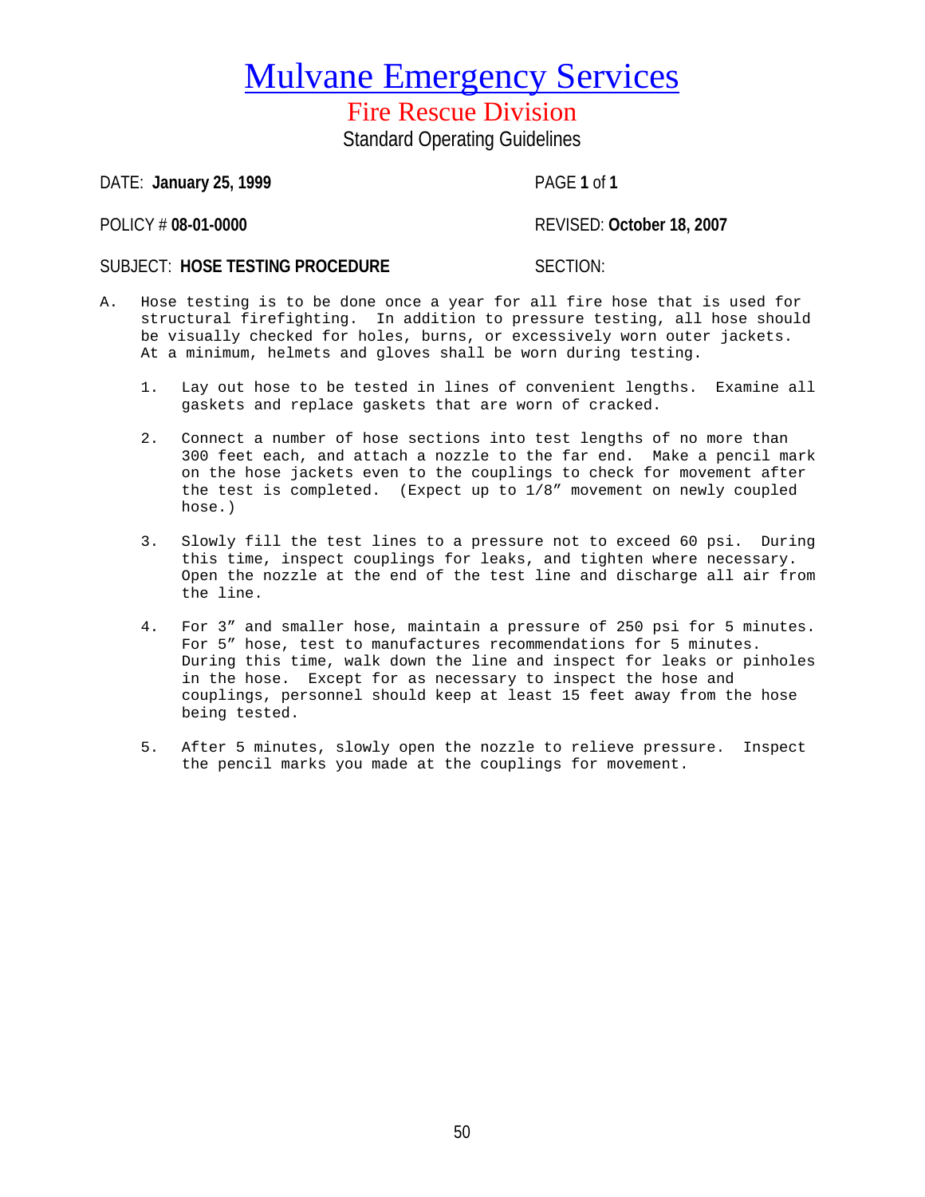# Mulvane Emergency Services

## Fire Rescue Division

### Standard Operating Guidelines

DATE: **January 25, 1999** PAGE **1** of **1**

POLICY # **08-01-0000** REVISED: **October 18, 2007**

SUBJECT: **HOSE TESTING PROCEDURE** SECTION:

A. Hose testing is to be done once a year for all fire hose that is used for structural firefighting. In addition to pressure testing, all hose should be visually checked for holes, burns, or excessively worn outer jackets. At a minimum, helmets and gloves shall be worn during testing.

1. Lay out hose to be tested in lines of convenient lengths. Examine all gaskets and replace gaskets that are worn of cracked.

2. Connect a number of hose sections into test lengths of no more than 300 feet each, and attach a nozzle to the far end. Make a pencil mark on the hose jackets even to the couplings to check for movement after the test is completed. (Expect up to 1/8" movement on newly coupled hose.)

3. Slowly fill the test lines to a pressure not to exceed 60 psi. During this time, inspect couplings for leaks, and tighten where necessary. Open the nozzle at the end of the test line and discharge all air from the line.

4. For 3" and smaller hose, maintain a pressure of 250 psi for 5 minutes. For 5" hose, test to manufactures recommendations for 5 minutes. During this time, walk down the line and inspect for leaks or pinholes in the hose. Except for as necessary to inspect the hose and couplings, personnel should keep at least 15 feet away from the hose being tested.

5. After 5 minutes, slowly open the nozzle to relieve pressure. Inspect the pencil marks you made at the couplings for movement.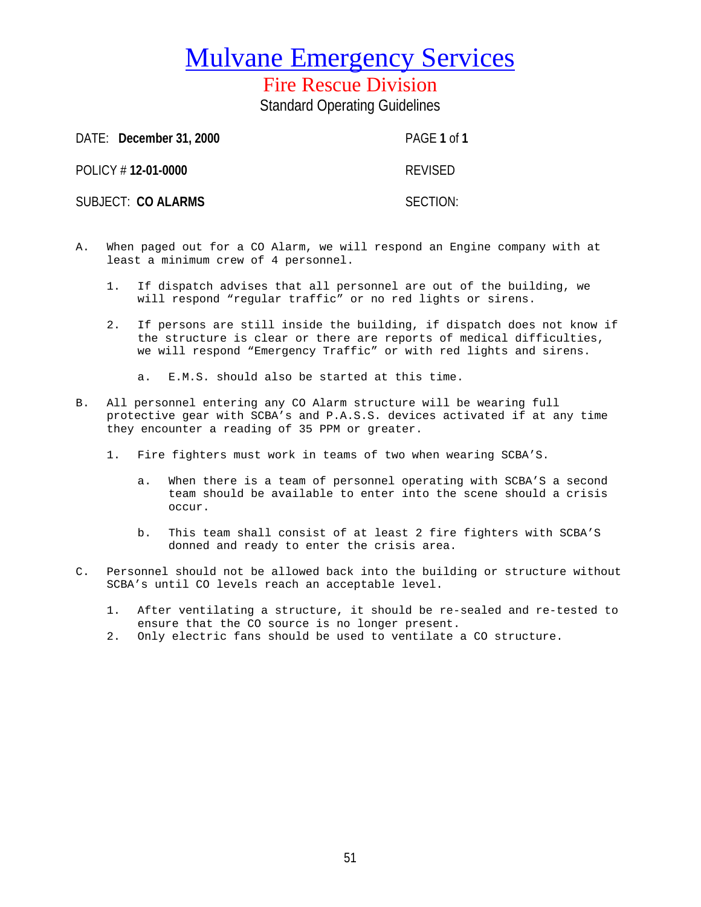# Mulvane Emergency Services

## Fire Rescue Division

### Standard Operating Guidelines

| | |
|---|---|
| DATE: **December 31, 2000** | PAGE **1** of **1** |
| POLICY # **12-01-0000** | REVISED |
| SUBJECT: **CO ALARMS** | SECTION: |

A. When paged out for a CO Alarm, we will respond an Engine company with at least a minimum crew of 4 personnel.

   1. If dispatch advises that all personnel are out of the building, we will respond "regular traffic" or no red lights or sirens.

   2. If persons are still inside the building, if dispatch does not know if the structure is clear or there are reports of medical difficulties, we will respond "Emergency Traffic" or with red lights and sirens.

      a. E.M.S. should also be started at this time.

B. All personnel entering any CO Alarm structure will be wearing full protective gear with SCBA's and P.A.S.S. devices activated if at any time they encounter a reading of 35 PPM or greater.

   1. Fire fighters must work in teams of two when wearing SCBA'S.

      a. When there is a team of personnel operating with SCBA'S a second team should be available to enter into the scene should a crisis occur.

      b. This team shall consist of at least 2 fire fighters with SCBA'S donned and ready to enter the crisis area.

C. Personnel should not be allowed back into the building or structure without SCBA's until CO levels reach an acceptable level.

   1. After ventilating a structure, it should be re-sealed and re-tested to ensure that the CO source is no longer present.
   2. Only electric fans should be used to ventilate a CO structure.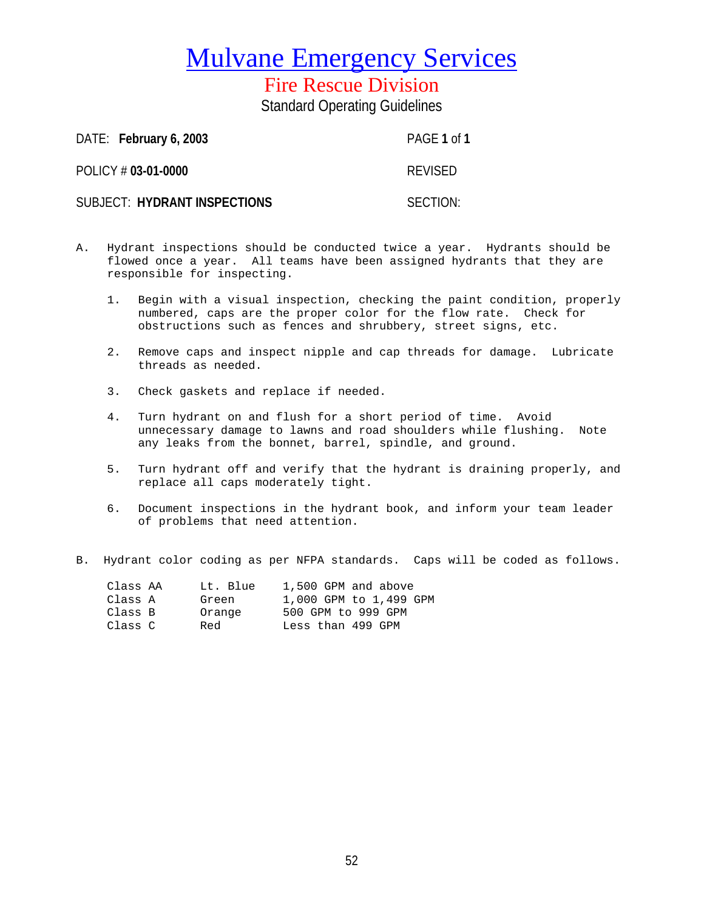# Mulvane Emergency Services

## Fire Rescue Division

### Standard Operating Guidelines

| | |
|---|---|
| DATE: **February 6, 2003** | PAGE **1** of **1** |
| POLICY # **03-01-0000** | REVISED |
| SUBJECT: **HYDRANT INSPECTIONS** | SECTION: |

A. Hydrant inspections should be conducted twice a year. Hydrants should be flowed once a year. All teams have been assigned hydrants that they are responsible for inspecting.

1. Begin with a visual inspection, checking the paint condition, properly numbered, caps are the proper color for the flow rate. Check for obstructions such as fences and shrubbery, street signs, etc.

2. Remove caps and inspect nipple and cap threads for damage. Lubricate threads as needed.

3. Check gaskets and replace if needed.

4. Turn hydrant on and flush for a short period of time. Avoid unnecessary damage to lawns and road shoulders while flushing. Note any leaks from the bonnet, barrel, spindle, and ground.

5. Turn hydrant off and verify that the hydrant is draining properly, and replace all caps moderately tight.

6. Document inspections in the hydrant book, and inform your team leader of problems that need attention.

B. Hydrant color coding as per NFPA standards. Caps will be coded as follows.

| | | |
|---|---|---|
| Class AA | Lt. Blue | 1,500 GPM and above |
| Class A | Green | 1,000 GPM to 1,499 GPM |
| Class B | Orange | 500 GPM to 999 GPM |
| Class C | Red | Less than 499 GPM |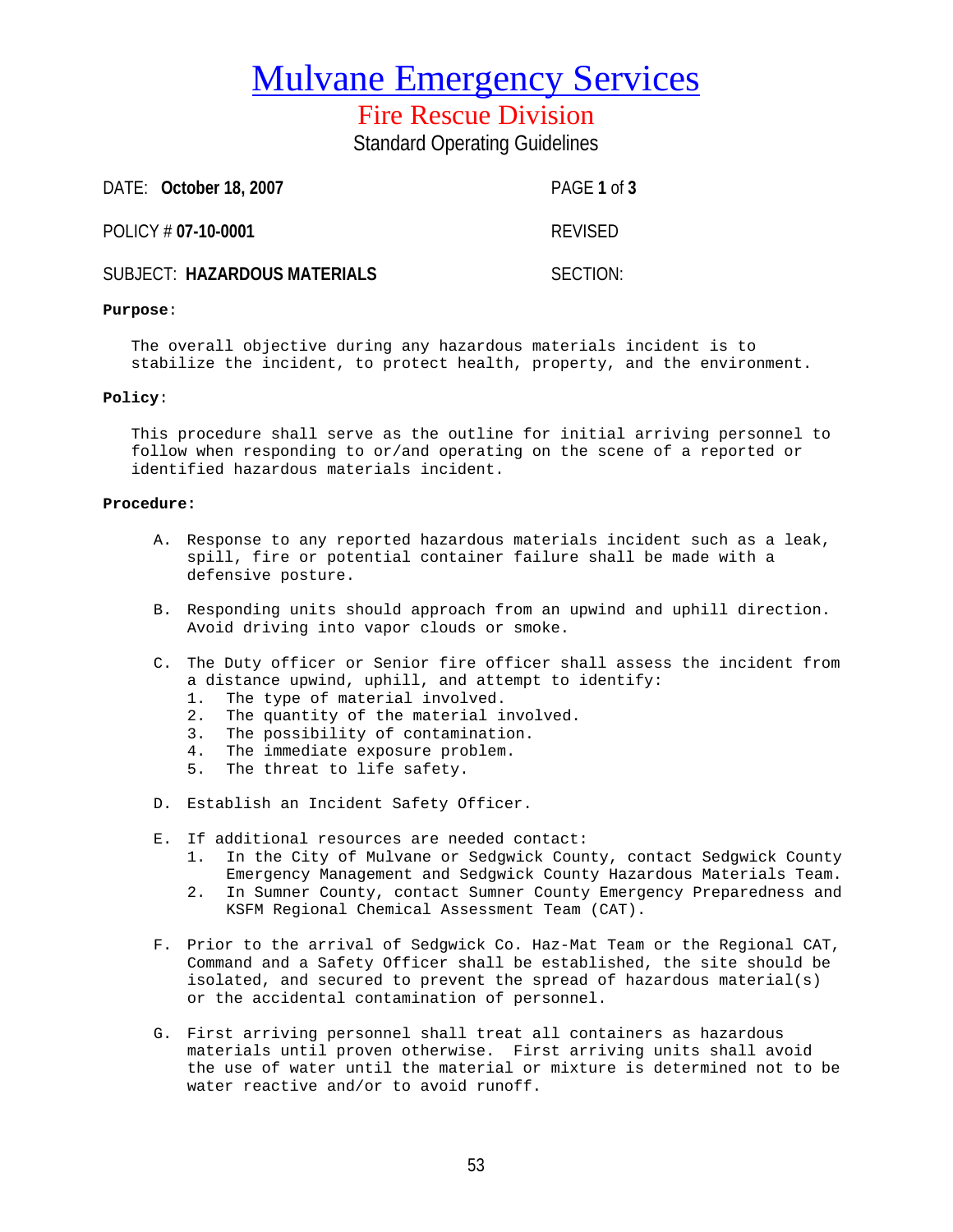# Mulvane Emergency Services

## Fire Rescue Division

Standard Operating Guidelines

| | |
|---|---|
| DATE: **October 18, 2007** | PAGE **1** of **3** |
| POLICY # **07-10-0001** | REVISED |
| SUBJECT: **HAZARDOUS MATERIALS** | SECTION: |

**Purpose:**

The overall objective during any hazardous materials incident is to stabilize the incident, to protect health, property, and the environment.

**Policy:**

This procedure shall serve as the outline for initial arriving personnel to follow when responding to or/and operating on the scene of a reported or identified hazardous materials incident.

**Procedure:**

A. Response to any reported hazardous materials incident such as a leak, spill, fire or potential container failure shall be made with a defensive posture.

B. Responding units should approach from an upwind and uphill direction. Avoid driving into vapor clouds or smoke.

C. The Duty officer or Senior fire officer shall assess the incident from a distance upwind, uphill, and attempt to identify:
   1. The type of material involved.
   2. The quantity of the material involved.
   3. The possibility of contamination.
   4. The immediate exposure problem.
   5. The threat to life safety.

D. Establish an Incident Safety Officer.

E. If additional resources are needed contact:
   1. In the City of Mulvane or Sedgwick County, contact Sedgwick County Emergency Management and Sedgwick County Hazardous Materials Team.
   2. In Sumner County, contact Sumner County Emergency Preparedness and KSFM Regional Chemical Assessment Team (CAT).

F. Prior to the arrival of Sedgwick Co. Haz-Mat Team or the Regional CAT, Command and a Safety Officer shall be established, the site should be isolated, and secured to prevent the spread of hazardous material(s) or the accidental contamination of personnel.

G. First arriving personnel shall treat all containers as hazardous materials until proven otherwise. First arriving units shall avoid the use of water until the material or mixture is determined not to be water reactive and/or to avoid runoff.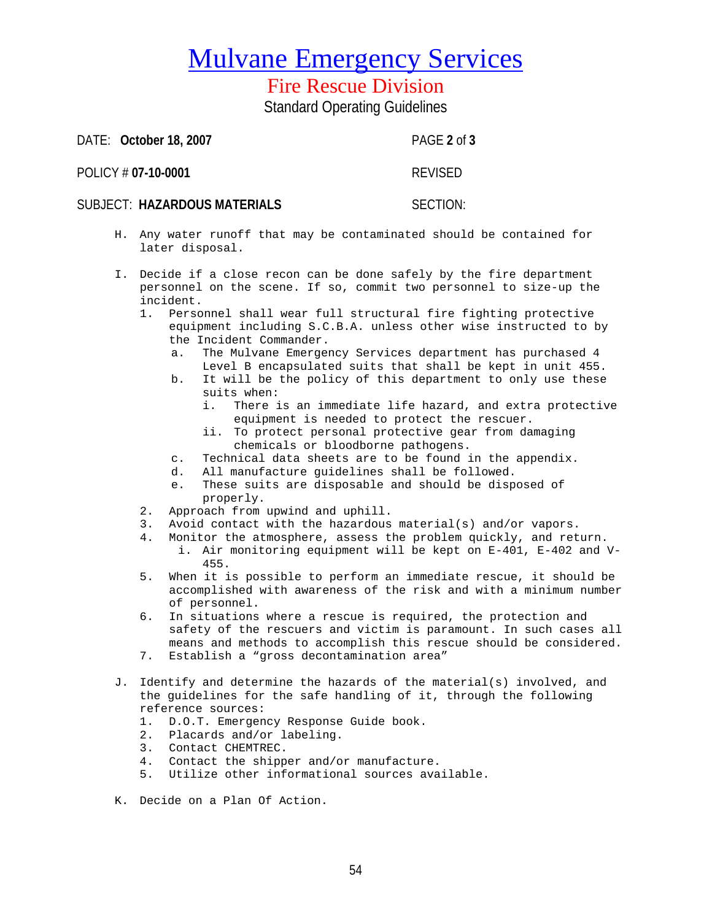// Mulvane Emergency Services

## Fire Rescue Division

Standard Operating Guidelines

DATE: **October 18, 2007** PAGE **2** of **3**

POLICY # **07-10-0001** REVISED

SUBJECT: **HAZARDOUS MATERIALS** SECTION:

H. Any water runoff that may be contaminated should be contained for later disposal.

I. Decide if a close recon can be done safely by the fire department personnel on the scene. If so, commit two personnel to size-up the incident.
   1. Personnel shall wear full structural fire fighting protective equipment including S.C.B.A. unless other wise instructed to by the Incident Commander.
      a. The Mulvane Emergency Services department has purchased 4 Level B encapsulated suits that shall be kept in unit 455.
      b. It will be the policy of this department to only use these suits when:
         i. There is an immediate life hazard, and extra protective equipment is needed to protect the rescuer.
         ii. To protect personal protective gear from damaging chemicals or bloodborne pathogens.
      c. Technical data sheets are to be found in the appendix.
      d. All manufacture guidelines shall be followed.
      e. These suits are disposable and should be disposed of properly.
   2. Approach from upwind and uphill.
   3. Avoid contact with the hazardous material(s) and/or vapors.
   4. Monitor the atmosphere, assess the problem quickly, and return.
      i. Air monitoring equipment will be kept on E-401, E-402 and V-455.
   5. When it is possible to perform an immediate rescue, it should be accomplished with awareness of the risk and with a minimum number of personnel.
   6. In situations where a rescue is required, the protection and safety of the rescuers and victim is paramount. In such cases all means and methods to accomplish this rescue should be considered.
   7. Establish a "gross decontamination area"

J. Identify and determine the hazards of the material(s) involved, and the guidelines for the safe handling of it, through the following reference sources:
   1. D.O.T. Emergency Response Guide book.
   2. Placards and/or labeling.
   3. Contact CHEMTREC.
   4. Contact the shipper and/or manufacture.
   5. Utilize other informational sources available.

K. Decide on a Plan Of Action.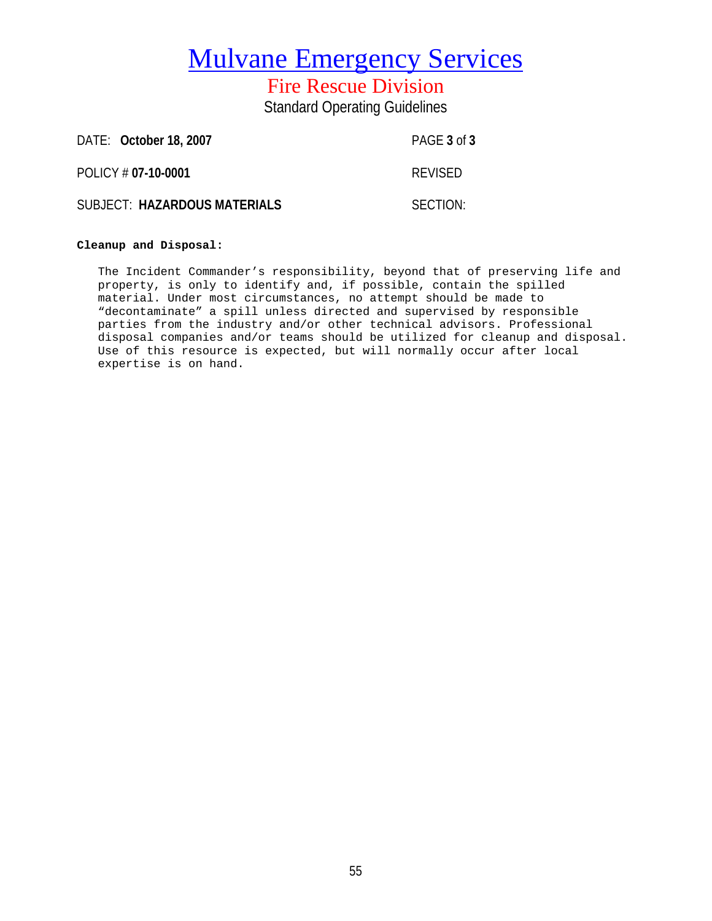# Mulvane Emergency Services

## Fire Rescue Division

Standard Operating Guidelines

| | |
|---|---|
| DATE: **October 18, 2007** | PAGE **3** of **3** |
| POLICY # **07-10-0001** | REVISED |
| SUBJECT: **HAZARDOUS MATERIALS** | SECTION: |

**Cleanup and Disposal:**

The Incident Commander's responsibility, beyond that of preserving life and property, is only to identify and, if possible, contain the spilled material. Under most circumstances, no attempt should be made to "decontaminate" a spill unless directed and supervised by responsible parties from the industry and/or other technical advisors. Professional disposal companies and/or teams should be utilized for cleanup and disposal. Use of this resource is expected, but will normally occur after local expertise is on hand.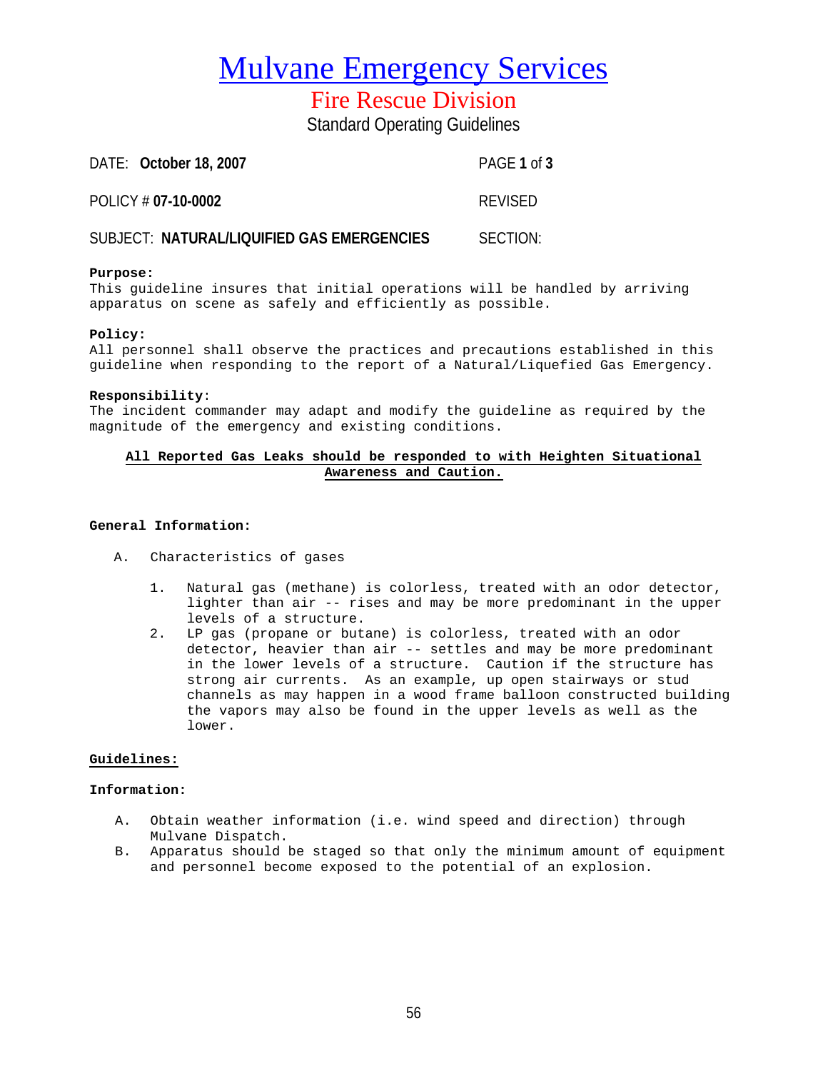# Mulvane Emergency Services

## Fire Rescue Division

Standard Operating Guidelines

| | |
|---|---|
| DATE: **October 18, 2007** | PAGE **1** of **3** |
| POLICY # **07-10-0002** | REVISED |
| SUBJECT: **NATURAL/LIQUIFIED GAS EMERGENCIES** | SECTION: |

**Purpose:**
This guideline insures that initial operations will be handled by arriving apparatus on scene as safely and efficiently as possible.

**Policy:**
All personnel shall observe the practices and precautions established in this guideline when responding to the report of a Natural/Liquefied Gas Emergency.

**Responsibility**:
The incident commander may adapt and modify the guideline as required by the magnitude of the emergency and existing conditions.

**All Reported Gas Leaks should be responded to with Heighten Situational Awareness and Caution.**

**General Information:**

A. Characteristics of gases

1. Natural gas (methane) is colorless, treated with an odor detector, lighter than air -- rises and may be more predominant in the upper levels of a structure.
2. LP gas (propane or butane) is colorless, treated with an odor detector, heavier than air -- settles and may be more predominant in the lower levels of a structure. Caution if the structure has strong air currents. As an example, up open stairways or stud channels as may happen in a wood frame balloon constructed building the vapors may also be found in the upper levels as well as the lower.

**Guidelines:**

**Information:**

A. Obtain weather information (i.e. wind speed and direction) through Mulvane Dispatch.
B. Apparatus should be staged so that only the minimum amount of equipment and personnel become exposed to the potential of an explosion.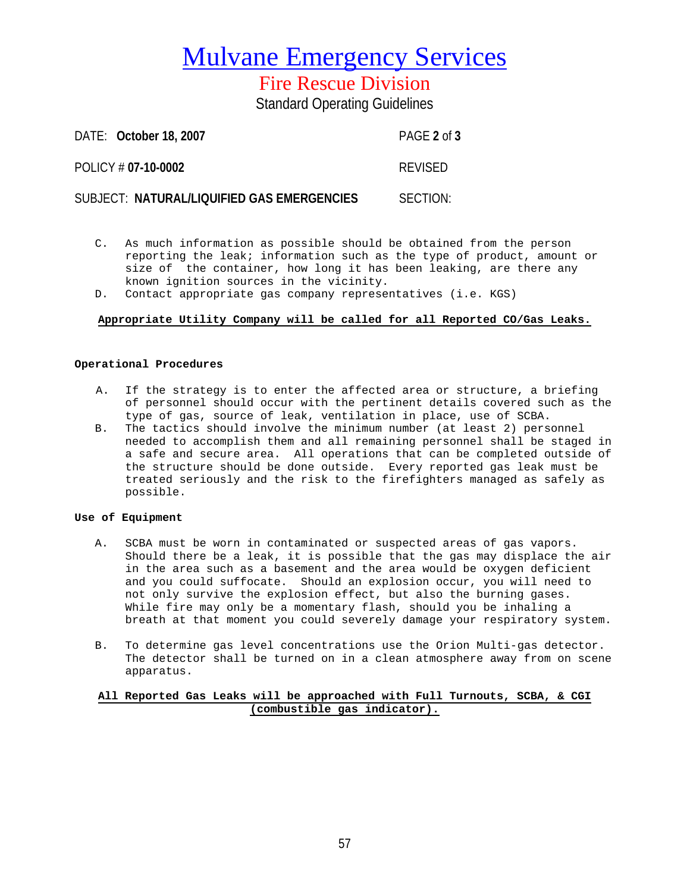# Mulvane Emergency Services

## Fire Rescue Division

Standard Operating Guidelines

DATE: **October 18, 2007** PAGE **2** of **3**

POLICY # **07-10-0002** REVISED

SUBJECT: **NATURAL/LIQUIFIED GAS EMERGENCIES** SECTION:

C. As much information as possible should be obtained from the person reporting the leak; information such as the type of product, amount or size of the container, how long it has been leaking, are there any known ignition sources in the vicinity.

D. Contact appropriate gas company representatives (i.e. KGS)

**Appropriate Utility Company will be called for all Reported CO/Gas Leaks.**

**Operational Procedures**

A. If the strategy is to enter the affected area or structure, a briefing of personnel should occur with the pertinent details covered such as the type of gas, source of leak, ventilation in place, use of SCBA.

B. The tactics should involve the minimum number (at least 2) personnel needed to accomplish them and all remaining personnel shall be staged in a safe and secure area. All operations that can be completed outside of the structure should be done outside. Every reported gas leak must be treated seriously and the risk to the firefighters managed as safely as possible.

**Use of Equipment**

A. SCBA must be worn in contaminated or suspected areas of gas vapors. Should there be a leak, it is possible that the gas may displace the air in the area such as a basement and the area would be oxygen deficient and you could suffocate. Should an explosion occur, you will need to not only survive the explosion effect, but also the burning gases. While fire may only be a momentary flash, should you be inhaling a breath at that moment you could severely damage your respiratory system.

B. To determine gas level concentrations use the Orion Multi-gas detector. The detector shall be turned on in a clean atmosphere away from on scene apparatus.

**All Reported Gas Leaks will be approached with Full Turnouts, SCBA, & CGI (combustible gas indicator).**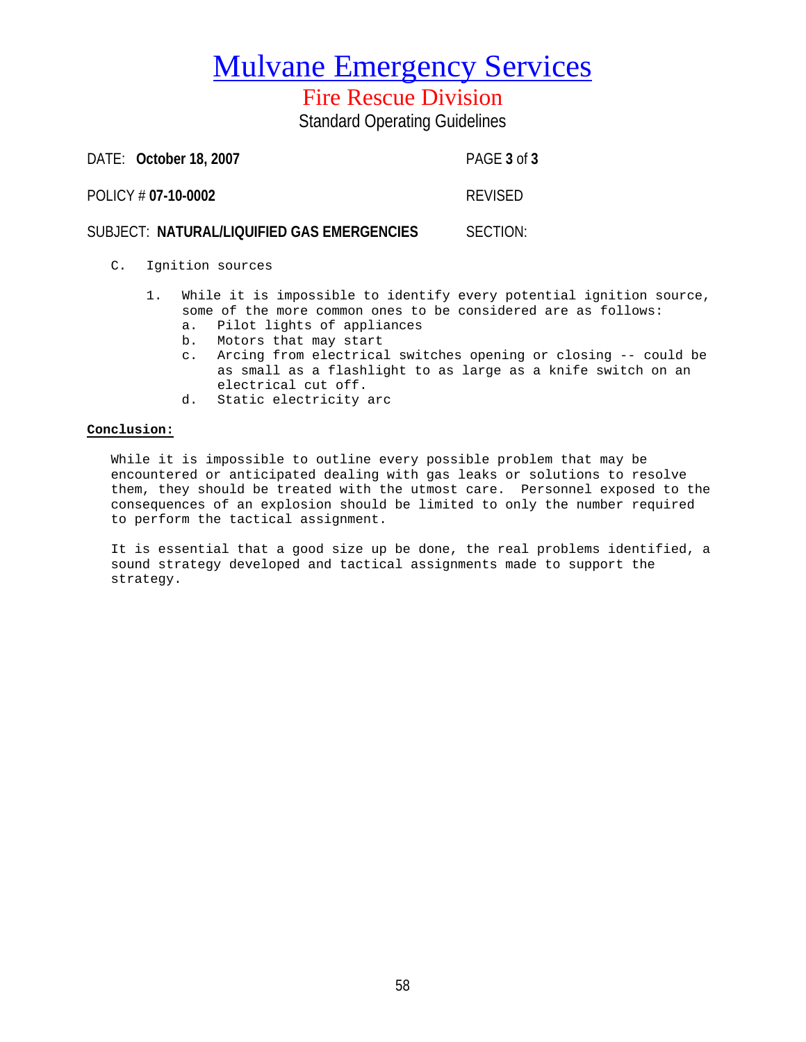# Mulvane Emergency Services

## Fire Rescue Division

Standard Operating Guidelines

DATE: **October 18, 2007** PAGE **3** of **3**

POLICY # **07-10-0002** REVISED

SUBJECT: **NATURAL/LIQUIFIED GAS EMERGENCIES** SECTION:

C. Ignition sources

1. While it is impossible to identify every potential ignition source, some of the more common ones to be considered are as follows:
   a. Pilot lights of appliances
   b. Motors that may start
   c. Arcing from electrical switches opening or closing -- could be as small as a flashlight to as large as a knife switch on an electrical cut off.
   d. Static electricity arc

**Conclusion:**

While it is impossible to outline every possible problem that may be encountered or anticipated dealing with gas leaks or solutions to resolve them, they should be treated with the utmost care. Personnel exposed to the consequences of an explosion should be limited to only the number required to perform the tactical assignment.

It is essential that a good size up be done, the real problems identified, a sound strategy developed and tactical assignments made to support the strategy.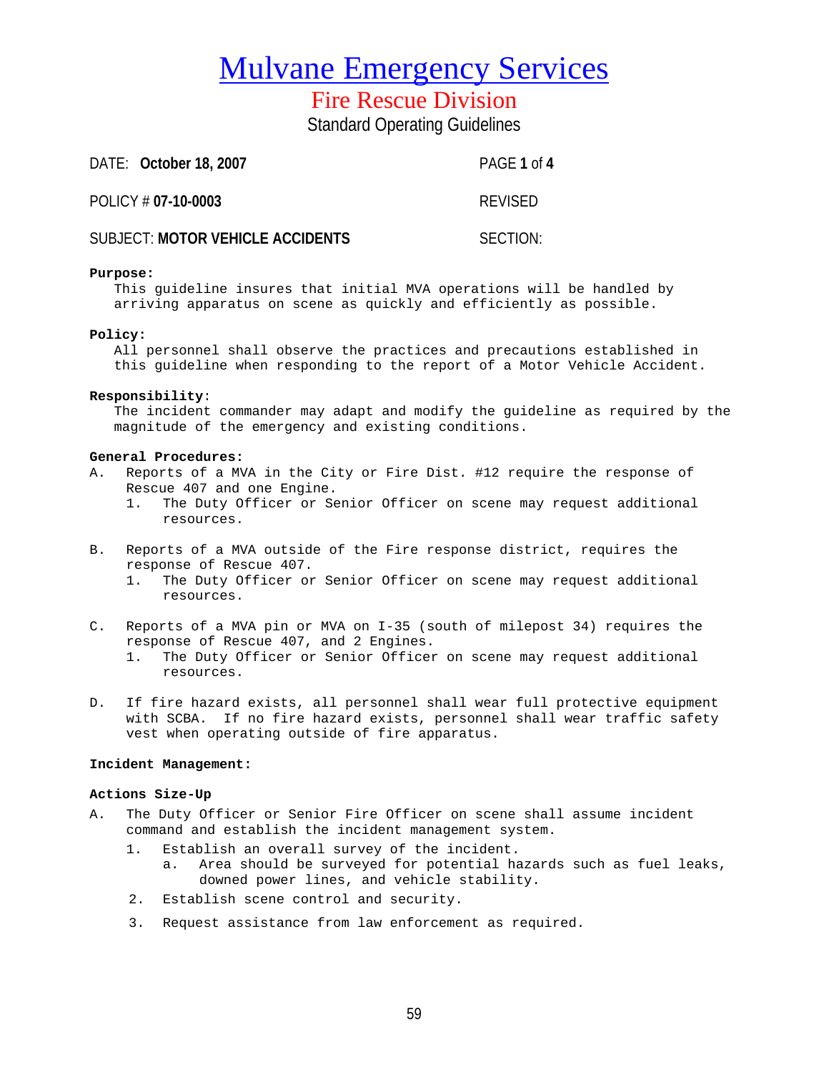# Mulvane Emergency Services

## Fire Rescue Division

Standard Operating Guidelines

DATE: **October 18, 2007** PAGE **1** of **4**

POLICY # **07-10-0003** REVISED

SUBJECT: **MOTOR VEHICLE ACCIDENTS** SECTION:

**Purpose:**

This guideline insures that initial MVA operations will be handled by arriving apparatus on scene as quickly and efficiently as possible.

**Policy:**

All personnel shall observe the practices and precautions established in this guideline when responding to the report of a Motor Vehicle Accident.

**Responsibility**:

The incident commander may adapt and modify the guideline as required by the magnitude of the emergency and existing conditions.

**General Procedures:**

A. Reports of a MVA in the City or Fire Dist. #12 require the response of Rescue 407 and one Engine.
   1. The Duty Officer or Senior Officer on scene may request additional resources.

B. Reports of a MVA outside of the Fire response district, requires the response of Rescue 407.
   1. The Duty Officer or Senior Officer on scene may request additional resources.

C. Reports of a MVA pin or MVA on I-35 (south of milepost 34) requires the response of Rescue 407, and 2 Engines.
   1. The Duty Officer or Senior Officer on scene may request additional resources.

D. If fire hazard exists, all personnel shall wear full protective equipment with SCBA. If no fire hazard exists, personnel shall wear traffic safety vest when operating outside of fire apparatus.

**Incident Management:**

**Actions Size-Up**

A. The Duty Officer or Senior Fire Officer on scene shall assume incident command and establish the incident management system.
   1. Establish an overall survey of the incident.
      a. Area should be surveyed for potential hazards such as fuel leaks, downed power lines, and vehicle stability.
   2. Establish scene control and security.
   3. Request assistance from law enforcement as required.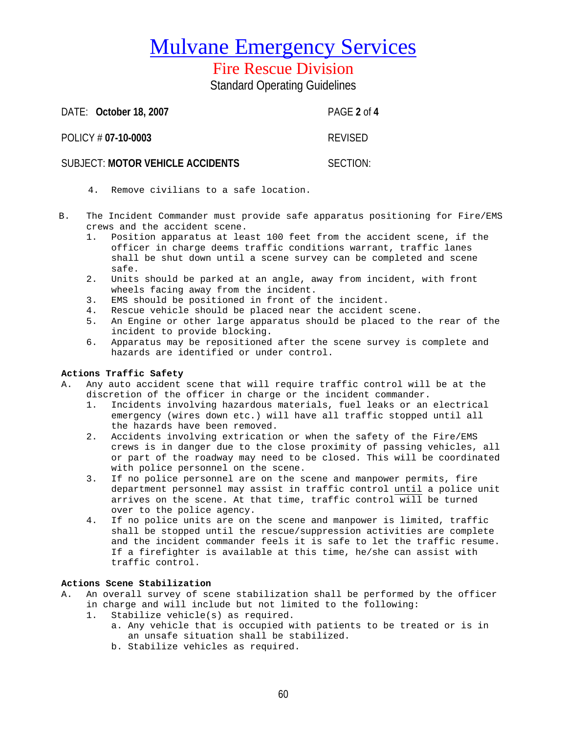# Mulvane Emergency Services

## Fire Rescue Division

Standard Operating Guidelines

DATE: **October 18, 2007** PAGE **2** of **4**

POLICY # **07-10-0003** REVISED

SUBJECT: **MOTOR VEHICLE ACCIDENTS** SECTION:

4. Remove civilians to a safe location.

B. The Incident Commander must provide safe apparatus positioning for Fire/EMS crews and the accident scene.
   1. Position apparatus at least 100 feet from the accident scene, if the officer in charge deems traffic conditions warrant, traffic lanes shall be shut down until a scene survey can be completed and scene safe.
   2. Units should be parked at an angle, away from incident, with front wheels facing away from the incident.
   3. EMS should be positioned in front of the incident.
   4. Rescue vehicle should be placed near the accident scene.
   5. An Engine or other large apparatus should be placed to the rear of the incident to provide blocking.
   6. Apparatus may be repositioned after the scene survey is complete and hazards are identified or under control.

**Actions Traffic Safety**

A. Any auto accident scene that will require traffic control will be at the discretion of the officer in charge or the incident commander.
   1. Incidents involving hazardous materials, fuel leaks or an electrical emergency (wires down etc.) will have all traffic stopped until all the hazards have been removed.
   2. Accidents involving extrication or when the safety of the Fire/EMS crews is in danger due to the close proximity of passing vehicles, all or part of the roadway may need to be closed. This will be coordinated with police personnel on the scene.
   3. If no police personnel are on the scene and manpower permits, fire department personnel may assist in traffic control <u>until</u> a police unit arrives on the scene. At that time, traffic control <u>will</u> be turned over to the police agency.
   4. If no police units are on the scene and manpower is limited, traffic shall be stopped until the rescue/suppression activities are complete and the incident commander feels it is safe to let the traffic resume. If a firefighter is available at this time, he/she can assist with traffic control.

**Actions Scene Stabilization**

A. An overall survey of scene stabilization shall be performed by the officer in charge and will include but not limited to the following:
   1. Stabilize vehicle(s) as required.
      a. Any vehicle that is occupied with patients to be treated or is in an unsafe situation shall be stabilized.
      b. Stabilize vehicles as required.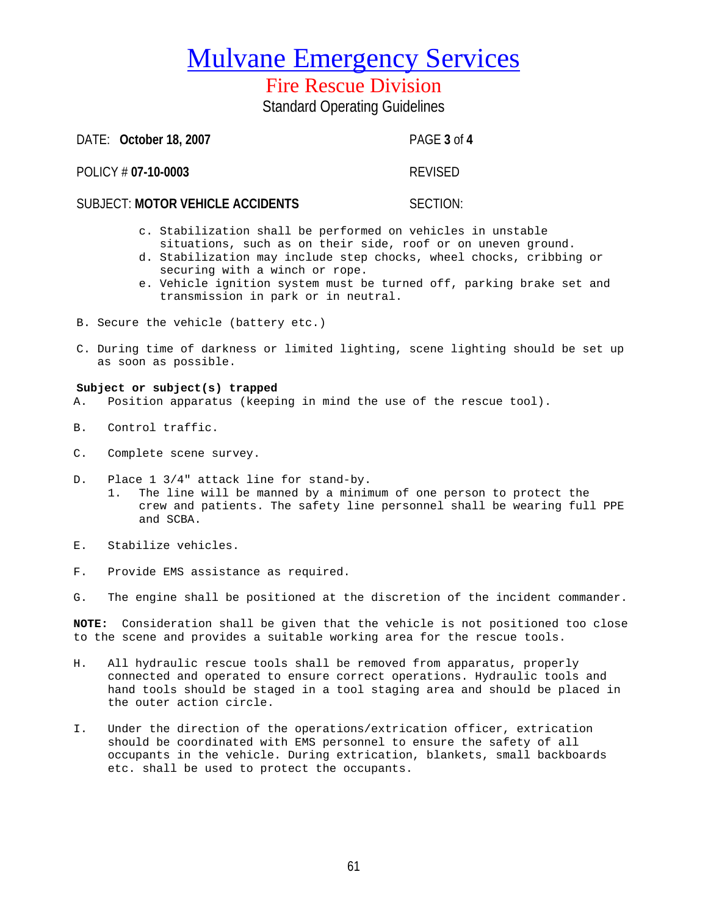# Mulvane Emergency Services

## Fire Rescue Division

Standard Operating Guidelines

DATE: **October 18, 2007** PAGE **3** of **4**

POLICY # **07-10-0003** REVISED

SUBJECT: **MOTOR VEHICLE ACCIDENTS** SECTION:

c. Stabilization shall be performed on vehicles in unstable situations, such as on their side, roof or on uneven ground.

d. Stabilization may include step chocks, wheel chocks, cribbing or securing with a winch or rope.

e. Vehicle ignition system must be turned off, parking brake set and transmission in park or in neutral.

B. Secure the vehicle (battery etc.)

C. During time of darkness or limited lighting, scene lighting should be set up as soon as possible.

**Subject or subject(s) trapped**

A. Position apparatus (keeping in mind the use of the rescue tool).

B. Control traffic.

C. Complete scene survey.

D. Place 1 3/4" attack line for stand-by.

1. The line will be manned by a minimum of one person to protect the crew and patients. The safety line personnel shall be wearing full PPE and SCBA.

E. Stabilize vehicles.

F. Provide EMS assistance as required.

G. The engine shall be positioned at the discretion of the incident commander.

**NOTE:** Consideration shall be given that the vehicle is not positioned too close to the scene and provides a suitable working area for the rescue tools.

H. All hydraulic rescue tools shall be removed from apparatus, properly connected and operated to ensure correct operations. Hydraulic tools and hand tools should be staged in a tool staging area and should be placed in the outer action circle.

I. Under the direction of the operations/extrication officer, extrication should be coordinated with EMS personnel to ensure the safety of all occupants in the vehicle. During extrication, blankets, small backboards etc. shall be used to protect the occupants.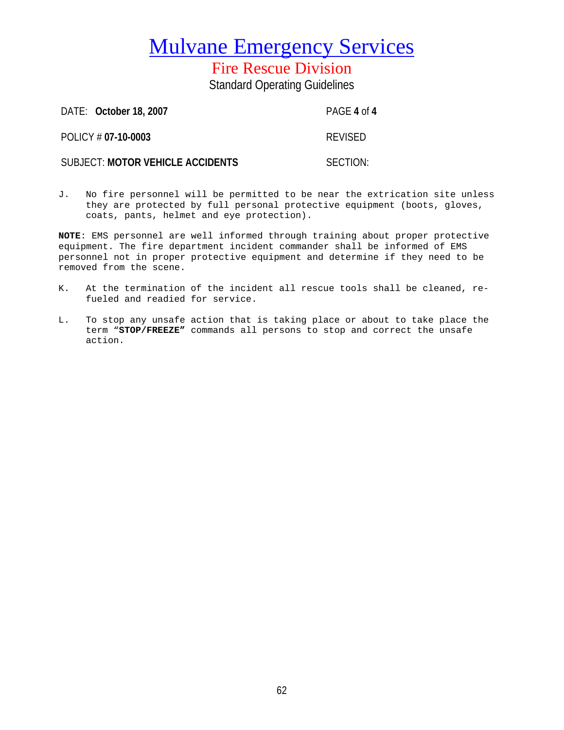# Mulvane Emergency Services

## Fire Rescue Division

Standard Operating Guidelines

DATE: **October 18, 2007** PAGE **4** of **4**

POLICY # **07-10-0003** REVISED

SUBJECT: **MOTOR VEHICLE ACCIDENTS** SECTION:

J. No fire personnel will be permitted to be near the extrication site unless they are protected by full personal protective equipment (boots, gloves, coats, pants, helmet and eye protection).

**NOTE**: EMS personnel are well informed through training about proper protective equipment. The fire department incident commander shall be informed of EMS personnel not in proper protective equipment and determine if they need to be removed from the scene.

K. At the termination of the incident all rescue tools shall be cleaned, re-fueled and readied for service.

L. To stop any unsafe action that is taking place or about to take place the term **"STOP/FREEZE"** commands all persons to stop and correct the unsafe action.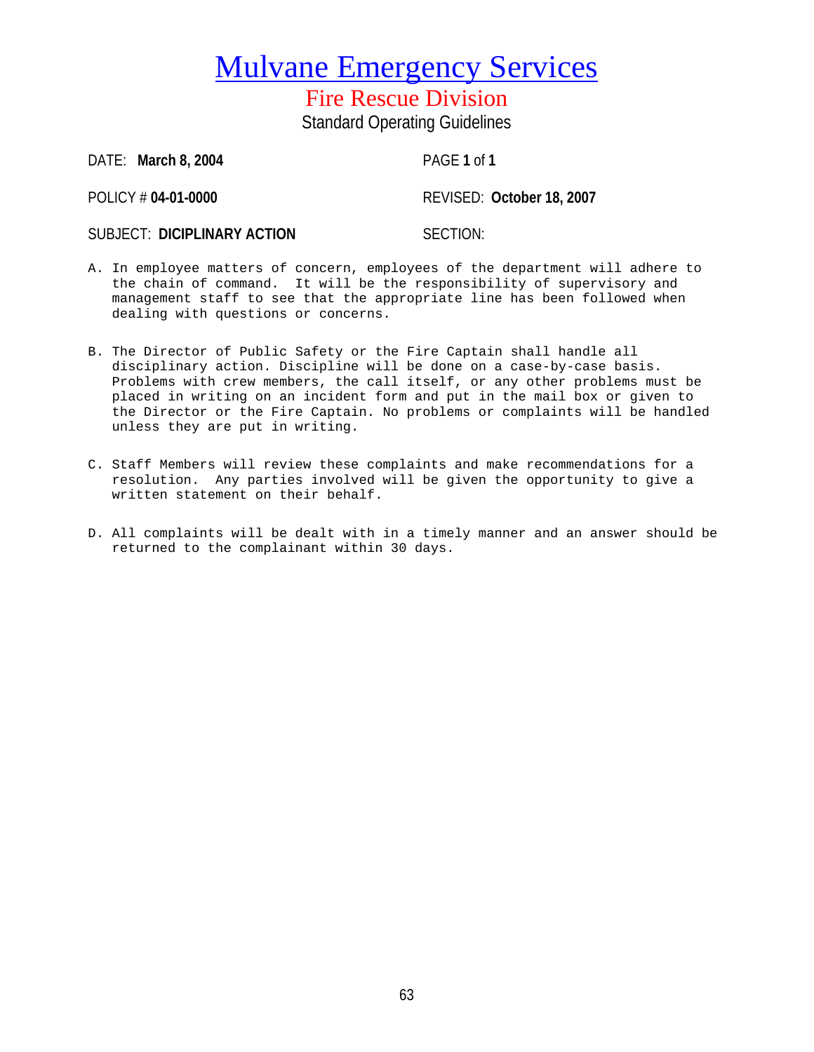# Mulvane Emergency Services

## Fire Rescue Division

### Standard Operating Guidelines

DATE: **March 8, 2004** PAGE **1** of **1**

POLICY # **04-01-0000** REVISED: **October 18, 2007**

SUBJECT: **DICIPLINARY ACTION** SECTION:

A. In employee matters of concern, employees of the department will adhere to the chain of command. It will be the responsibility of supervisory and management staff to see that the appropriate line has been followed when dealing with questions or concerns.

B. The Director of Public Safety or the Fire Captain shall handle all disciplinary action. Discipline will be done on a case-by-case basis. Problems with crew members, the call itself, or any other problems must be placed in writing on an incident form and put in the mail box or given to the Director or the Fire Captain. No problems or complaints will be handled unless they are put in writing.

C. Staff Members will review these complaints and make recommendations for a resolution. Any parties involved will be given the opportunity to give a written statement on their behalf.

D. All complaints will be dealt with in a timely manner and an answer should be returned to the complainant within 30 days.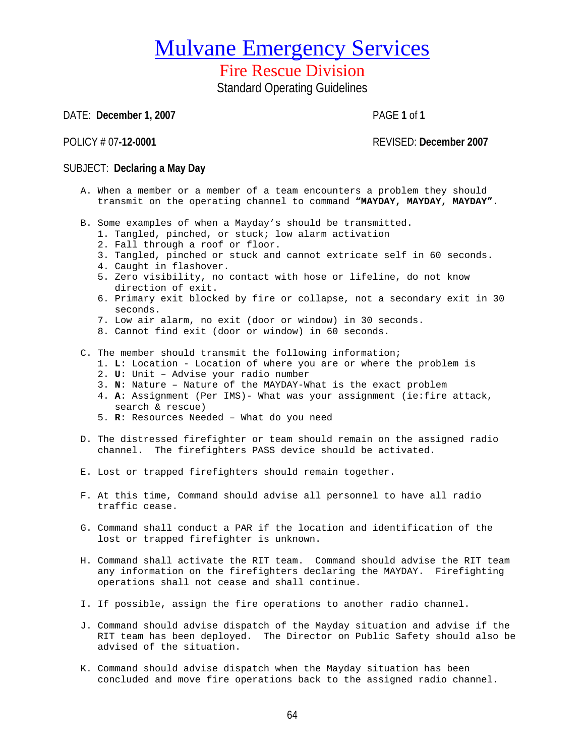# Mulvane Emergency Services

## Fire Rescue Division

### Standard Operating Guidelines

DATE: **December 1, 2007** PAGE **1** of **1**

POLICY # 07**-12-0001** REVISED: **December 2007**

SUBJECT: **Declaring a May Day**

A. When a member or a member of a team encounters a problem they should transmit on the operating channel to command **"MAYDAY, MAYDAY, MAYDAY".**

B. Some examples of when a Mayday's should be transmitted.
   1. Tangled, pinched, or stuck; low alarm activation
   2. Fall through a roof or floor.
   3. Tangled, pinched or stuck and cannot extricate self in 60 seconds.
   4. Caught in flashover.
   5. Zero visibility, no contact with hose or lifeline, do not know direction of exit.
   6. Primary exit blocked by fire or collapse, not a secondary exit in 30 seconds.
   7. Low air alarm, no exit (door or window) in 30 seconds.
   8. Cannot find exit (door or window) in 60 seconds.

C. The member should transmit the following information;
   1. **L**: Location - Location of where you are or where the problem is
   2. **U**: Unit – Advise your radio number
   3. **N**: Nature – Nature of the MAYDAY-What is the exact problem
   4. **A**: Assignment (Per IMS)- What was your assignment (ie:fire attack, search & rescue)
   5. **R**: Resources Needed – What do you need

D. The distressed firefighter or team should remain on the assigned radio channel. The firefighters PASS device should be activated.

E. Lost or trapped firefighters should remain together.

F. At this time, Command should advise all personnel to have all radio traffic cease.

G. Command shall conduct a PAR if the location and identification of the lost or trapped firefighter is unknown.

H. Command shall activate the RIT team. Command should advise the RIT team any information on the firefighters declaring the MAYDAY. Firefighting operations shall not cease and shall continue.

I. If possible, assign the fire operations to another radio channel.

J. Command should advise dispatch of the Mayday situation and advise if the RIT team has been deployed. The Director on Public Safety should also be advised of the situation.

K. Command should advise dispatch when the Mayday situation has been concluded and move fire operations back to the assigned radio channel.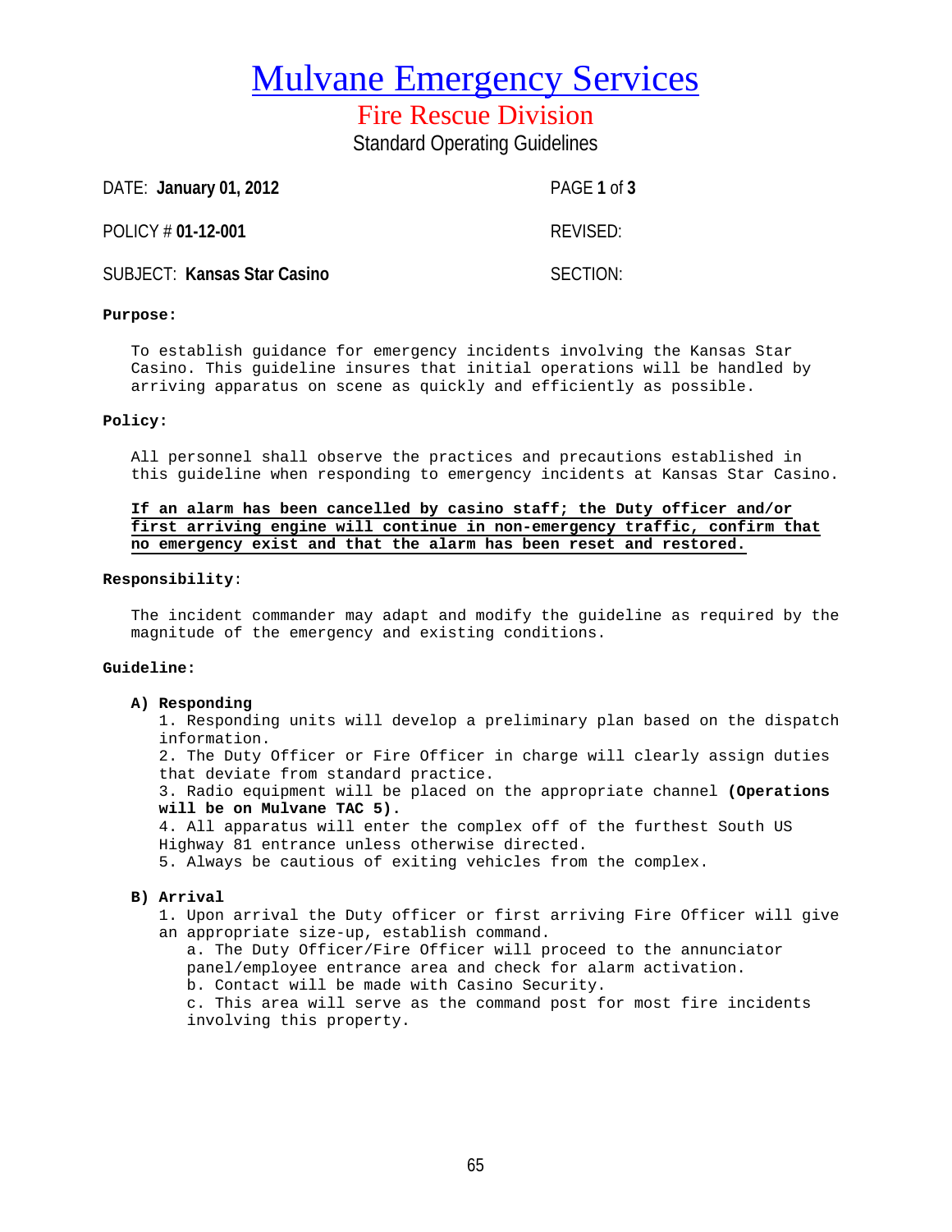# Mulvane Emergency Services

## Fire Rescue Division

### Standard Operating Guidelines

DATE: **January 01, 2012** PAGE **1** of **3**

POLICY # **01-12-001** REVISED:

SUBJECT: **Kansas Star Casino** SECTION:

**Purpose:**

To establish guidance for emergency incidents involving the Kansas Star Casino. This guideline insures that initial operations will be handled by arriving apparatus on scene as quickly and efficiently as possible.

**Policy:**

All personnel shall observe the practices and precautions established in this guideline when responding to emergency incidents at Kansas Star Casino.

**If an alarm has been cancelled by casino staff; the Duty officer and/or first arriving engine will continue in non-emergency traffic, confirm that no emergency exist and that the alarm has been reset and restored.**

**Responsibility**:

The incident commander may adapt and modify the guideline as required by the magnitude of the emergency and existing conditions.

**Guideline:**

**A) Responding**

1. Responding units will develop a preliminary plan based on the dispatch information.
2. The Duty Officer or Fire Officer in charge will clearly assign duties that deviate from standard practice.
3. Radio equipment will be placed on the appropriate channel **(Operations will be on Mulvane TAC 5).**
4. All apparatus will enter the complex off of the furthest South US Highway 81 entrance unless otherwise directed.
5. Always be cautious of exiting vehicles from the complex.

**B) Arrival**

1. Upon arrival the Duty officer or first arriving Fire Officer will give an appropriate size-up, establish command.
   a. The Duty Officer/Fire Officer will proceed to the annunciator panel/employee entrance area and check for alarm activation.
   b. Contact will be made with Casino Security.
   c. This area will serve as the command post for most fire incidents involving this property.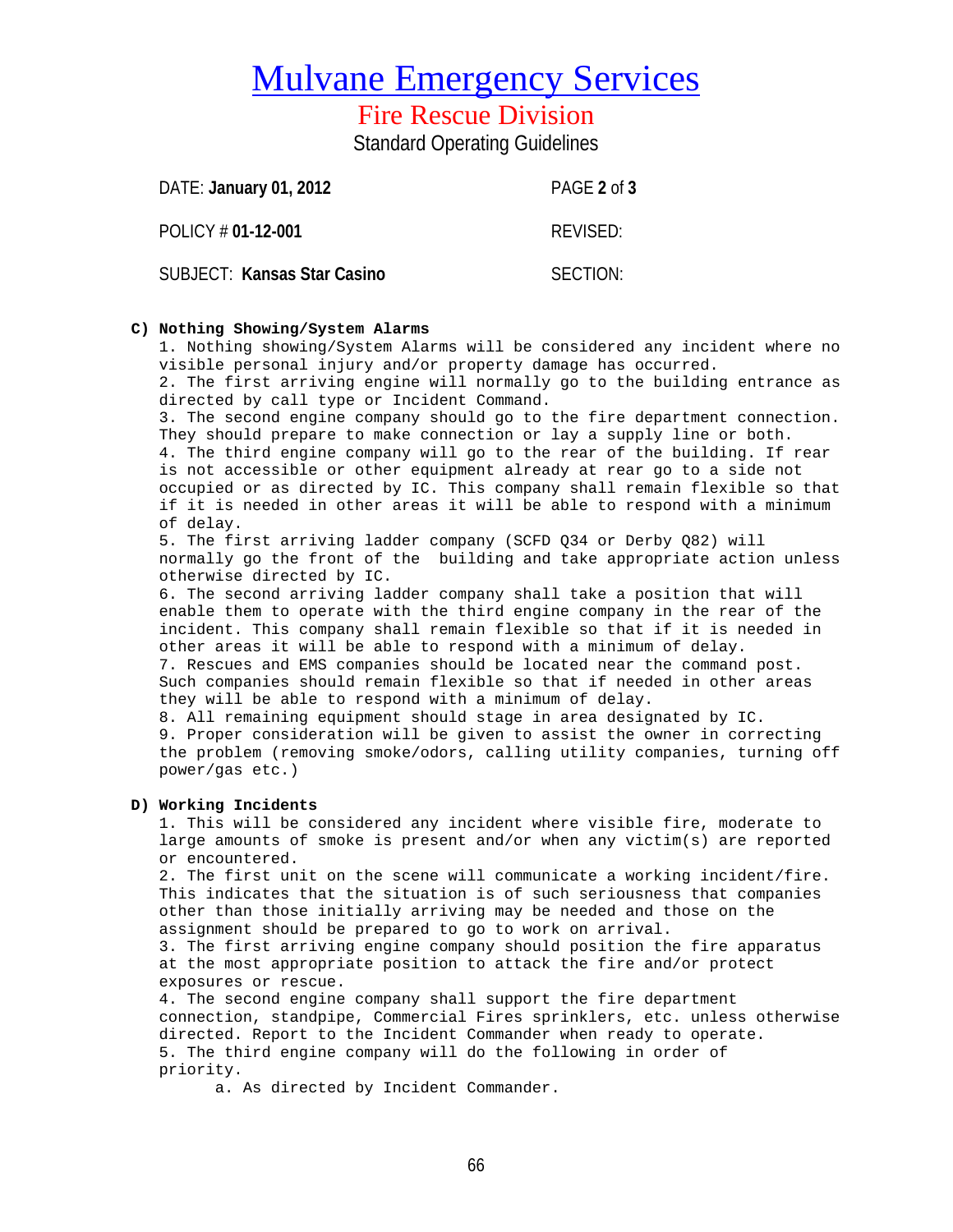# Mulvane Emergency Services

## Fire Rescue Division

Standard Operating Guidelines

| | |
|---|---|
| DATE: **January 01, 2012** | PAGE **2** of **3** |
| POLICY # **01-12-001** | REVISED: |
| SUBJECT: **Kansas Star Casino** | SECTION: |

**C) Nothing Showing/System Alarms**

1. Nothing showing/System Alarms will be considered any incident where no visible personal injury and/or property damage has occurred.
2. The first arriving engine will normally go to the building entrance as directed by call type or Incident Command.
3. The second engine company should go to the fire department connection. They should prepare to make connection or lay a supply line or both.
4. The third engine company will go to the rear of the building. If rear is not accessible or other equipment already at rear go to a side not occupied or as directed by IC. This company shall remain flexible so that if it is needed in other areas it will be able to respond with a minimum of delay.
5. The first arriving ladder company (SCFD Q34 or Derby Q82) will normally go the front of the building and take appropriate action unless otherwise directed by IC.
6. The second arriving ladder company shall take a position that will enable them to operate with the third engine company in the rear of the incident. This company shall remain flexible so that if it is needed in other areas it will be able to respond with a minimum of delay.
7. Rescues and EMS companies should be located near the command post. Such companies should remain flexible so that if needed in other areas they will be able to respond with a minimum of delay.
8. All remaining equipment should stage in area designated by IC.
9. Proper consideration will be given to assist the owner in correcting the problem (removing smoke/odors, calling utility companies, turning off power/gas etc.)

**D) Working Incidents**

1. This will be considered any incident where visible fire, moderate to large amounts of smoke is present and/or when any victim(s) are reported or encountered.
2. The first unit on the scene will communicate a working incident/fire. This indicates that the situation is of such seriousness that companies other than those initially arriving may be needed and those on the assignment should be prepared to go to work on arrival.
3. The first arriving engine company should position the fire apparatus at the most appropriate position to attack the fire and/or protect exposures or rescue.
4. The second engine company shall support the fire department connection, standpipe, Commercial Fires sprinklers, etc. unless otherwise directed. Report to the Incident Commander when ready to operate.
5. The third engine company will do the following in order of priority.
   a. As directed by Incident Commander.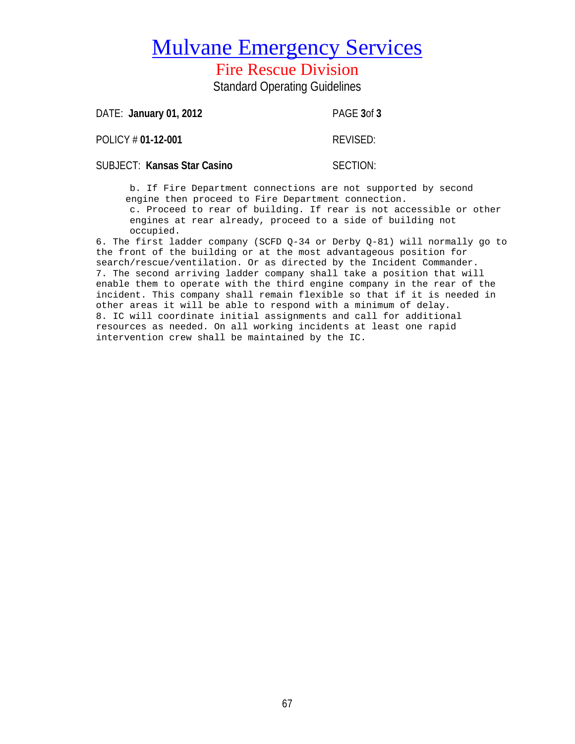# Mulvane Emergency Services

## Fire Rescue Division

Standard Operating Guidelines

DATE: **January 01, 2012** PAGE **3** of **3**

POLICY # **01-12-001** REVISED:

SUBJECT: **Kansas Star Casino** SECTION:

b. If Fire Department connections are not supported by second engine then proceed to Fire Department connection.

c. Proceed to rear of building. If rear is not accessible or other engines at rear already, proceed to a side of building not occupied.

6. The first ladder company (SCFD Q-34 or Derby Q-81) will normally go to the front of the building or at the most advantageous position for search/rescue/ventilation. Or as directed by the Incident Commander.
7. The second arriving ladder company shall take a position that will enable them to operate with the third engine company in the rear of the incident. This company shall remain flexible so that if it is needed in other areas it will be able to respond with a minimum of delay.
8. IC will coordinate initial assignments and call for additional resources as needed. On all working incidents at least one rapid intervention crew shall be maintained by the IC.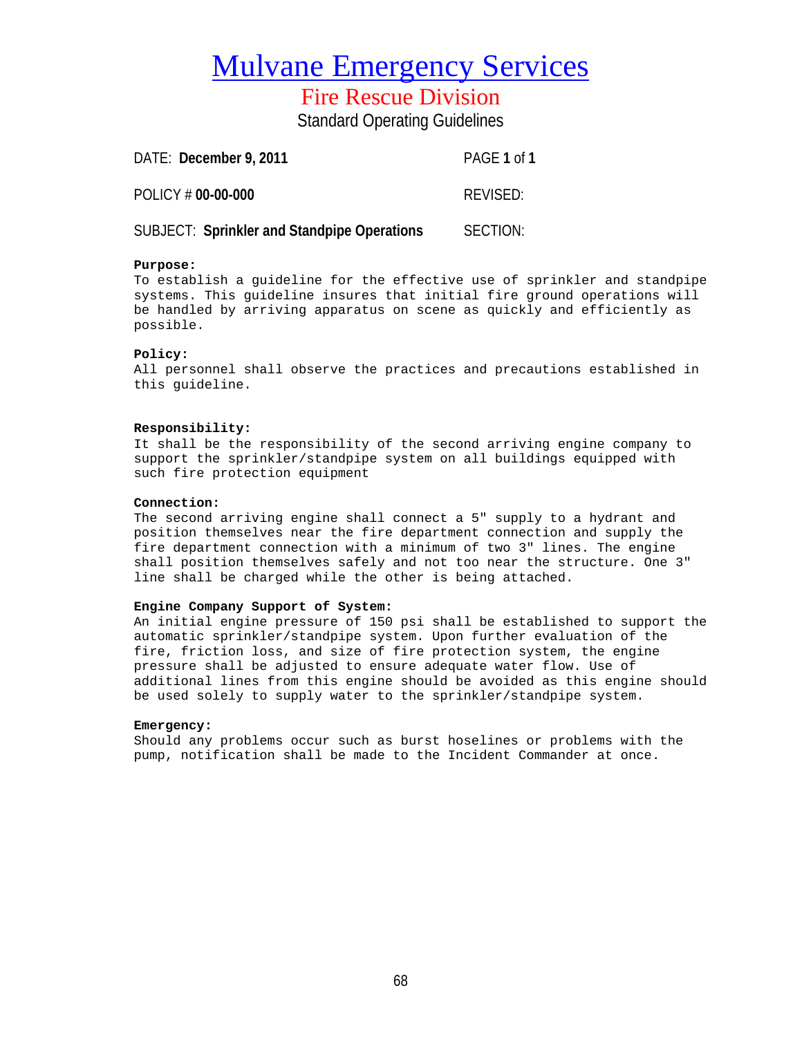# Mulvane Emergency Services

## Fire Rescue Division

### Standard Operating Guidelines

DATE: **December 9, 2011** PAGE **1** of **1**

POLICY # **00-00-000** REVISED:

SUBJECT: **Sprinkler and Standpipe Operations** SECTION:

**Purpose:**
To establish a guideline for the effective use of sprinkler and standpipe systems. This guideline insures that initial fire ground operations will be handled by arriving apparatus on scene as quickly and efficiently as possible.

**Policy:**
All personnel shall observe the practices and precautions established in this guideline.

**Responsibility:**
It shall be the responsibility of the second arriving engine company to support the sprinkler/standpipe system on all buildings equipped with such fire protection equipment

**Connection:**
The second arriving engine shall connect a 5" supply to a hydrant and position themselves near the fire department connection and supply the fire department connection with a minimum of two 3" lines. The engine shall position themselves safely and not too near the structure. One 3" line shall be charged while the other is being attached.

**Engine Company Support of System:**
An initial engine pressure of 150 psi shall be established to support the automatic sprinkler/standpipe system. Upon further evaluation of the fire, friction loss, and size of fire protection system, the engine pressure shall be adjusted to ensure adequate water flow. Use of additional lines from this engine should be avoided as this engine should be used solely to supply water to the sprinkler/standpipe system.

**Emergency:**
Should any problems occur such as burst hoselines or problems with the pump, notification shall be made to the Incident Commander at once.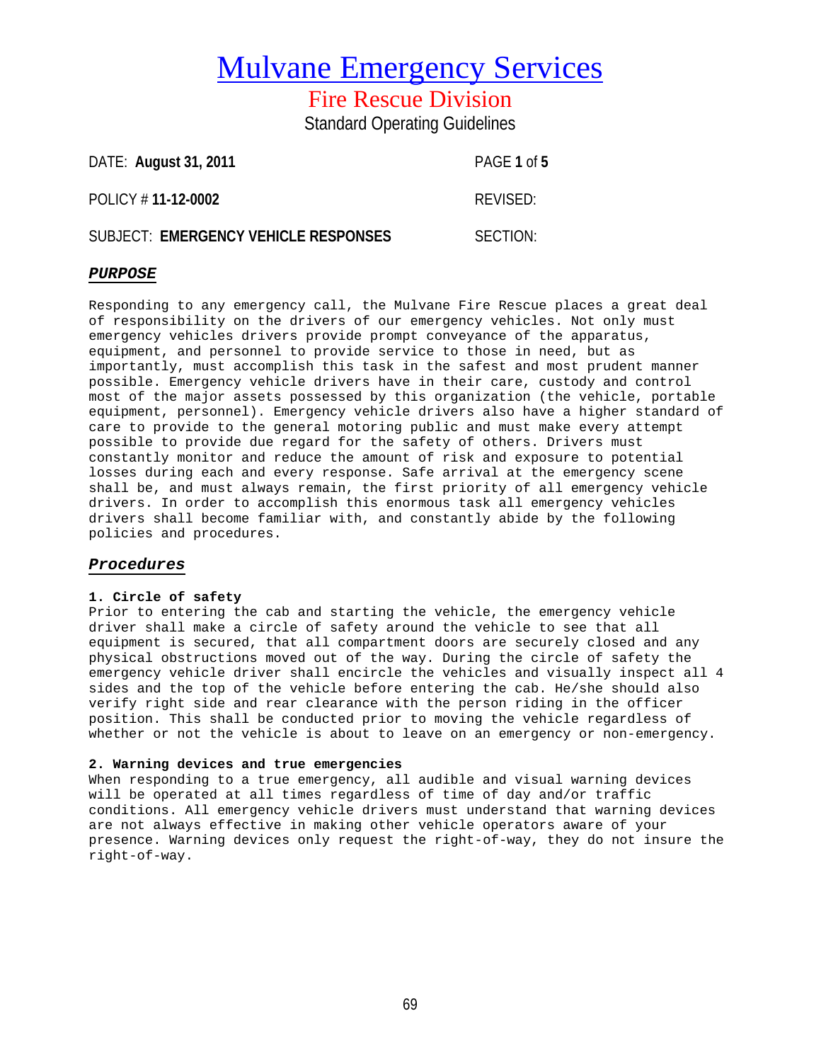# Mulvane Emergency Services

## Fire Rescue Division

### Standard Operating Guidelines

| | |
|---|---|
| DATE: **August 31, 2011** | PAGE **1** of **5** |
| POLICY # **11-12-0002** | REVISED: |
| SUBJECT: **EMERGENCY VEHICLE RESPONSES** | SECTION: |

## ***PURPOSE***

Responding to any emergency call, the Mulvane Fire Rescue places a great deal of responsibility on the drivers of our emergency vehicles. Not only must emergency vehicles drivers provide prompt conveyance of the apparatus, equipment, and personnel to provide service to those in need, but as importantly, must accomplish this task in the safest and most prudent manner possible. Emergency vehicle drivers have in their care, custody and control most of the major assets possessed by this organization (the vehicle, portable equipment, personnel). Emergency vehicle drivers also have a higher standard of care to provide to the general motoring public and must make every attempt possible to provide due regard for the safety of others. Drivers must constantly monitor and reduce the amount of risk and exposure to potential losses during each and every response. Safe arrival at the emergency scene shall be, and must always remain, the first priority of all emergency vehicle drivers. In order to accomplish this enormous task all emergency vehicles drivers shall become familiar with, and constantly abide by the following policies and procedures.

## ***Procedures***

**1. Circle of safety**
Prior to entering the cab and starting the vehicle, the emergency vehicle driver shall make a circle of safety around the vehicle to see that all equipment is secured, that all compartment doors are securely closed and any physical obstructions moved out of the way. During the circle of safety the emergency vehicle driver shall encircle the vehicles and visually inspect all 4 sides and the top of the vehicle before entering the cab. He/she should also verify right side and rear clearance with the person riding in the officer position. This shall be conducted prior to moving the vehicle regardless of whether or not the vehicle is about to leave on an emergency or non-emergency.

**2. Warning devices and true emergencies**
When responding to a true emergency, all audible and visual warning devices will be operated at all times regardless of time of day and/or traffic conditions. All emergency vehicle drivers must understand that warning devices are not always effective in making other vehicle operators aware of your presence. Warning devices only request the right-of-way, they do not insure the right-of-way.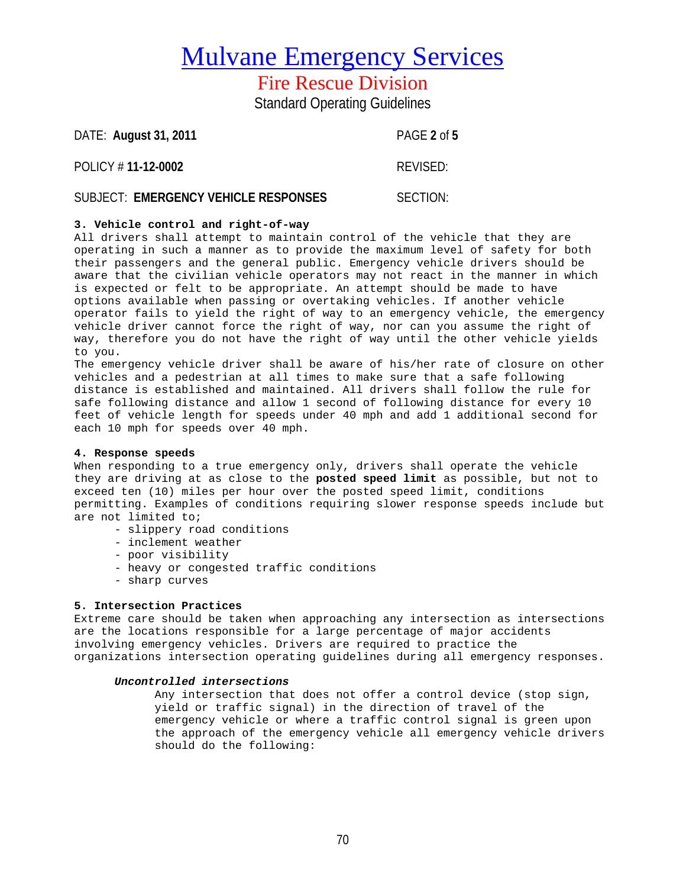# Mulvane Emergency Services

## Fire Rescue Division

Standard Operating Guidelines

DATE: **August 31, 2011** PAGE **2** of **5**

POLICY # **11-12-0002** REVISED:

SUBJECT: **EMERGENCY VEHICLE RESPONSES** SECTION:

**3. Vehicle control and right-of-way**

All drivers shall attempt to maintain control of the vehicle that they are operating in such a manner as to provide the maximum level of safety for both their passengers and the general public. Emergency vehicle drivers should be aware that the civilian vehicle operators may not react in the manner in which is expected or felt to be appropriate. An attempt should be made to have options available when passing or overtaking vehicles. If another vehicle operator fails to yield the right of way to an emergency vehicle, the emergency vehicle driver cannot force the right of way, nor can you assume the right of way, therefore you do not have the right of way until the other vehicle yields to you.

The emergency vehicle driver shall be aware of his/her rate of closure on other vehicles and a pedestrian at all times to make sure that a safe following distance is established and maintained. All drivers shall follow the rule for safe following distance and allow 1 second of following distance for every 10 feet of vehicle length for speeds under 40 mph and add 1 additional second for each 10 mph for speeds over 40 mph.

**4. Response speeds**

When responding to a true emergency only, drivers shall operate the vehicle they are driving at as close to the **posted speed limit** as possible, but not to exceed ten (10) miles per hour over the posted speed limit, conditions permitting. Examples of conditions requiring slower response speeds include but are not limited to;

- slippery road conditions
- inclement weather
- poor visibility
- heavy or congested traffic conditions
- sharp curves

**5. Intersection Practices**

Extreme care should be taken when approaching any intersection as intersections are the locations responsible for a large percentage of major accidents involving emergency vehicles. Drivers are required to practice the organizations intersection operating guidelines during all emergency responses.

***Uncontrolled intersections***

Any intersection that does not offer a control device (stop sign, yield or traffic signal) in the direction of travel of the emergency vehicle or where a traffic control signal is green upon the approach of the emergency vehicle all emergency vehicle drivers should do the following: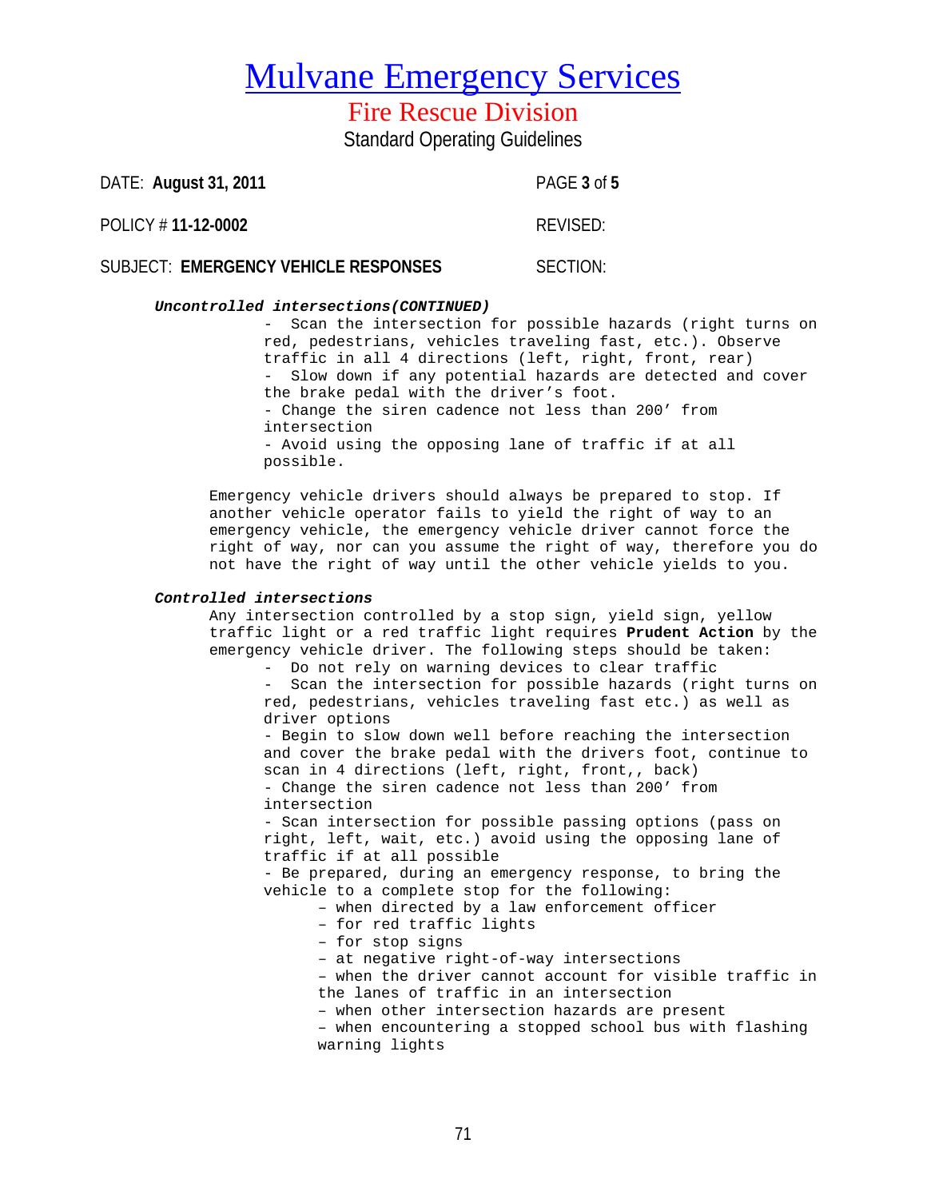# Mulvane Emergency Services

## Fire Rescue Division

Standard Operating Guidelines

DATE: **August 31, 2011** PAGE **3** of **5**

POLICY # **11-12-0002** REVISED:

SUBJECT: **EMERGENCY VEHICLE RESPONSES** SECTION:

***Uncontrolled intersections(CONTINUED)***

- Scan the intersection for possible hazards (right turns on red, pedestrians, vehicles traveling fast, etc.). Observe traffic in all 4 directions (left, right, front, rear)
- Slow down if any potential hazards are detected and cover the brake pedal with the driver's foot.
- Change the siren cadence not less than 200' from intersection
- Avoid using the opposing lane of traffic if at all possible.

Emergency vehicle drivers should always be prepared to stop. If another vehicle operator fails to yield the right of way to an emergency vehicle, the emergency vehicle driver cannot force the right of way, nor can you assume the right of way, therefore you do not have the right of way until the other vehicle yields to you.

***Controlled intersections***

Any intersection controlled by a stop sign, yield sign, yellow traffic light or a red traffic light requires **Prudent Action** by the emergency vehicle driver. The following steps should be taken:

- Do not rely on warning devices to clear traffic
- Scan the intersection for possible hazards (right turns on red, pedestrians, vehicles traveling fast etc.) as well as driver options
- Begin to slow down well before reaching the intersection and cover the brake pedal with the drivers foot, continue to scan in 4 directions (left, right, front,, back)
- Change the siren cadence not less than 200' from intersection
- Scan intersection for possible passing options (pass on right, left, wait, etc.) avoid using the opposing lane of traffic if at all possible
- Be prepared, during an emergency response, to bring the vehicle to a complete stop for the following:
  - when directed by a law enforcement officer
  - for red traffic lights
  - for stop signs
  - at negative right-of-way intersections
  - when the driver cannot account for visible traffic in the lanes of traffic in an intersection
  - when other intersection hazards are present
  - when encountering a stopped school bus with flashing warning lights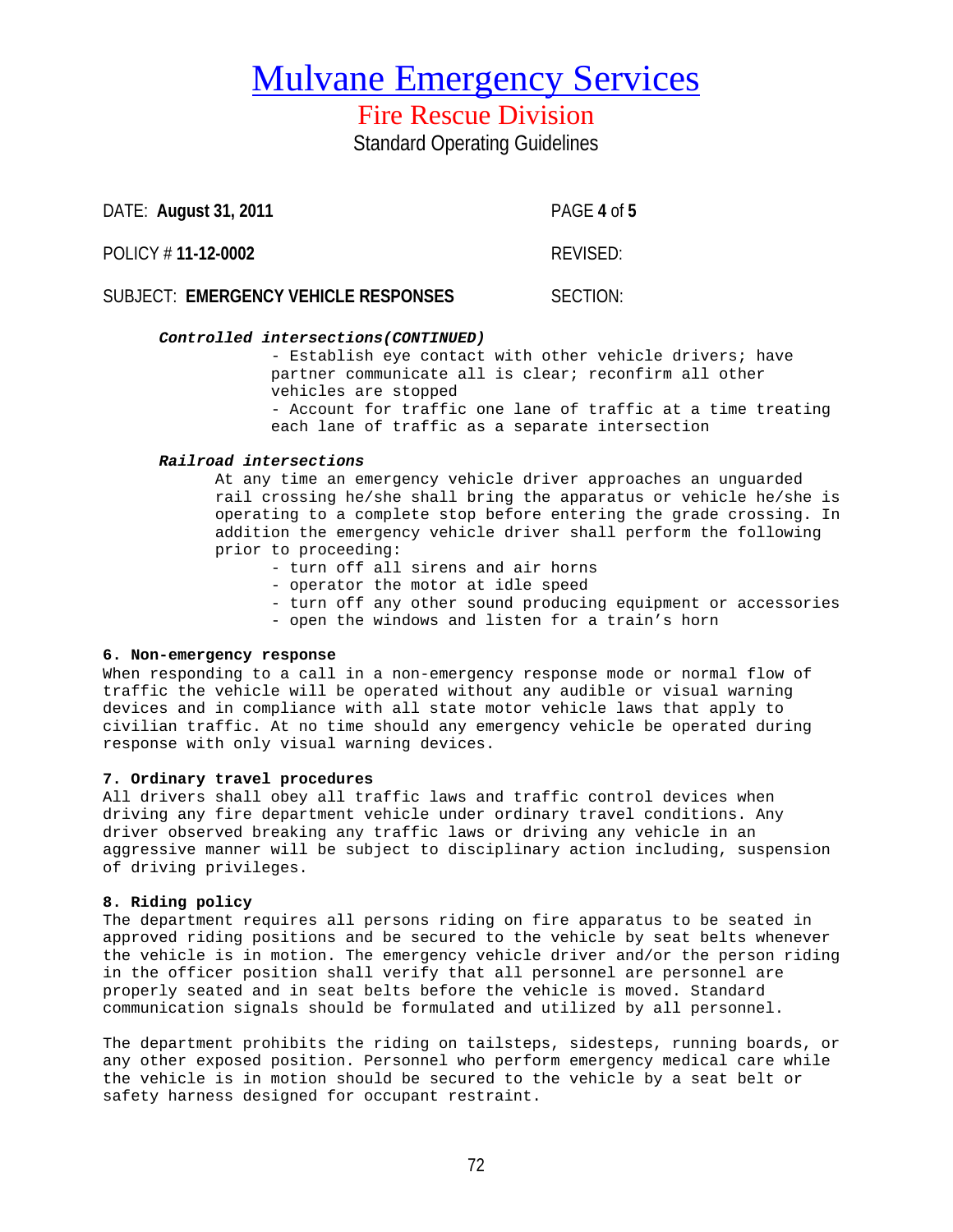# Mulvane Emergency Services

## Fire Rescue Division

Standard Operating Guidelines

DATE: **August 31, 2011** PAGE **4** of **5**

POLICY # **11-12-0002** REVISED:

SUBJECT: **EMERGENCY VEHICLE RESPONSES** SECTION:

***Controlled intersections(CONTINUED)***

- Establish eye contact with other vehicle drivers; have partner communicate all is clear; reconfirm all other vehicles are stopped
- Account for traffic one lane of traffic at a time treating each lane of traffic as a separate intersection

***Railroad intersections***

At any time an emergency vehicle driver approaches an unguarded rail crossing he/she shall bring the apparatus or vehicle he/she is operating to a complete stop before entering the grade crossing. In addition the emergency vehicle driver shall perform the following prior to proceeding:

- turn off all sirens and air horns
- operator the motor at idle speed
- turn off any other sound producing equipment or accessories
- open the windows and listen for a train's horn

**6. Non-emergency response**

When responding to a call in a non-emergency response mode or normal flow of traffic the vehicle will be operated without any audible or visual warning devices and in compliance with all state motor vehicle laws that apply to civilian traffic. At no time should any emergency vehicle be operated during response with only visual warning devices.

**7. Ordinary travel procedures**

All drivers shall obey all traffic laws and traffic control devices when driving any fire department vehicle under ordinary travel conditions. Any driver observed breaking any traffic laws or driving any vehicle in an aggressive manner will be subject to disciplinary action including, suspension of driving privileges.

**8. Riding policy**

The department requires all persons riding on fire apparatus to be seated in approved riding positions and be secured to the vehicle by seat belts whenever the vehicle is in motion. The emergency vehicle driver and/or the person riding in the officer position shall verify that all personnel are personnel are properly seated and in seat belts before the vehicle is moved. Standard communication signals should be formulated and utilized by all personnel.

The department prohibits the riding on tailsteps, sidesteps, running boards, or any other exposed position. Personnel who perform emergency medical care while the vehicle is in motion should be secured to the vehicle by a seat belt or safety harness designed for occupant restraint.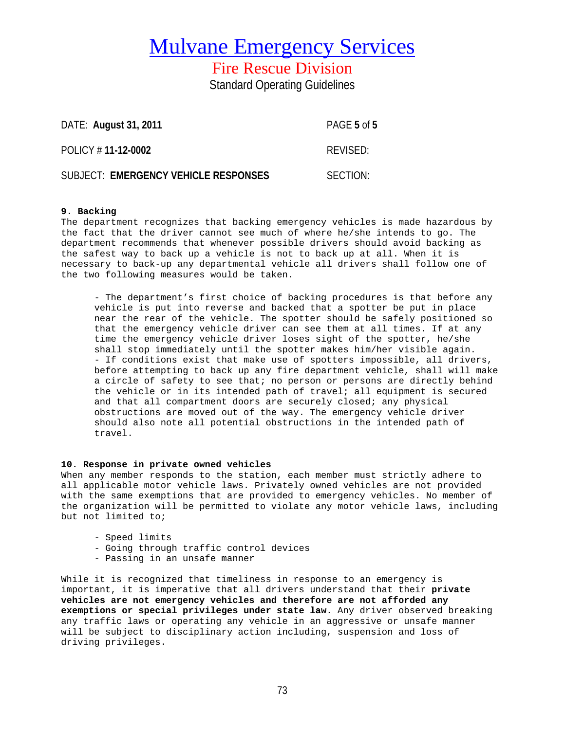# Mulvane Emergency Services

## Fire Rescue Division

Standard Operating Guidelines

| | |
|---|---|
| DATE: **August 31, 2011** | PAGE **5** of **5** |
| POLICY # **11-12-0002** | REVISED: |
| SUBJECT: **EMERGENCY VEHICLE RESPONSES** | SECTION: |

**9. Backing**

The department recognizes that backing emergency vehicles is made hazardous by the fact that the driver cannot see much of where he/she intends to go. The department recommends that whenever possible drivers should avoid backing as the safest way to back up a vehicle is not to back up at all. When it is necessary to back-up any departmental vehicle all drivers shall follow one of the two following measures would be taken.

- The department's first choice of backing procedures is that before any vehicle is put into reverse and backed that a spotter be put in place near the rear of the vehicle. The spotter should be safely positioned so that the emergency vehicle driver can see them at all times. If at any time the emergency vehicle driver loses sight of the spotter, he/she shall stop immediately until the spotter makes him/her visible again.
- If conditions exist that make use of spotters impossible, all drivers, before attempting to back up any fire department vehicle, shall will make a circle of safety to see that; no person or persons are directly behind the vehicle or in its intended path of travel; all equipment is secured and that all compartment doors are securely closed; any physical obstructions are moved out of the way. The emergency vehicle driver should also note all potential obstructions in the intended path of travel.

**10. Response in private owned vehicles**

When any member responds to the station, each member must strictly adhere to all applicable motor vehicle laws. Privately owned vehicles are not provided with the same exemptions that are provided to emergency vehicles. No member of the organization will be permitted to violate any motor vehicle laws, including but not limited to;

- Speed limits
- Going through traffic control devices
- Passing in an unsafe manner

While it is recognized that timeliness in response to an emergency is important, it is imperative that all drivers understand that their **private vehicles are not emergency vehicles and therefore are not afforded any exemptions or special privileges under state law**. Any driver observed breaking any traffic laws or operating any vehicle in an aggressive or unsafe manner will be subject to disciplinary action including, suspension and loss of driving privileges.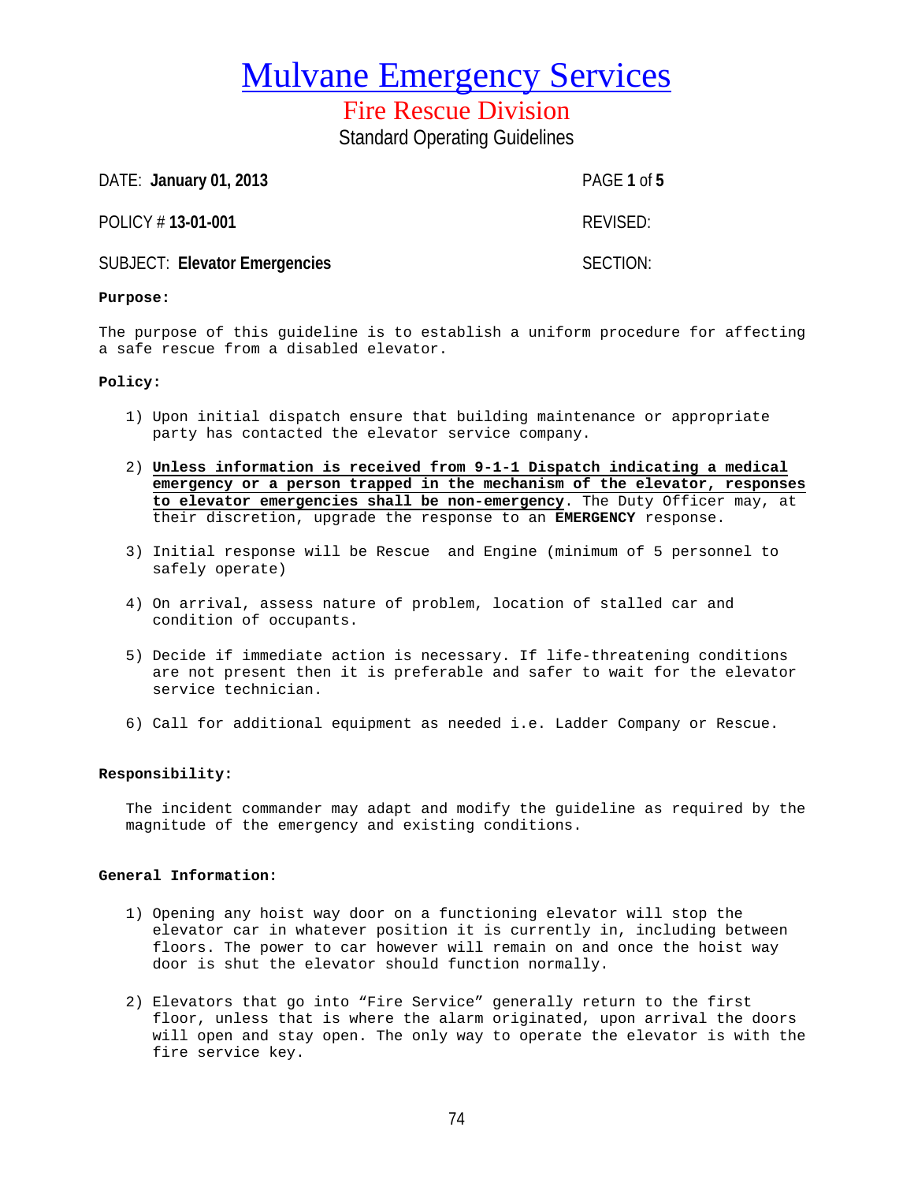# Mulvane Emergency Services

## Fire Rescue Division

Standard Operating Guidelines

DATE: **January 01, 2013** PAGE **1** of **5**

POLICY # **13-01-001** REVISED:

SUBJECT: **Elevator Emergencies** SECTION:

**Purpose:**

The purpose of this guideline is to establish a uniform procedure for affecting a safe rescue from a disabled elevator.

**Policy:**

1) Upon initial dispatch ensure that building maintenance or appropriate party has contacted the elevator service company.
2) **Unless information is received from 9-1-1 Dispatch indicating a medical emergency or a person trapped in the mechanism of the elevator, responses to elevator emergencies shall be non-emergency**. The Duty Officer may, at their discretion, upgrade the response to an **EMERGENCY** response.
3) Initial response will be Rescue and Engine (minimum of 5 personnel to safely operate)
4) On arrival, assess nature of problem, location of stalled car and condition of occupants.
5) Decide if immediate action is necessary. If life-threatening conditions are not present then it is preferable and safer to wait for the elevator service technician.
6) Call for additional equipment as needed i.e. Ladder Company or Rescue.

**Responsibility:**

The incident commander may adapt and modify the guideline as required by the magnitude of the emergency and existing conditions.

**General Information:**

1) Opening any hoist way door on a functioning elevator will stop the elevator car in whatever position it is currently in, including between floors. The power to car however will remain on and once the hoist way door is shut the elevator should function normally.
2) Elevators that go into "Fire Service" generally return to the first floor, unless that is where the alarm originated, upon arrival the doors will open and stay open. The only way to operate the elevator is with the fire service key.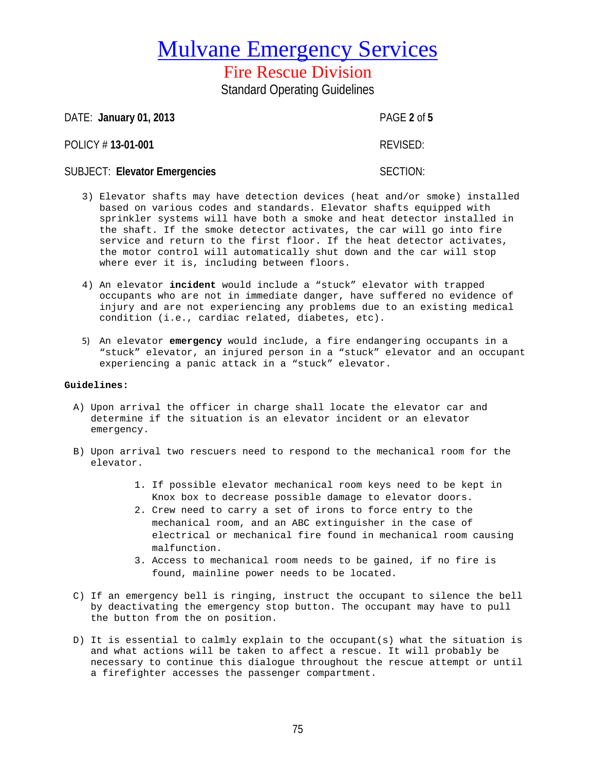# Mulvane Emergency Services

## Fire Rescue Division

Standard Operating Guidelines

DATE: **January 01, 2013** PAGE **2** of **5**

POLICY # **13-01-001** REVISED:

SUBJECT: **Elevator Emergencies** SECTION:

3) Elevator shafts may have detection devices (heat and/or smoke) installed based on various codes and standards. Elevator shafts equipped with sprinkler systems will have both a smoke and heat detector installed in the shaft. If the smoke detector activates, the car will go into fire service and return to the first floor. If the heat detector activates, the motor control will automatically shut down and the car will stop where ever it is, including between floors.

4) An elevator **incident** would include a "stuck" elevator with trapped occupants who are not in immediate danger, have suffered no evidence of injury and are not experiencing any problems due to an existing medical condition (i.e., cardiac related, diabetes, etc).

5) An elevator **emergency** would include, a fire endangering occupants in a "stuck" elevator, an injured person in a "stuck" elevator and an occupant experiencing a panic attack in a "stuck" elevator.

**Guidelines:**

A) Upon arrival the officer in charge shall locate the elevator car and determine if the situation is an elevator incident or an elevator emergency.

B) Upon arrival two rescuers need to respond to the mechanical room for the elevator.

   1. If possible elevator mechanical room keys need to be kept in Knox box to decrease possible damage to elevator doors.
   2. Crew need to carry a set of irons to force entry to the mechanical room, and an ABC extinguisher in the case of electrical or mechanical fire found in mechanical room causing malfunction.
   3. Access to mechanical room needs to be gained, if no fire is found, mainline power needs to be located.

C) If an emergency bell is ringing, instruct the occupant to silence the bell by deactivating the emergency stop button. The occupant may have to pull the button from the on position.

D) It is essential to calmly explain to the occupant(s) what the situation is and what actions will be taken to affect a rescue. It will probably be necessary to continue this dialogue throughout the rescue attempt or until a firefighter accesses the passenger compartment.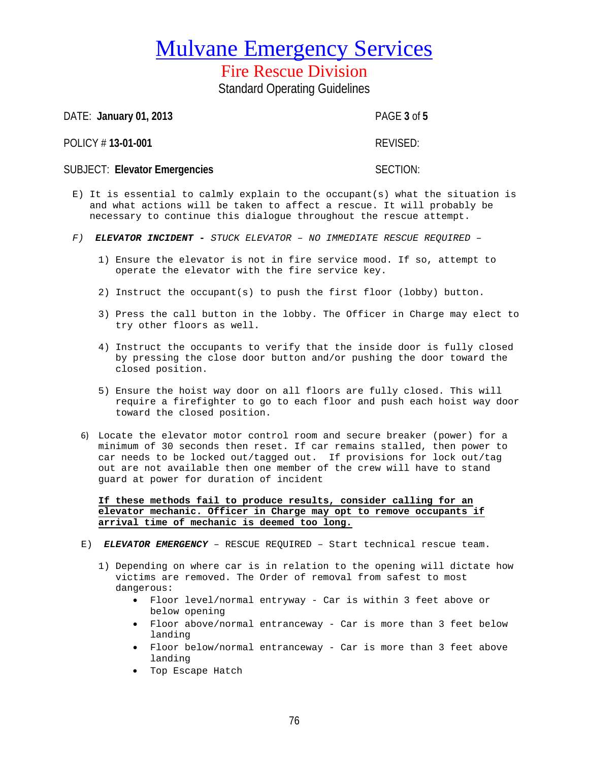# Mulvane Emergency Services

## Fire Rescue Division

Standard Operating Guidelines

DATE: **January 01, 2013** PAGE **3** of **5**

POLICY # **13-01-001** REVISED:

SUBJECT: **Elevator Emergencies** SECTION:

E) It is essential to calmly explain to the occupant(s) what the situation is and what actions will be taken to affect a rescue. It will probably be necessary to continue this dialogue throughout the rescue attempt.

*F)* ***ELEVATOR INCIDENT*** **-** *STUCK ELEVATOR – NO IMMEDIATE RESCUE REQUIRED –*

1) Ensure the elevator is not in fire service mood. If so, attempt to operate the elevator with the fire service key.

2) Instruct the occupant(s) to push the first floor (lobby) button.

3) Press the call button in the lobby. The Officer in Charge may elect to try other floors as well.

4) Instruct the occupants to verify that the inside door is fully closed by pressing the close door button and/or pushing the door toward the closed position.

5) Ensure the hoist way door on all floors are fully closed. This will require a firefighter to go to each floor and push each hoist way door toward the closed position.

6) Locate the elevator motor control room and secure breaker (power) for a minimum of 30 seconds then reset. If car remains stalled, then power to car needs to be locked out/tagged out. If provisions for lock out/tag out are not available then one member of the crew will have to stand guard at power for duration of incident

**If these methods fail to produce results, consider calling for an elevator mechanic. Officer in Charge may opt to remove occupants if arrival time of mechanic is deemed too long.**

E) ***ELEVATOR EMERGENCY*** – RESCUE REQUIRED – Start technical rescue team.

1) Depending on where car is in relation to the opening will dictate how victims are removed. The Order of removal from safest to most dangerous:
   - Floor level/normal entryway - Car is within 3 feet above or below opening
   - Floor above/normal entranceway - Car is more than 3 feet below landing
   - Floor below/normal entranceway - Car is more than 3 feet above landing
   - Top Escape Hatch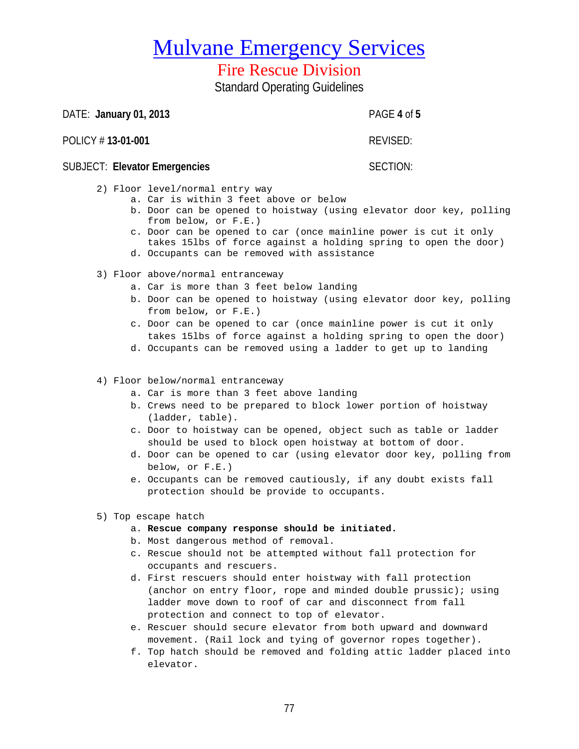# Mulvane Emergency Services

## Fire Rescue Division

Standard Operating Guidelines

DATE: **January 01, 2013**

POLICY # **13-01-001**

REVISED:

SUBJECT: **Elevator Emergencies**

SECTION:

2) Floor level/normal entry way
    a. Car is within 3 feet above or below
    b. Door can be opened to hoistway (using elevator door key, polling from below, or F.E.)
    c. Door can be opened to car (once mainline power is cut it only takes 15lbs of force against a holding spring to open the door)
    d. Occupants can be removed with assistance

3) Floor above/normal entranceway
    a. Car is more than 3 feet below landing
    b. Door can be opened to hoistway (using elevator door key, polling from below, or F.E.)
    c. Door can be opened to car (once mainline power is cut it only takes 15lbs of force against a holding spring to open the door)
    d. Occupants can be removed using a ladder to get up to landing

4) Floor below/normal entranceway
    a. Car is more than 3 feet above landing
    b. Crews need to be prepared to block lower portion of hoistway (ladder, table).
    c. Door to hoistway can be opened, object such as table or ladder should be used to block open hoistway at bottom of door.
    d. Door can be opened to car (using elevator door key, polling from below, or F.E.)
    e. Occupants can be removed cautiously, if any doubt exists fall protection should be provide to occupants.

5) Top escape hatch
    a. **Rescue company response should be initiated.**
    b. Most dangerous method of removal.
    c. Rescue should not be attempted without fall protection for occupants and rescuers.
    d. First rescuers should enter hoistway with fall protection (anchor on entry floor, rope and minded double prussic); using ladder move down to roof of car and disconnect from fall protection and connect to top of elevator.
    e. Rescuer should secure elevator from both upward and downward movement. (Rail lock and tying of governor ropes together).
    f. Top hatch should be removed and folding attic ladder placed into elevator.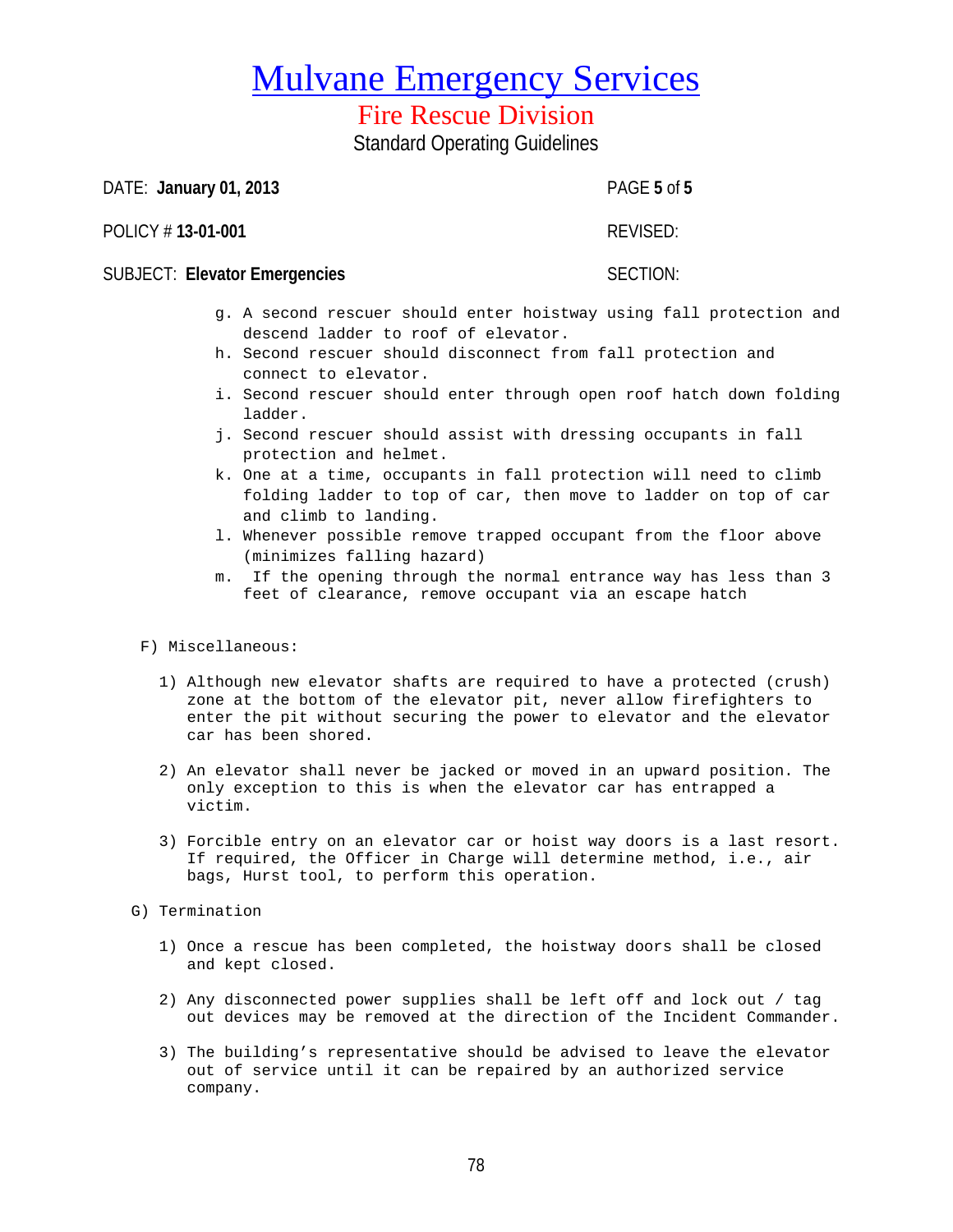# Mulvane Emergency Services

## Fire Rescue Division

Standard Operating Guidelines

DATE: **January 01, 2013**

POLICY # **13-01-001**

SUBJECT: **Elevator Emergencies**

REVISED:

SECTION:

g. A second rescuer should enter hoistway using fall protection and descend ladder to roof of elevator.
h. Second rescuer should disconnect from fall protection and connect to elevator.
i. Second rescuer should enter through open roof hatch down folding ladder.
j. Second rescuer should assist with dressing occupants in fall protection and helmet.
k. One at a time, occupants in fall protection will need to climb folding ladder to top of car, then move to ladder on top of car and climb to landing.
l. Whenever possible remove trapped occupant from the floor above (minimizes falling hazard)
m. If the opening through the normal entrance way has less than 3 feet of clearance, remove occupant via an escape hatch

F) Miscellaneous:

1) Although new elevator shafts are required to have a protected (crush) zone at the bottom of the elevator pit, never allow firefighters to enter the pit without securing the power to elevator and the elevator car has been shored.

2) An elevator shall never be jacked or moved in an upward position. The only exception to this is when the elevator car has entrapped a victim.

3) Forcible entry on an elevator car or hoist way doors is a last resort. If required, the Officer in Charge will determine method, i.e., air bags, Hurst tool, to perform this operation.

G) Termination

1) Once a rescue has been completed, the hoistway doors shall be closed and kept closed.

2) Any disconnected power supplies shall be left off and lock out / tag out devices may be removed at the direction of the Incident Commander.

3) The building's representative should be advised to leave the elevator out of service until it can be repaired by an authorized service company.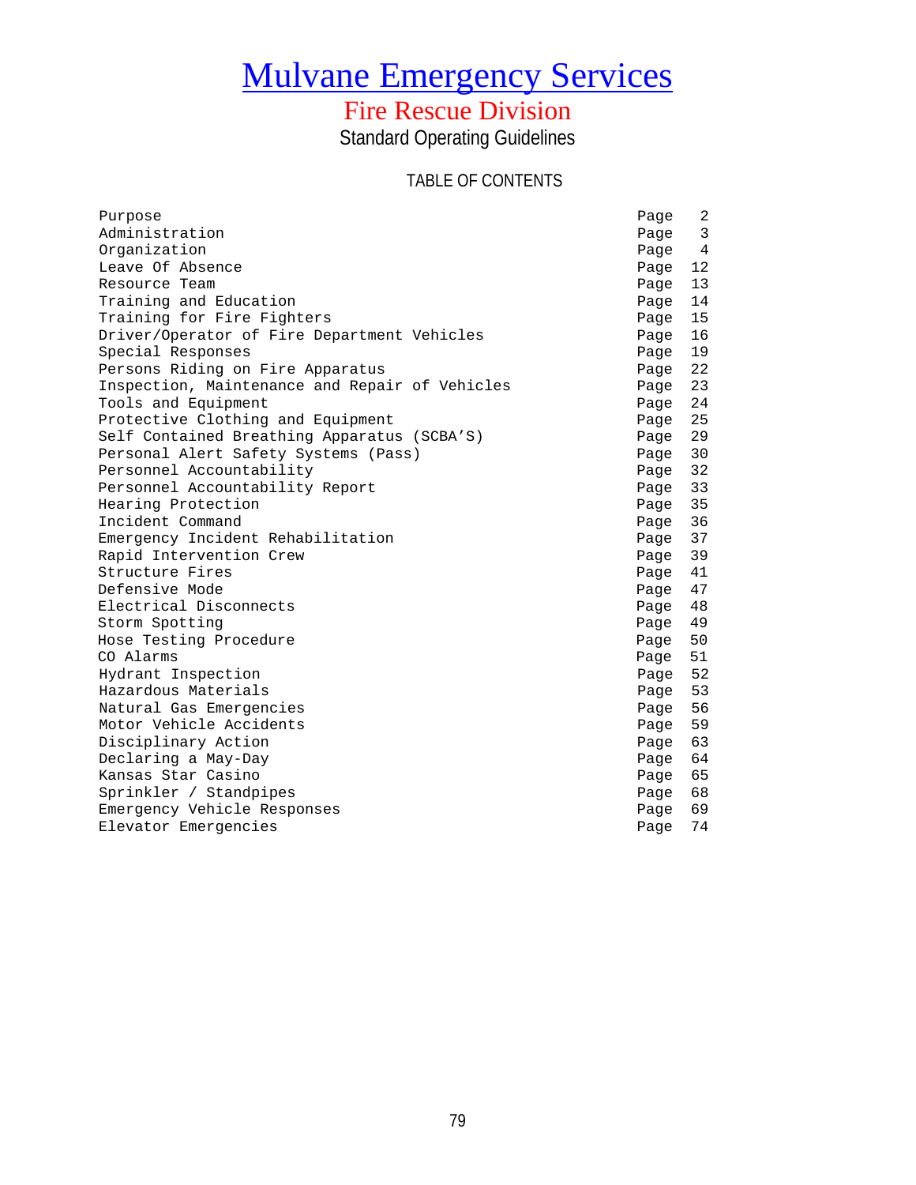# Mulvane Emergency Services

## Fire Rescue Division

### Standard Operating Guidelines

TABLE OF CONTENTS

| | |
|---|---|
| Purpose | Page 2 |
| Administration | Page 3 |
| Organization | Page 4 |
| Leave Of Absence | Page 12 |
| Resource Team | Page 13 |
| Training and Education | Page 14 |
| Training for Fire Fighters | Page 15 |
| Driver/Operator of Fire Department Vehicles | Page 16 |
| Special Responses | Page 19 |
| Persons Riding on Fire Apparatus | Page 22 |
| Inspection, Maintenance and Repair of Vehicles | Page 23 |
| Tools and Equipment | Page 24 |
| Protective Clothing and Equipment | Page 25 |
| Self Contained Breathing Apparatus (SCBA'S) | Page 29 |
| Personal Alert Safety Systems (Pass) | Page 30 |
| Personnel Accountability | Page 32 |
| Personnel Accountability Report | Page 33 |
| Hearing Protection | Page 35 |
| Incident Command | Page 36 |
| Emergency Incident Rehabilitation | Page 37 |
| Rapid Intervention Crew | Page 39 |
| Structure Fires | Page 41 |
| Defensive Mode | Page 47 |
| Electrical Disconnects | Page 48 |
| Storm Spotting | Page 49 |
| Hose Testing Procedure | Page 50 |
| CO Alarms | Page 51 |
| Hydrant Inspection | Page 52 |
| Hazardous Materials | Page 53 |
| Natural Gas Emergencies | Page 56 |
| Motor Vehicle Accidents | Page 59 |
| Disciplinary Action | Page 63 |
| Declaring a May-Day | Page 64 |
| Kansas Star Casino | Page 65 |
| Sprinkler / Standpipes | Page 68 |
| Emergency Vehicle Responses | Page 69 |
| Elevator Emergencies | Page 74 |